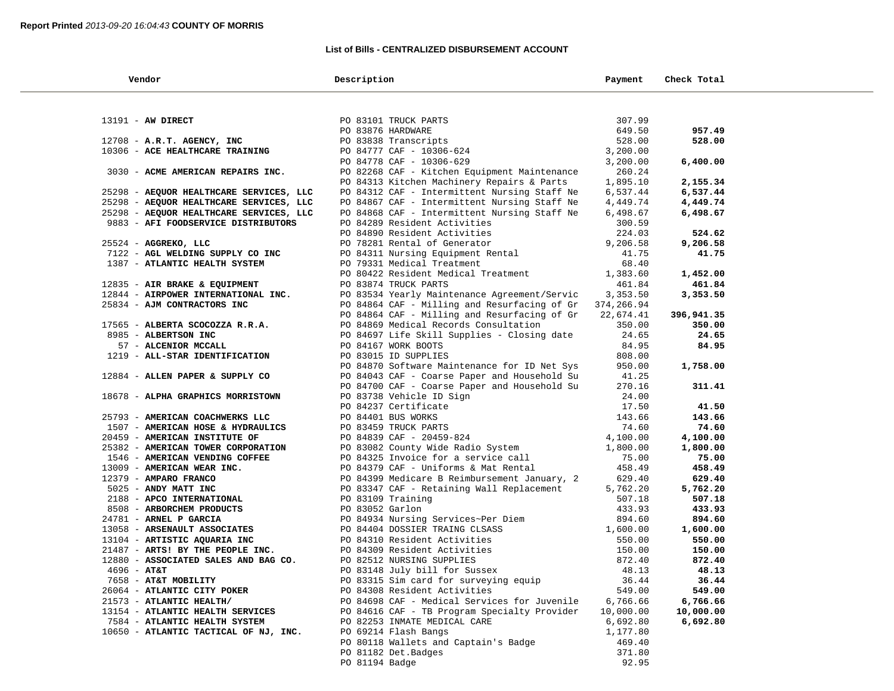**Report Printed** *2013-09-20 16:04:43* **COUNTY OF MORRIS**

## List of Bills - CENTRALIZED DISBURSEMENT ACCOUNT

| Vendor | Description | Payment | Check Total |
|---|---|---|---|
| 13191 - **AW DIRECT** | PO 83101 TRUCK PARTS | 307.99 | |
| | PO 83876 HARDWARE | 649.50 | **957.49** |
| 12708 - **A.R.T. AGENCY, INC** | PO 83838 Transcripts | 528.00 | **528.00** |
| 10306 - **ACE HEALTHCARE TRAINING** | PO 84777 CAF - 10306-624 | 3,200.00 | |
| | PO 84778 CAF - 10306-629 | 3,200.00 | **6,400.00** |
| 3030 - **ACME AMERICAN REPAIRS INC.** | PO 82268 CAF - Kitchen Equipment Maintenance | 260.24 | |
| | PO 84313 Kitchen Machinery Repairs & Parts | 1,895.10 | **2,155.34** |
| 25298 - **AEQUOR HEALTHCARE SERVICES, LLC** | PO 84312 CAF - Intermittent Nursing Staff Ne | 6,537.44 | **6,537.44** |
| 25298 - **AEQUOR HEALTHCARE SERVICES, LLC** | PO 84867 CAF - Intermittent Nursing Staff Ne | 4,449.74 | **4,449.74** |
| 25298 - **AEQUOR HEALTHCARE SERVICES, LLC** | PO 84868 CAF - Intermittent Nursing Staff Ne | 6,498.67 | **6,498.67** |
| 9883 - **AFI FOODSERVICE DISTRIBUTORS** | PO 84289 Resident Activities | 300.59 | |
| | PO 84890 Resident Activities | 224.03 | **524.62** |
| 25524 - **AGGREKO, LLC** | PO 78281 Rental of Generator | 9,206.58 | **9,206.58** |
| 7122 - **AGL WELDING SUPPLY CO INC** | PO 84311 Nursing Equipment Rental | 41.75 | **41.75** |
| 1387 - **ATLANTIC HEALTH SYSTEM** | PO 79331 Medical Treatment | 68.40 | |
| | PO 80422 Resident Medical Treatment | 1,383.60 | **1,452.00** |
| 12835 - **AIR BRAKE & EQUIPMENT** | PO 83874 TRUCK PARTS | 461.84 | **461.84** |
| 12844 - **AIRPOWER INTERNATIONAL INC.** | PO 83534 Yearly Maintenance Agreement/Servic | 3,353.50 | **3,353.50** |
| 25834 - **AJM CONTRACTORS INC** | PO 84864 CAF - Milling and Resurfacing of Gr | 374,266.94 | |
| | PO 84864 CAF - Milling and Resurfacing of Gr | 22,674.41 | **396,941.35** |
| 17565 - **ALBERTA SCOCOZZA R.R.A.** | PO 84869 Medical Records Consultation | 350.00 | **350.00** |
| 8985 - **ALBERTSON INC** | PO 84697 Life Skill Supplies - Closing date | 24.65 | **24.65** |
| 57 - **ALCENIOR MCCALL** | PO 84167 WORK BOOTS | 84.95 | **84.95** |
| 1219 - **ALL-STAR IDENTIFICATION** | PO 83015 ID SUPPLIES | 808.00 | |
| | PO 84870 Software Maintenance for ID Net Sys | 950.00 | **1,758.00** |
| 12884 - **ALLEN PAPER & SUPPLY CO** | PO 84043 CAF - Coarse Paper and Household Su | 41.25 | |
| | PO 84700 CAF - Coarse Paper and Household Su | 270.16 | **311.41** |
| 18678 - **ALPHA GRAPHICS MORRISTOWN** | PO 83738 Vehicle ID Sign | 24.00 | |
| | PO 84237 Certificate | 17.50 | **41.50** |
| 25793 - **AMERICAN COACHWERKS LLC** | PO 84401 BUS WORKS | 143.66 | **143.66** |
| 1507 - **AMERICAN HOSE & HYDRAULICS** | PO 83459 TRUCK PARTS | 74.60 | **74.60** |
| 20459 - **AMERICAN INSTITUTE OF** | PO 84839 CAF - 20459-824 | 4,100.00 | **4,100.00** |
| 25382 - **AMERICAN TOWER CORPORATION** | PO 83082 County Wide Radio System | 1,800.00 | **1,800.00** |
| 1546 - **AMERICAN VENDING COFFEE** | PO 84325 Invoice for a service call | 75.00 | **75.00** |
| 13009 - **AMERICAN WEAR INC.** | PO 84379 CAF - Uniforms & Mat Rental | 458.49 | **458.49** |
| 12379 - **AMPARO FRANCO** | PO 84399 Medicare B Reimbursement January, 2 | 629.40 | **629.40** |
| 5025 - **ANDY MATT INC** | PO 83347 CAF - Retaining Wall Replacement | 5,762.20 | **5,762.20** |
| 2188 - **APCO INTERNATIONAL** | PO 83109 Training | 507.18 | **507.18** |
| 8508 - **ARBORCHEM PRODUCTS** | PO 83052 Garlon | 433.93 | **433.93** |
| 24781 - **ARNEL P GARCIA** | PO 84934 Nursing Services~Per Diem | 894.60 | **894.60** |
| 13058 - **ARSENAULT ASSOCIATES** | PO 84404 DOSSIER TRAING CLSASS | 1,600.00 | **1,600.00** |
| 13104 - **ARTISTIC AQUARIA INC** | PO 84310 Resident Activities | 550.00 | **550.00** |
| 21487 - **ARTS! BY THE PEOPLE INC.** | PO 84309 Resident Activities | 150.00 | **150.00** |
| 12880 - **ASSOCIATED SALES AND BAG CO.** | PO 82512 NURSING SUPPLIES | 872.40 | **872.40** |
| 4696 - **AT&T** | PO 83148 July bill for Sussex | 48.13 | **48.13** |
| 7658 - **AT&T MOBILITY** | PO 83315 Sim card for surveying equip | 36.44 | **36.44** |
| 26064 - **ATLANTIC CITY POKER** | PO 84308 Resident Activities | 549.00 | **549.00** |
| 21573 - **ATLANTIC HEALTH/** | PO 84698 CAF - Medical Services for Juvenile | 6,766.66 | **6,766.66** |
| 13154 - **ATLANTIC HEALTH SERVICES** | PO 84616 CAF - TB Program Specialty Provider | 10,000.00 | **10,000.00** |
| 7584 - **ATLANTIC HEALTH SYSTEM** | PO 82253 INMATE MEDICAL CARE | 6,692.80 | **6,692.80** |
| 10650 - **ATLANTIC TACTICAL OF NJ, INC.** | PO 69214 Flash Bangs | 1,177.80 | |
| | PO 80118 Wallets and Captain's Badge | 469.40 | |
| | PO 81182 Det.Badges | 371.80 | |
| | PO 81194 Badge | 92.95 | |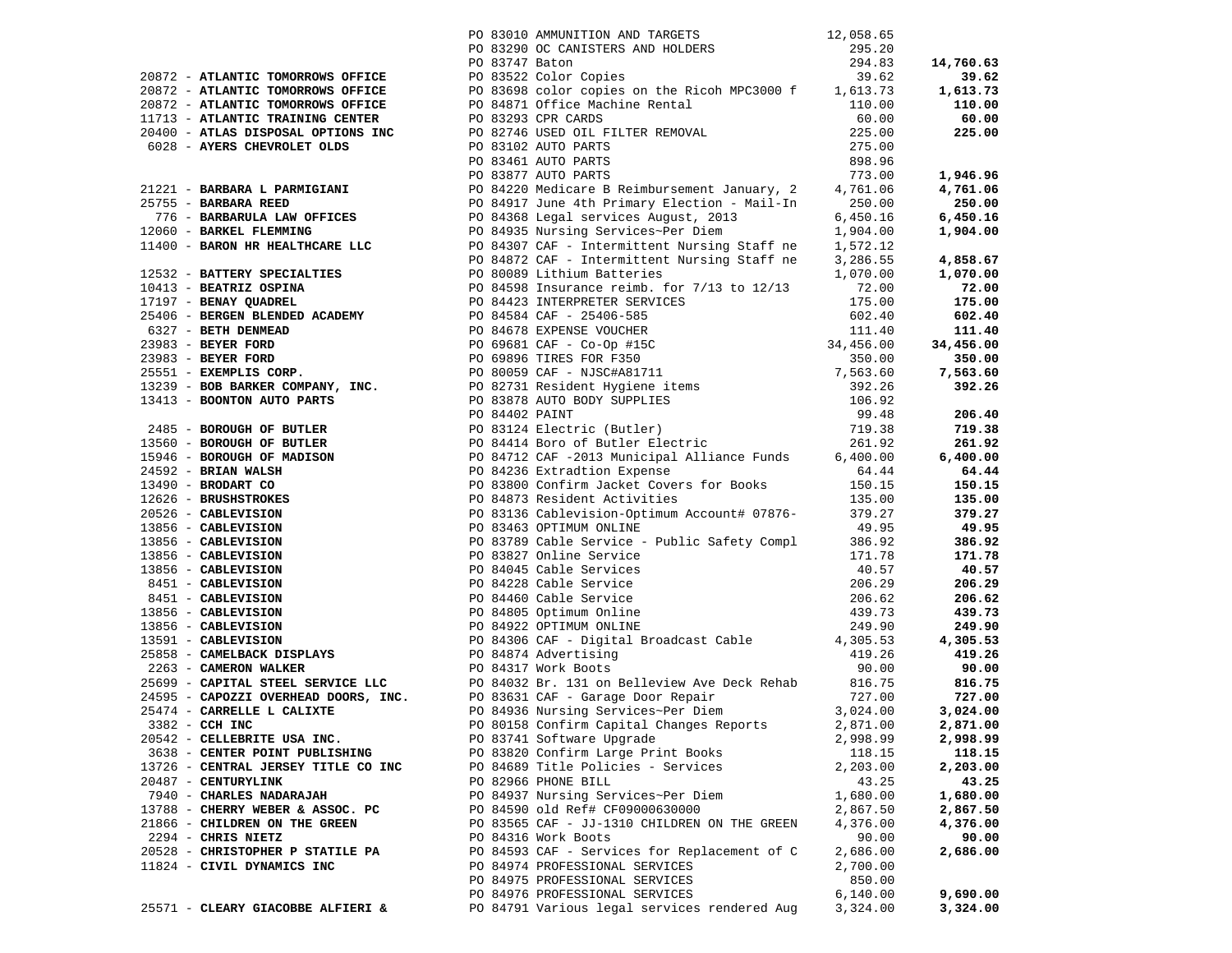| Vendor | PO / Description | Amount | Total |
|---|---|---|---|
| | PO 83010 AMMUNITION AND TARGETS | 12,058.65 | |
| | PO 83290 OC CANISTERS AND HOLDERS | 295.20 | |
| | PO 83747 Baton | 294.83 | **14,760.63** |
| 20872 - **ATLANTIC TOMORROWS OFFICE** | PO 83522 Color Copies | 39.62 | **39.62** |
| 20872 - **ATLANTIC TOMORROWS OFFICE** | PO 83698 color copies on the Ricoh MPC3000 f | 1,613.73 | **1,613.73** |
| 20872 - **ATLANTIC TOMORROWS OFFICE** | PO 84871 Office Machine Rental | 110.00 | **110.00** |
| 11713 - **ATLANTIC TRAINING CENTER** | PO 83293 CPR CARDS | 60.00 | **60.00** |
| 20400 - **ATLAS DISPOSAL OPTIONS INC** | PO 82746 USED OIL FILTER REMOVAL | 225.00 | **225.00** |
| 6028 - **AYERS CHEVROLET OLDS** | PO 83102 AUTO PARTS | 275.00 | |
| | PO 83461 AUTO PARTS | 898.96 | |
| | PO 83877 AUTO PARTS | 773.00 | **1,946.96** |
| 21221 - **BARBARA L PARMIGIANI** | PO 84220 Medicare B Reimbursement January, 2 | 4,761.06 | **4,761.06** |
| 25755 - **BARBARA REED** | PO 84917 June 4th Primary Election - Mail-In | 250.00 | **250.00** |
| 776 - **BARBARULA LAW OFFICES** | PO 84368 Legal services August, 2013 | 6,450.16 | **6,450.16** |
| 12060 - **BARKEL FLEMMING** | PO 84935 Nursing Services~Per Diem | 1,904.00 | **1,904.00** |
| 11400 - **BARON HR HEALTHCARE LLC** | PO 84307 CAF - Intermittent Nursing Staff ne | 1,572.12 | |
| | PO 84872 CAF - Intermittent Nursing Staff ne | 3,286.55 | **4,858.67** |
| 12532 - **BATTERY SPECIALTIES** | PO 80089 Lithium Batteries | 1,070.00 | **1,070.00** |
| 10413 - **BEATRIZ OSPINA** | PO 84598 Insurance reimb. for 7/13 to 12/13 | 72.00 | **72.00** |
| 17197 - **BENAY QUADREL** | PO 84423 INTERPRETER SERVICES | 175.00 | **175.00** |
| 25406 - **BERGEN BLENDED ACADEMY** | PO 84584 CAF - 25406-585 | 602.40 | **602.40** |
| 6327 - **BETH DENMEAD** | PO 84678 EXPENSE VOUCHER | 111.40 | **111.40** |
| 23983 - **BEYER FORD** | PO 69681 CAF - Co-Op #15C | 34,456.00 | **34,456.00** |
| 23983 - **BEYER FORD** | PO 69896 TIRES FOR F350 | 350.00 | **350.00** |
| 25551 - **EXEMPLIS CORP.** | PO 80059 CAF - NJSC#A81711 | 7,563.60 | **7,563.60** |
| 13239 - **BOB BARKER COMPANY, INC.** | PO 82731 Resident Hygiene items | 392.26 | **392.26** |
| 13413 - **BOONTON AUTO PARTS** | PO 83878 AUTO BODY SUPPLIES | 106.92 | |
| | PO 84402 PAINT | 99.48 | **206.40** |
| 2485 - **BOROUGH OF BUTLER** | PO 83124 Electric (Butler) | 719.38 | **719.38** |
| 13560 - **BOROUGH OF BUTLER** | PO 84414 Boro of Butler Electric | 261.92 | **261.92** |
| 15946 - **BOROUGH OF MADISON** | PO 84712 CAF -2013 Municipal Alliance Funds | 6,400.00 | **6,400.00** |
| 24592 - **BRIAN WALSH** | PO 84236 Extradtion Expense | 64.44 | **64.44** |
| 13490 - **BRODART CO** | PO 83800 Confirm Jacket Covers for Books | 150.15 | **150.15** |
| 12626 - **BRUSHSTROKES** | PO 84873 Resident Activities | 135.00 | **135.00** |
| 20526 - **CABLEVISION** | PO 83136 Cablevision-Optimum Account# 07876- | 379.27 | **379.27** |
| 13856 - **CABLEVISION** | PO 83463 OPTIMUM ONLINE | 49.95 | **49.95** |
| 13856 - **CABLEVISION** | PO 83789 Cable Service - Public Safety Compl | 386.92 | **386.92** |
| 13856 - **CABLEVISION** | PO 83827 Online Service | 171.78 | **171.78** |
| 13856 - **CABLEVISION** | PO 84045 Cable Services | 40.57 | **40.57** |
| 8451 - **CABLEVISION** | PO 84228 Cable Service | 206.29 | **206.29** |
| 8451 - **CABLEVISION** | PO 84460 Cable Service | 206.62 | **206.62** |
| 13856 - **CABLEVISION** | PO 84805 Optimum Online | 439.73 | **439.73** |
| 13856 - **CABLEVISION** | PO 84922 OPTIMUM ONLINE | 249.90 | **249.90** |
| 13591 - **CABLEVISION** | PO 84306 CAF - Digital Broadcast Cable | 4,305.53 | **4,305.53** |
| 25858 - **CAMELBACK DISPLAYS** | PO 84874 Advertising | 419.26 | **419.26** |
| 2263 - **CAMERON WALKER** | PO 84317 Work Boots | 90.00 | **90.00** |
| 25699 - **CAPITAL STEEL SERVICE LLC** | PO 84032 Br. 131 on Belleview Ave Deck Rehab | 816.75 | **816.75** |
| 24595 - **CAPOZZI OVERHEAD DOORS, INC.** | PO 83631 CAF - Garage Door Repair | 727.00 | **727.00** |
| 25474 - **CARRELLE L CALIXTE** | PO 84936 Nursing Services~Per Diem | 3,024.00 | **3,024.00** |
| 3382 - **CCH INC** | PO 80158 Confirm Capital Changes Reports | 2,871.00 | **2,871.00** |
| 20542 - **CELLEBRITE USA INC.** | PO 83741 Software Upgrade | 2,998.99 | **2,998.99** |
| 3638 - **CENTER POINT PUBLISHING** | PO 83820 Confirm Large Print Books | 118.15 | **118.15** |
| 13726 - **CENTRAL JERSEY TITLE CO INC** | PO 84689 Title Policies - Services | 2,203.00 | **2,203.00** |
| 20487 - **CENTURYLINK** | PO 82966 PHONE BILL | 43.25 | **43.25** |
| 7940 - **CHARLES NADARAJAH** | PO 84937 Nursing Services~Per Diem | 1,680.00 | **1,680.00** |
| 13788 - **CHERRY WEBER & ASSOC. PC** | PO 84590 old Ref# CF09000630000 | 2,867.50 | **2,867.50** |
| 21866 - **CHILDREN ON THE GREEN** | PO 83565 CAF - JJ-1310 CHILDREN ON THE GREEN | 4,376.00 | **4,376.00** |
| 2294 - **CHRIS NIETZ** | PO 84316 Work Boots | 90.00 | **90.00** |
| 20528 - **CHRISTOPHER P STATILE PA** | PO 84593 CAF - Services for Replacement of C | 2,686.00 | **2,686.00** |
| 11824 - **CIVIL DYNAMICS INC** | PO 84974 PROFESSIONAL SERVICES | 2,700.00 | |
| | PO 84975 PROFESSIONAL SERVICES | 850.00 | |
| | PO 84976 PROFESSIONAL SERVICES | 6,140.00 | **9,690.00** |
| 25571 - **CLEARY GIACOBBE ALFIERI &** | PO 84791 Various legal services rendered Aug | 3,324.00 | **3,324.00** |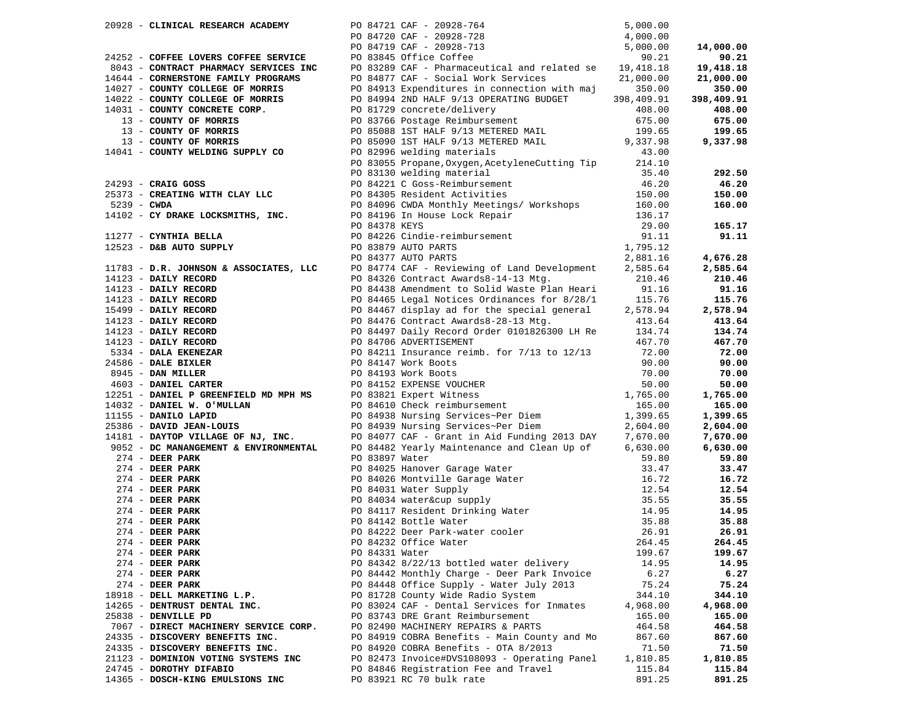| Vendor | PO / Description | Amount | Total |
|---|---|---|---|
| 20928 - **CLINICAL RESEARCH ACADEMY** | PO 84721 CAF - 20928-764 | 5,000.00 | |
| | PO 84720 CAF - 20928-728 | 4,000.00 | |
| | PO 84719 CAF - 20928-713 | 5,000.00 | **14,000.00** |
| 24252 - **COFFEE LOVERS COFFEE SERVICE** | PO 83845 Office Coffee | 90.21 | **90.21** |
| 8043 - **CONTRACT PHARMACY SERVICES INC** | PO 83289 CAF - Pharmaceutical and related se | 19,418.18 | **19,418.18** |
| 14644 - **CORNERSTONE FAMILY PROGRAMS** | PO 84877 CAF - Social Work Services | 21,000.00 | **21,000.00** |
| 14027 - **COUNTY COLLEGE OF MORRIS** | PO 84913 Expenditures in connection with maj | 350.00 | **350.00** |
| 14022 - **COUNTY COLLEGE OF MORRIS** | PO 84994 2ND HALF 9/13 OPERATING BUDGET | 398,409.91 | **398,409.91** |
| 14031 - **COUNTY CONCRETE CORP.** | PO 81729 concrete/delivery | 408.00 | **408.00** |
| 13 - **COUNTY OF MORRIS** | PO 83766 Postage Reimbursement | 675.00 | **675.00** |
| 13 - **COUNTY OF MORRIS** | PO 85088 1ST HALF 9/13 METERED MAIL | 199.65 | **199.65** |
| 13 - **COUNTY OF MORRIS** | PO 85090 1ST HALF 9/13 METERED MAIL | 9,337.98 | **9,337.98** |
| 14041 - **COUNTY WELDING SUPPLY CO** | PO 82996 welding materials | 43.00 | |
| | PO 83055 Propane,Oxygen,AcetyleneCutting Tip | 214.10 | |
| | PO 83130 welding material | 35.40 | **292.50** |
| 24293 - **CRAIG GOSS** | PO 84221 C Goss-Reimbursement | 46.20 | **46.20** |
| 25373 - **CREATING WITH CLAY LLC** | PO 84305 Resident Activities | 150.00 | **150.00** |
| 5239 - **CWDA** | PO 84096 CWDA Monthly Meetings/ Workshops | 160.00 | **160.00** |
| 14102 - **CY DRAKE LOCKSMITHS, INC.** | PO 84196 In House Lock Repair | 136.17 | |
| | PO 84378 KEYS | 29.00 | **165.17** |
| 11277 - **CYNTHIA BELLA** | PO 84226 Cindie-reimbursement | 91.11 | **91.11** |
| 12523 - **D&B AUTO SUPPLY** | PO 83879 AUTO PARTS | 1,795.12 | |
| | PO 84377 AUTO PARTS | 2,881.16 | **4,676.28** |
| 11783 - **D.R. JOHNSON & ASSOCIATES, LLC** | PO 84774 CAF - Reviewing of Land Development | 2,585.64 | **2,585.64** |
| 14123 - **DAILY RECORD** | PO 84326 Contract Awards8-14-13 Mtg. | 210.46 | **210.46** |
| 14123 - **DAILY RECORD** | PO 84438 Amendment to Solid Waste Plan Heari | 91.16 | **91.16** |
| 14123 - **DAILY RECORD** | PO 84465 Legal Notices Ordinances for 8/28/1 | 115.76 | **115.76** |
| 15499 - **DAILY RECORD** | PO 84467 display ad for the special general | 2,578.94 | **2,578.94** |
| 14123 - **DAILY RECORD** | PO 84476 Contract Awards8-28-13 Mtg. | 413.64 | **413.64** |
| 14123 - **DAILY RECORD** | PO 84497 Daily Record Order 0101826300 LH Re | 134.74 | **134.74** |
| 14123 - **DAILY RECORD** | PO 84706 ADVERTISEMENT | 467.70 | **467.70** |
| 5334 - **DALA EKENEZAR** | PO 84211 Insurance reimb. for 7/13 to 12/13 | 72.00 | **72.00** |
| 24586 - **DALE BIXLER** | PO 84147 Work Boots | 90.00 | **90.00** |
| 8945 - **DAN MILLER** | PO 84193 Work Boots | 70.00 | **70.00** |
| 4603 - **DANIEL CARTER** | PO 84152 EXPENSE VOUCHER | 50.00 | **50.00** |
| 12251 - **DANIEL P GREENFIELD MD MPH MS** | PO 83821 Expert Witness | 1,765.00 | **1,765.00** |
| 14032 - **DANIEL W. O'MULLAN** | PO 84610 Check reimbursement | 165.00 | **165.00** |
| 11155 - **DANILO LAPID** | PO 84938 Nursing Services~Per Diem | 1,399.65 | **1,399.65** |
| 25386 - **DAVID JEAN-LOUIS** | PO 84939 Nursing Services~Per Diem | 2,604.00 | **2,604.00** |
| 14181 - **DAYTOP VILLAGE OF NJ, INC.** | PO 84077 CAF - Grant in Aid Funding 2013 DAY | 7,670.00 | **7,670.00** |
| 9052 - **DC MANANGEMENT & ENVIRONMENTAL** | PO 84482 Yearly Maintenance and Clean Up of | 6,630.00 | **6,630.00** |
| 274 - **DEER PARK** | PO 83897 Water | 59.80 | **59.80** |
| 274 - **DEER PARK** | PO 84025 Hanover Garage Water | 33.47 | **33.47** |
| 274 - **DEER PARK** | PO 84026 Montville Garage Water | 16.72 | **16.72** |
| 274 - **DEER PARK** | PO 84031 Water Supply | 12.54 | **12.54** |
| 274 - **DEER PARK** | PO 84034 water&cup supply | 35.55 | **35.55** |
| 274 - **DEER PARK** | PO 84117 Resident Drinking Water | 14.95 | **14.95** |
| 274 - **DEER PARK** | PO 84142 Bottle Water | 35.88 | **35.88** |
| 274 - **DEER PARK** | PO 84222 Deer Park-water cooler | 26.91 | **26.91** |
| 274 - **DEER PARK** | PO 84232 Office Water | 264.45 | **264.45** |
| 274 - **DEER PARK** | PO 84331 Water | 199.67 | **199.67** |
| 274 - **DEER PARK** | PO 84342 8/22/13 bottled water delivery | 14.95 | **14.95** |
| 274 - **DEER PARK** | PO 84442 Monthly Charge - Deer Park Invoice | 6.27 | **6.27** |
| 274 - **DEER PARK** | PO 84448 Office Supply - Water July 2013 | 75.24 | **75.24** |
| 18918 - **DELL MARKETING L.P.** | PO 81728 County Wide Radio System | 344.10 | **344.10** |
| 14265 - **DENTRUST DENTAL INC.** | PO 83024 CAF - Dental Services for Inmates | 4,968.00 | **4,968.00** |
| 25838 - **DENVILLE PD** | PO 83743 DRE Grant Reimbursement | 165.00 | **165.00** |
| 7067 - **DIRECT MACHINERY SERVICE CORP.** | PO 82490 MACHINERY REPAIRS & PARTS | 464.58 | **464.58** |
| 24335 - **DISCOVERY BENEFITS INC.** | PO 84919 COBRA Benefits - Main County and Mo | 867.60 | **867.60** |
| 24335 - **DISCOVERY BENEFITS INC.** | PO 84920 COBRA Benefits - OTA 8/2013 | 71.50 | **71.50** |
| 21123 - **DOMINION VOTING SYSTEMS INC** | PO 82473 Invoice#DVS108093 - Operating Panel | 1,810.85 | **1,810.85** |
| 24745 - **DOROTHY DIFABIO** | PO 84846 Registration Fee and Travel | 115.84 | **115.84** |
| 14365 - **DOSCH-KING EMULSIONS INC** | PO 83921 RC 70 bulk rate | 891.25 | **891.25** |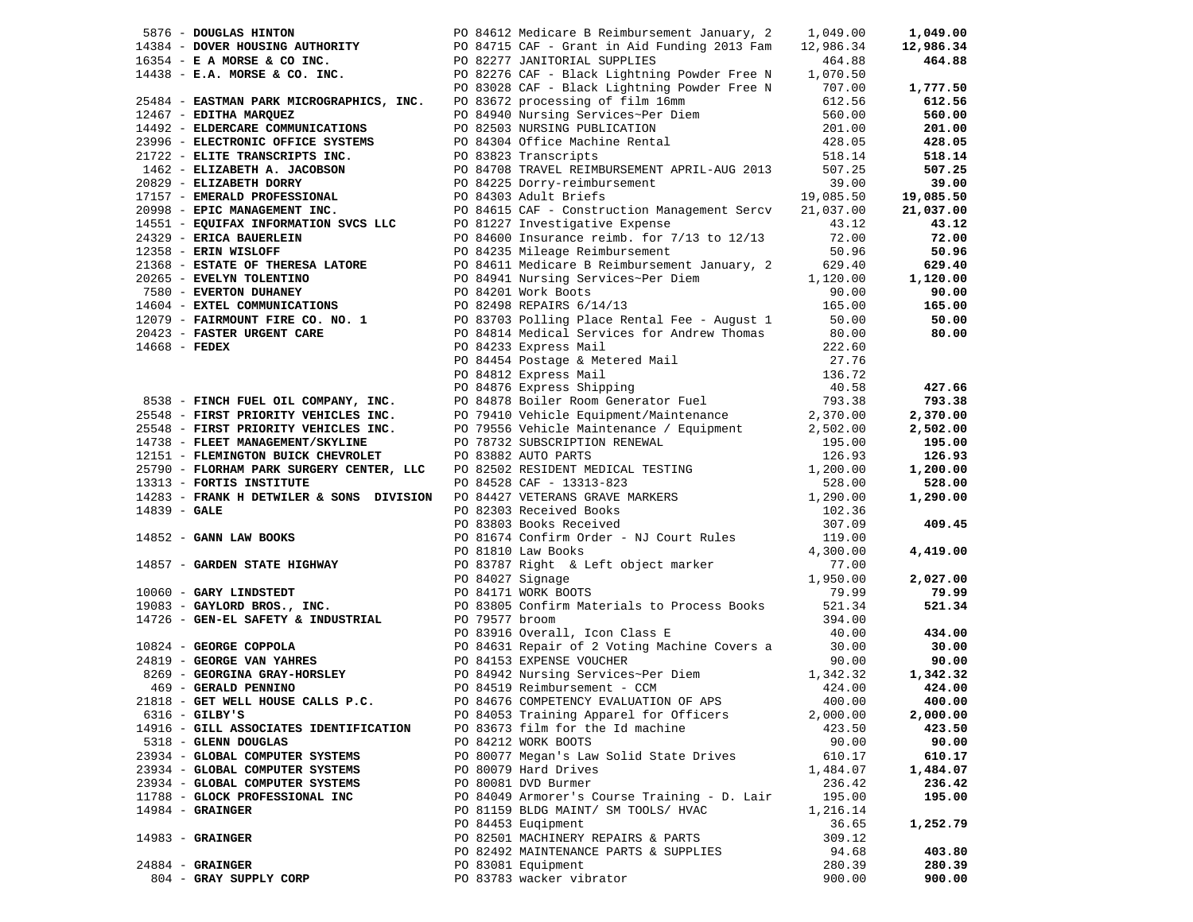| Vendor | PO / Description | Amount | Total |
|---|---|---|---|
| 5876 - **DOUGLAS HINTON** | PO 84612 Medicare B Reimbursement January, 2 | 1,049.00 | **1,049.00** |
| 14384 - **DOVER HOUSING AUTHORITY** | PO 84715 CAF - Grant in Aid Funding 2013 Fam | 12,986.34 | **12,986.34** |
| 16354 - **E A MORSE & CO INC.** | PO 82277 JANITORIAL SUPPLIES | 464.88 | **464.88** |
| 14438 - **E.A. MORSE & CO. INC.** | PO 82276 CAF - Black Lightning Powder Free N | 1,070.50 | |
| | PO 83028 CAF - Black Lightning Powder Free N | 707.00 | **1,777.50** |
| 25484 - **EASTMAN PARK MICROGRAPHICS, INC.** | PO 83672 processing of film 16mm | 612.56 | **612.56** |
| 12467 - **EDITHA MARQUEZ** | PO 84940 Nursing Services~Per Diem | 560.00 | **560.00** |
| 14492 - **ELDERCARE COMMUNICATIONS** | PO 82503 NURSING PUBLICATION | 201.00 | **201.00** |
| 23996 - **ELECTRONIC OFFICE SYSTEMS** | PO 84304 Office Machine Rental | 428.05 | **428.05** |
| 21722 - **ELITE TRANSCRIPTS INC.** | PO 83823 Transcripts | 518.14 | **518.14** |
| 1462 - **ELIZABETH A. JACOBSON** | PO 84708 TRAVEL REIMBURSEMENT APRIL-AUG 2013 | 507.25 | **507.25** |
| 20829 - **ELIZABETH DORRY** | PO 84225 Dorry-reimbursement | 39.00 | **39.00** |
| 17157 - **EMERALD PROFESSIONAL** | PO 84303 Adult Briefs | 19,085.50 | **19,085.50** |
| 20998 - **EPIC MANAGEMENT INC.** | PO 84615 CAF - Construction Management Sercv | 21,037.00 | **21,037.00** |
| 14551 - **EQUIFAX INFORMATION SVCS LLC** | PO 81227 Investigative Expense | 43.12 | **43.12** |
| 24329 - **ERICA BAUERLEIN** | PO 84600 Insurance reimb. for 7/13 to 12/13 | 72.00 | **72.00** |
| 12358 - **ERIN WISLOFF** | PO 84235 Mileage Reimbursement | 50.96 | **50.96** |
| 21368 - **ESTATE OF THERESA LATORE** | PO 84611 Medicare B Reimbursement January, 2 | 629.40 | **629.40** |
| 20265 - **EVELYN TOLENTINO** | PO 84941 Nursing Services~Per Diem | 1,120.00 | **1,120.00** |
| 7580 - **EVERTON DUHANEY** | PO 84201 Work Boots | 90.00 | **90.00** |
| 14604 - **EXTEL COMMUNICATIONS** | PO 82498 REPAIRS 6/14/13 | 165.00 | **165.00** |
| 12079 - **FAIRMOUNT FIRE CO. NO. 1** | PO 83703 Polling Place Rental Fee - August 1 | 50.00 | **50.00** |
| 20423 - **FASTER URGENT CARE** | PO 84814 Medical Services for Andrew Thomas | 80.00 | **80.00** |
| 14668 - **FEDEX** | PO 84233 Express Mail | 222.60 | |
| | PO 84454 Postage & Metered Mail | 27.76 | |
| | PO 84812 Express Mail | 136.72 | |
| | PO 84876 Express Shipping | 40.58 | **427.66** |
| 8538 - **FINCH FUEL OIL COMPANY, INC.** | PO 84878 Boiler Room Generator Fuel | 793.38 | **793.38** |
| 25548 - **FIRST PRIORITY VEHICLES INC.** | PO 79410 Vehicle Equipment/Maintenance | 2,370.00 | **2,370.00** |
| 25548 - **FIRST PRIORITY VEHICLES INC.** | PO 79556 Vehicle Maintenance / Equipment | 2,502.00 | **2,502.00** |
| 14738 - **FLEET MANAGEMENT/SKYLINE** | PO 78732 SUBSCRIPTION RENEWAL | 195.00 | **195.00** |
| 12151 - **FLEMINGTON BUICK CHEVROLET** | PO 83882 AUTO PARTS | 126.93 | **126.93** |
| 25790 - **FLORHAM PARK SURGERY CENTER, LLC** | PO 82502 RESIDENT MEDICAL TESTING | 1,200.00 | **1,200.00** |
| 13313 - **FORTIS INSTITUTE** | PO 84528 CAF - 13313-823 | 528.00 | **528.00** |
| 14283 - **FRANK H DETWILER & SONS DIVISION** | PO 84427 VETERANS GRAVE MARKERS | 1,290.00 | **1,290.00** |
| 14839 - **GALE** | PO 82303 Received Books | 102.36 | |
| | PO 83803 Books Received | 307.09 | **409.45** |
| 14852 - **GANN LAW BOOKS** | PO 81674 Confirm Order - NJ Court Rules | 119.00 | |
| | PO 81810 Law Books | 4,300.00 | **4,419.00** |
| 14857 - **GARDEN STATE HIGHWAY** | PO 83787 Right & Left object marker | 77.00 | |
| | PO 84027 Signage | 1,950.00 | **2,027.00** |
| 10060 - **GARY LINDSTEDT** | PO 84171 WORK BOOTS | 79.99 | **79.99** |
| 19083 - **GAYLORD BROS., INC.** | PO 83805 Confirm Materials to Process Books | 521.34 | **521.34** |
| 14726 - **GEN-EL SAFETY & INDUSTRIAL** | PO 79577 broom | 394.00 | |
| | PO 83916 Overall, Icon Class E | 40.00 | **434.00** |
| 10824 - **GEORGE COPPOLA** | PO 84631 Repair of 2 Voting Machine Covers a | 30.00 | **30.00** |
| 24819 - **GEORGE VAN YAHRES** | PO 84153 EXPENSE VOUCHER | 90.00 | **90.00** |
| 8269 - **GEORGINA GRAY-HORSLEY** | PO 84942 Nursing Services~Per Diem | 1,342.32 | **1,342.32** |
| 469 - **GERALD PENNINO** | PO 84519 Reimbursement - CCM | 424.00 | **424.00** |
| 21818 - **GET WELL HOUSE CALLS P.C.** | PO 84676 COMPETENCY EVALUATION OF APS | 400.00 | **400.00** |
| 6316 - **GILBY'S** | PO 84053 Training Apparel for Officers | 2,000.00 | **2,000.00** |
| 14916 - **GILL ASSOCIATES IDENTIFICATION** | PO 83673 film for the Id machine | 423.50 | **423.50** |
| 5318 - **GLENN DOUGLAS** | PO 84212 WORK BOOTS | 90.00 | **90.00** |
| 23934 - **GLOBAL COMPUTER SYSTEMS** | PO 80077 Megan's Law Solid State Drives | 610.17 | **610.17** |
| 23934 - **GLOBAL COMPUTER SYSTEMS** | PO 80079 Hard Drives | 1,484.07 | **1,484.07** |
| 23934 - **GLOBAL COMPUTER SYSTEMS** | PO 80081 DVD Burmer | 236.42 | **236.42** |
| 11788 - **GLOCK PROFESSIONAL INC** | PO 84049 Armorer's Course Training - D. Lair | 195.00 | **195.00** |
| 14984 - **GRAINGER** | PO 81159 BLDG MAINT/ SM TOOLS/ HVAC | 1,216.14 | |
| | PO 84453 Euqipment | 36.65 | **1,252.79** |
| 14983 - **GRAINGER** | PO 82501 MACHINERY REPAIRS & PARTS | 309.12 | |
| | PO 82492 MAINTENANCE PARTS & SUPPLIES | 94.68 | **403.80** |
| 24884 - **GRAINGER** | PO 83081 Equipment | 280.39 | **280.39** |
| 804 - **GRAY SUPPLY CORP** | PO 83783 wacker vibrator | 900.00 | **900.00** |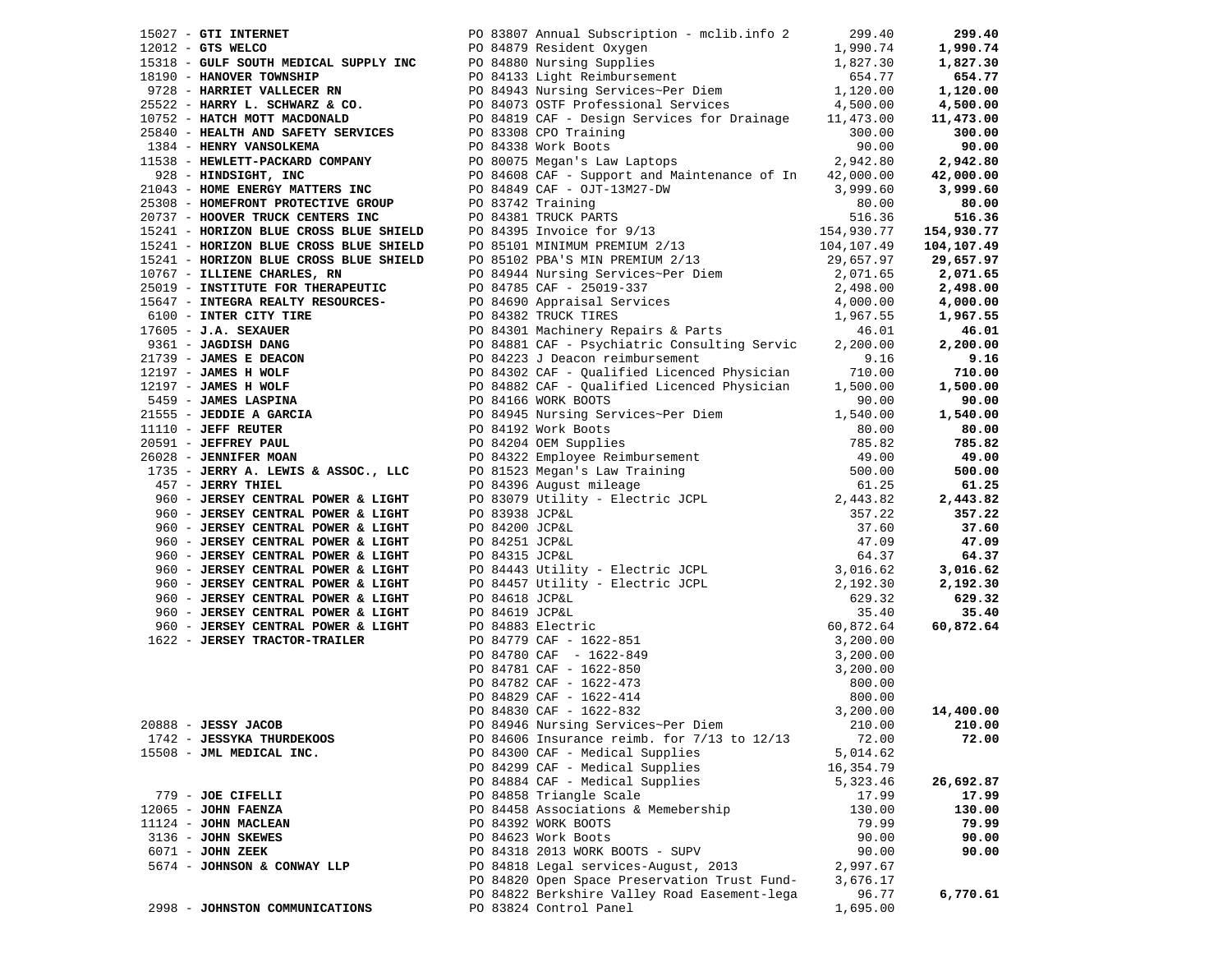| Vendor | PO / Description | Amount | Total |
|---|---|---|---|
| 15027 - **GTI INTERNET** | PO 83807 Annual Subscription - mclib.info 2 | 299.40 | **299.40** |
| 12012 - **GTS WELCO** | PO 84879 Resident Oxygen | 1,990.74 | **1,990.74** |
| 15318 - **GULF SOUTH MEDICAL SUPPLY INC** | PO 84880 Nursing Supplies | 1,827.30 | **1,827.30** |
| 18190 - **HANOVER TOWNSHIP** | PO 84133 Light Reimbursement | 654.77 | **654.77** |
| 9728 - **HARRIET VALLECER RN** | PO 84943 Nursing Services~Per Diem | 1,120.00 | **1,120.00** |
| 25522 - **HARRY L. SCHWARZ & CO.** | PO 84073 OSTF Professional Services | 4,500.00 | **4,500.00** |
| 10752 - **HATCH MOTT MACDONALD** | PO 84819 CAF - Design Services for Drainage | 11,473.00 | **11,473.00** |
| 25840 - **HEALTH AND SAFETY SERVICES** | PO 83308 CPO Training | 300.00 | **300.00** |
| 1384 - **HENRY VANSOLKEMA** | PO 84338 Work Boots | 90.00 | **90.00** |
| 11538 - **HEWLETT-PACKARD COMPANY** | PO 80075 Megan's Law Laptops | 2,942.80 | **2,942.80** |
| 928 - **HINDSIGHT, INC** | PO 84608 CAF - Support and Maintenance of In | 42,000.00 | **42,000.00** |
| 21043 - **HOME ENERGY MATTERS INC** | PO 84849 CAF - OJT-13M27-DW | 3,999.60 | **3,999.60** |
| 25308 - **HOMEFRONT PROTECTIVE GROUP** | PO 83742 Training | 80.00 | **80.00** |
| 20737 - **HOOVER TRUCK CENTERS INC** | PO 84381 TRUCK PARTS | 516.36 | **516.36** |
| 15241 - **HORIZON BLUE CROSS BLUE SHIELD** | PO 84395 Invoice for 9/13 | 154,930.77 | **154,930.77** |
| 15241 - **HORIZON BLUE CROSS BLUE SHIELD** | PO 85101 MINIMUM PREMIUM 2/13 | 104,107.49 | **104,107.49** |
| 15241 - **HORIZON BLUE CROSS BLUE SHIELD** | PO 85102 PBA'S MIN PREMIUM 2/13 | 29,657.97 | **29,657.97** |
| 10767 - **ILLIENE CHARLES, RN** | PO 84944 Nursing Services~Per Diem | 2,071.65 | **2,071.65** |
| 25019 - **INSTITUTE FOR THERAPEUTIC** | PO 84785 CAF - 25019-337 | 2,498.00 | **2,498.00** |
| 15647 - **INTEGRA REALTY RESOURCES-** | PO 84690 Appraisal Services | 4,000.00 | **4,000.00** |
| 6100 - **INTER CITY TIRE** | PO 84382 TRUCK TIRES | 1,967.55 | **1,967.55** |
| 17605 - **J.A. SEXAUER** | PO 84301 Machinery Repairs & Parts | 46.01 | **46.01** |
| 9361 - **JAGDISH DANG** | PO 84881 CAF - Psychiatric Consulting Servic | 2,200.00 | **2,200.00** |
| 21739 - **JAMES E DEACON** | PO 84223 J Deacon reimbursement | 9.16 | **9.16** |
| 12197 - **JAMES H WOLF** | PO 84302 CAF - Qualified Licenced Physician | 710.00 | **710.00** |
| 12197 - **JAMES H WOLF** | PO 84882 CAF - Qualified Licenced Physician | 1,500.00 | **1,500.00** |
| 5459 - **JAMES LASPINA** | PO 84166 WORK BOOTS | 90.00 | **90.00** |
| 21555 - **JEDDIE A GARCIA** | PO 84945 Nursing Services~Per Diem | 1,540.00 | **1,540.00** |
| 11110 - **JEFF REUTER** | PO 84192 Work Boots | 80.00 | **80.00** |
| 20591 - **JEFFREY PAUL** | PO 84204 OEM Supplies | 785.82 | **785.82** |
| 26028 - **JENNIFER MOAN** | PO 84322 Employee Reimbursement | 49.00 | **49.00** |
| 1735 - **JERRY A. LEWIS & ASSOC., LLC** | PO 81523 Megan's Law Training | 500.00 | **500.00** |
| 457 - **JERRY THIEL** | PO 84396 August mileage | 61.25 | **61.25** |
| 960 - **JERSEY CENTRAL POWER & LIGHT** | PO 83079 Utility - Electric JCPL | 2,443.82 | **2,443.82** |
| 960 - **JERSEY CENTRAL POWER & LIGHT** | PO 83938 JCP&L | 357.22 | **357.22** |
| 960 - **JERSEY CENTRAL POWER & LIGHT** | PO 84200 JCP&L | 37.60 | **37.60** |
| 960 - **JERSEY CENTRAL POWER & LIGHT** | PO 84251 JCP&L | 47.09 | **47.09** |
| 960 - **JERSEY CENTRAL POWER & LIGHT** | PO 84315 JCP&L | 64.37 | **64.37** |
| 960 - **JERSEY CENTRAL POWER & LIGHT** | PO 84443 Utility - Electric JCPL | 3,016.62 | **3,016.62** |
| 960 - **JERSEY CENTRAL POWER & LIGHT** | PO 84457 Utility - Electric JCPL | 2,192.30 | **2,192.30** |
| 960 - **JERSEY CENTRAL POWER & LIGHT** | PO 84618 JCP&L | 629.32 | **629.32** |
| 960 - **JERSEY CENTRAL POWER & LIGHT** | PO 84619 JCP&L | 35.40 | **35.40** |
| 960 - **JERSEY CENTRAL POWER & LIGHT** | PO 84883 Electric | 60,872.64 | **60,872.64** |
| 1622 - **JERSEY TRACTOR-TRAILER** | PO 84779 CAF - 1622-851 | 3,200.00 | |
| | PO 84780 CAF - 1622-849 | 3,200.00 | |
| | PO 84781 CAF - 1622-850 | 3,200.00 | |
| | PO 84782 CAF - 1622-473 | 800.00 | |
| | PO 84829 CAF - 1622-414 | 800.00 | |
| | PO 84830 CAF - 1622-832 | 3,200.00 | **14,400.00** |
| 20888 - **JESSY JACOB** | PO 84946 Nursing Services~Per Diem | 210.00 | **210.00** |
| 1742 - **JESSYKA THURDEKOOS** | PO 84606 Insurance reimb. for 7/13 to 12/13 | 72.00 | **72.00** |
| 15508 - **JML MEDICAL INC.** | PO 84300 CAF - Medical Supplies | 5,014.62 | |
| | PO 84299 CAF - Medical Supplies | 16,354.79 | |
| | PO 84884 CAF - Medical Supplies | 5,323.46 | **26,692.87** |
| 779 - **JOE CIFELLI** | PO 84858 Triangle Scale | 17.99 | **17.99** |
| 12065 - **JOHN FAENZA** | PO 84458 Associations & Memebership | 130.00 | **130.00** |
| 11124 - **JOHN MACLEAN** | PO 84392 WORK BOOTS | 79.99 | **79.99** |
| 3136 - **JOHN SKEWES** | PO 84623 Work Boots | 90.00 | **90.00** |
| 6071 - **JOHN ZEEK** | PO 84318 2013 WORK BOOTS - SUPV | 90.00 | **90.00** |
| 5674 - **JOHNSON & CONWAY LLP** | PO 84818 Legal services-August, 2013 | 2,997.67 | |
| | PO 84820 Open Space Preservation Trust Fund- | 3,676.17 | |
| | PO 84822 Berkshire Valley Road Easement-lega | 96.77 | **6,770.61** |
| 2998 - **JOHNSTON COMMUNICATIONS** | PO 83824 Control Panel | 1,695.00 | |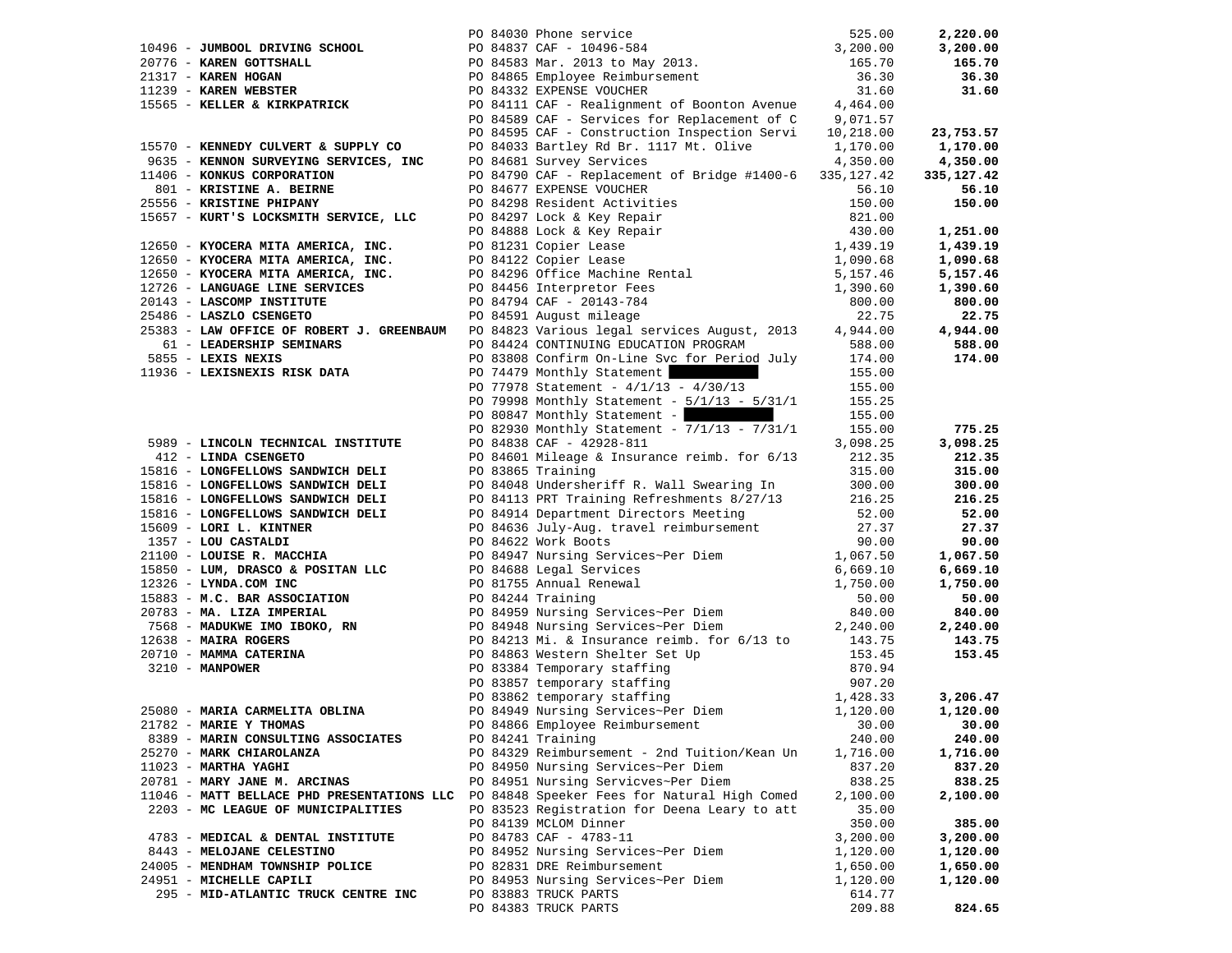| Vendor | PO / Description | Amount | Total |
|---|---|---|---|
| | PO 84030 Phone service | 525.00 | **2,220.00** |
| 10496 - **JUMBOOL DRIVING SCHOOL** | PO 84837 CAF - 10496-584 | 3,200.00 | **3,200.00** |
| 20776 - **KAREN GOTTSHALL** | PO 84583 Mar. 2013 to May 2013. | 165.70 | **165.70** |
| 21317 - **KAREN HOGAN** | PO 84865 Employee Reimbursement | 36.30 | **36.30** |
| 11239 - **KAREN WEBSTER** | PO 84332 EXPENSE VOUCHER | 31.60 | **31.60** |
| 15565 - **KELLER & KIRKPATRICK** | PO 84111 CAF - Realignment of Boonton Avenue | 4,464.00 | |
| | PO 84589 CAF - Services for Replacement of C | 9,071.57 | |
| | PO 84595 CAF - Construction Inspection Servi | 10,218.00 | **23,753.57** |
| 15570 - **KENNEDY CULVERT & SUPPLY CO** | PO 84033 Bartley Rd Br. 1117 Mt. Olive | 1,170.00 | **1,170.00** |
| 9635 - **KENNON SURVEYING SERVICES, INC** | PO 84681 Survey Services | 4,350.00 | **4,350.00** |
| 11406 - **KONKUS CORPORATION** | PO 84790 CAF - Replacement of Bridge #1400-6 | 335,127.42 | **335,127.42** |
| 801 - **KRISTINE A. BEIRNE** | PO 84677 EXPENSE VOUCHER | 56.10 | **56.10** |
| 25556 - **KRISTINE PHIPANY** | PO 84298 Resident Activities | 150.00 | **150.00** |
| 15657 - **KURT'S LOCKSMITH SERVICE, LLC** | PO 84297 Lock & Key Repair | 821.00 | |
| | PO 84888 Lock & Key Repair | 430.00 | **1,251.00** |
| 12650 - **KYOCERA MITA AMERICA, INC.** | PO 81231 Copier Lease | 1,439.19 | **1,439.19** |
| 12650 - **KYOCERA MITA AMERICA, INC.** | PO 84122 Copier Lease | 1,090.68 | **1,090.68** |
| 12650 - **KYOCERA MITA AMERICA, INC.** | PO 84296 Office Machine Rental | 5,157.46 | **5,157.46** |
| 12726 - **LANGUAGE LINE SERVICES** | PO 84456 Interpretor Fees | 1,390.60 | **1,390.60** |
| 20143 - **LASCOMP INSTITUTE** | PO 84794 CAF - 20143-784 | 800.00 | **800.00** |
| 25486 - **LASZLO CSENGETO** | PO 84591 August mileage | 22.75 | **22.75** |
| 25383 - **LAW OFFICE OF ROBERT J. GREENBAUM** | PO 84823 Various legal services August, 2013 | 4,944.00 | **4,944.00** |
| 61 - **LEADERSHIP SEMINARS** | PO 84424 CONTINUING EDUCATION PROGRAM | 588.00 | **588.00** |
| 5855 - **LEXIS NEXIS** | PO 83808 Confirm On-Line Svc for Period July | 174.00 | **174.00** |
| 11936 - **LEXISNEXIS RISK DATA** | PO 74479 Monthly Statement | 155.00 | |
| | PO 77978 Statement - 4/1/13 - 4/30/13 | 155.00 | |
| | PO 79998 Monthly Statement - 5/1/13 - 5/31/1 | 155.25 | |
| | PO 80847 Monthly Statement - | 155.00 | |
| | PO 82930 Monthly Statement - 7/1/13 - 7/31/1 | 155.00 | **775.25** |
| 5989 - **LINCOLN TECHNICAL INSTITUTE** | PO 84838 CAF - 42928-811 | 3,098.25 | **3,098.25** |
| 412 - **LINDA CSENGETO** | PO 84601 Mileage & Insurance reimb. for 6/13 | 212.35 | **212.35** |
| 15816 - **LONGFELLOWS SANDWICH DELI** | PO 83865 Training | 315.00 | **315.00** |
| 15816 - **LONGFELLOWS SANDWICH DELI** | PO 84048 Undersheriff R. Wall Swearing In | 300.00 | **300.00** |
| 15816 - **LONGFELLOWS SANDWICH DELI** | PO 84113 PRT Training Refreshments 8/27/13 | 216.25 | **216.25** |
| 15816 - **LONGFELLOWS SANDWICH DELI** | PO 84914 Department Directors Meeting | 52.00 | **52.00** |
| 15609 - **LORI L. KINTNER** | PO 84636 July-Aug. travel reimbursement | 27.37 | **27.37** |
| 1357 - **LOU CASTALDI** | PO 84622 Work Boots | 90.00 | **90.00** |
| 21100 - **LOUISE R. MACCHIA** | PO 84947 Nursing Services~Per Diem | 1,067.50 | **1,067.50** |
| 15850 - **LUM, DRASCO & POSITAN LLC** | PO 84688 Legal Services | 6,669.10 | **6,669.10** |
| 12326 - **LYNDA.COM INC** | PO 81755 Annual Renewal | 1,750.00 | **1,750.00** |
| 15883 - **M.C. BAR ASSOCIATION** | PO 84244 Training | 50.00 | **50.00** |
| 20783 - **MA. LIZA IMPERIAL** | PO 84959 Nursing Services~Per Diem | 840.00 | **840.00** |
| 7568 - **MADUKWE IMO IBOKO, RN** | PO 84948 Nursing Services~Per Diem | 2,240.00 | **2,240.00** |
| 12638 - **MAIRA ROGERS** | PO 84213 Mi. & Insurance reimb. for 6/13 to | 143.75 | **143.75** |
| 20710 - **MAMMA CATERINA** | PO 84863 Western Shelter Set Up | 153.45 | **153.45** |
| 3210 - **MANPOWER** | PO 83384 Temporary staffing | 870.94 | |
| | PO 83857 temporary staffing | 907.20 | |
| | PO 83862 temporary staffing | 1,428.33 | **3,206.47** |
| 25080 - **MARIA CARMELITA OBLINA** | PO 84949 Nursing Services~Per Diem | 1,120.00 | **1,120.00** |
| 21782 - **MARIE Y THOMAS** | PO 84866 Employee Reimbursement | 30.00 | **30.00** |
| 8389 - **MARIN CONSULTING ASSOCIATES** | PO 84241 Training | 240.00 | **240.00** |
| 25270 - **MARK CHIAROLANZA** | PO 84329 Reimbursement - 2nd Tuition/Kean Un | 1,716.00 | **1,716.00** |
| 11023 - **MARTHA YAGHI** | PO 84950 Nursing Services~Per Diem | 837.20 | **837.20** |
| 20781 - **MARY JANE M. ARCINAS** | PO 84951 Nursing Servicves~Per Diem | 838.25 | **838.25** |
| 11046 - **MATT BELLACE PHD PRESENTATIONS LLC** | PO 84848 Speeker Fees for Natural High Comed | 2,100.00 | **2,100.00** |
| 2203 - **MC LEAGUE OF MUNICIPALITIES** | PO 83523 Registration for Deena Leary to att | 35.00 | |
| | PO 84139 MCLOM Dinner | 350.00 | **385.00** |
| 4783 - **MEDICAL & DENTAL INSTITUTE** | PO 84783 CAF - 4783-11 | 3,200.00 | **3,200.00** |
| 8443 - **MELOJANE CELESTINO** | PO 84952 Nursing Services~Per Diem | 1,120.00 | **1,120.00** |
| 24005 - **MENDHAM TOWNSHIP POLICE** | PO 82831 DRE Reimbursement | 1,650.00 | **1,650.00** |
| 24951 - **MICHELLE CAPILI** | PO 84953 Nursing Services~Per Diem | 1,120.00 | **1,120.00** |
| 295 - **MID-ATLANTIC TRUCK CENTRE INC** | PO 83883 TRUCK PARTS | 614.77 | |
| | PO 84383 TRUCK PARTS | 209.88 | **824.65** |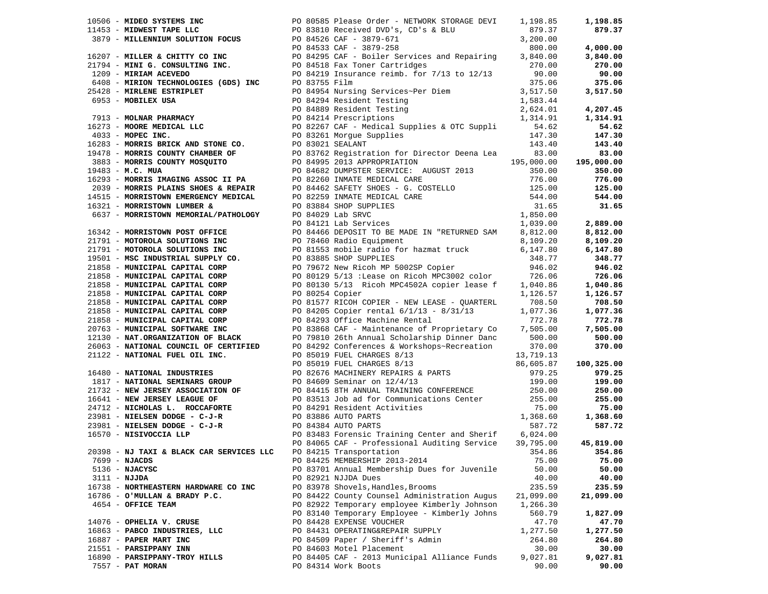| Vendor | PO / Description | Amount | Total |
|---|---|---|---|
| 10506 - **MIDEO SYSTEMS INC** | PO 80585 Please Order - NETWORK STORAGE DEVI | 1,198.85 | **1,198.85** |
| 11453 - **MIDWEST TAPE LLC** | PO 83810 Received DVD's, CD's & BLU | 879.37 | **879.37** |
| 3879 - **MILLENNIUM SOLUTION FOCUS** | PO 84526 CAF - 3879-671 | 3,200.00 | |
| | PO 84533 CAF - 3879-258 | 800.00 | **4,000.00** |
| 16207 - **MILLER & CHITTY CO INC** | PO 84295 CAF - Boiler Services and Repairing | 3,840.00 | **3,840.00** |
| 21794 - **MINI G. CONSULTING INC.** | PO 84518 Fax Toner Cartridges | 270.00 | **270.00** |
| 1209 - **MIRIAM ACEVEDO** | PO 84219 Insurance reimb. for 7/13 to 12/13 | 90.00 | **90.00** |
| 6408 - **MIRION TECHNOLOGIES (GDS) INC** | PO 83755 Film | 375.06 | **375.06** |
| 25428 - **MIRLENE ESTRIPLET** | PO 84954 Nursing Services~Per Diem | 3,517.50 | **3,517.50** |
| 6953 - **MOBILEX USA** | PO 84294 Resident Testing | 1,583.44 | |
| | PO 84889 Resident Testing | 2,624.01 | **4,207.45** |
| 7913 - **MOLNAR PHARMACY** | PO 84214 Prescriptions | 1,314.91 | **1,314.91** |
| 16273 - **MOORE MEDICAL LLC** | PO 82267 CAF - Medical Supplies & OTC Suppli | 54.62 | **54.62** |
| 4033 - **MOPEC INC.** | PO 83261 Morgue Supplies | 147.30 | **147.30** |
| 16283 - **MORRIS BRICK AND STONE CO.** | PO 83021 SEALANT | 143.40 | **143.40** |
| 19478 - **MORRIS COUNTY CHAMBER OF** | PO 83762 Registration for Director Deena Lea | 83.00 | **83.00** |
| 3883 - **MORRIS COUNTY MOSQUITO** | PO 84995 2013 APPROPRIATION | 195,000.00 | **195,000.00** |
| 19483 - **M.C. MUA** | PO 84682 DUMPSTER SERVICE: AUGUST 2013 | 350.00 | **350.00** |
| 16293 - **MORRIS IMAGING ASSOC II PA** | PO 82260 INMATE MEDICAL CARE | 776.00 | **776.00** |
| 2039 - **MORRIS PLAINS SHOES & REPAIR** | PO 84462 SAFETY SHOES - G. COSTELLO | 125.00 | **125.00** |
| 14515 - **MORRISTOWN EMERGENCY MEDICAL** | PO 82259 INMATE MEDICAL CARE | 544.00 | **544.00** |
| 16321 - **MORRISTOWN LUMBER &** | PO 83884 SHOP SUPPLIES | 31.65 | **31.65** |
| 6637 - **MORRISTOWN MEMORIAL/PATHOLOGY** | PO 84029 Lab SRVC | 1,850.00 | |
| | PO 84121 Lab Services | 1,039.00 | **2,889.00** |
| 16342 - **MORRISTOWN POST OFFICE** | PO 84466 DEPOSIT TO BE MADE IN "RETURNED SAM | 8,812.00 | **8,812.00** |
| 21791 - **MOTOROLA SOLUTIONS INC** | PO 78460 Radio Equipment | 8,109.20 | **8,109.20** |
| 21791 - **MOTOROLA SOLUTIONS INC** | PO 81553 mobile radio for hazmat truck | 6,147.80 | **6,147.80** |
| 19501 - **MSC INDUSTRIAL SUPPLY CO.** | PO 83885 SHOP SUPPLIES | 348.77 | **348.77** |
| 21858 - **MUNICIPAL CAPITAL CORP** | PO 79672 New Ricoh MP 5002SP Copier | 946.02 | **946.02** |
| 21858 - **MUNICIPAL CAPITAL CORP** | PO 80129 5/13 :Lease on Ricoh MPC3002 color | 726.06 | **726.06** |
| 21858 - **MUNICIPAL CAPITAL CORP** | PO 80130 5/13 Ricoh MPC4502A copier lease f | 1,040.86 | **1,040.86** |
| 21858 - **MUNICIPAL CAPITAL CORP** | PO 80254 Copier | 1,126.57 | **1,126.57** |
| 21858 - **MUNICIPAL CAPITAL CORP** | PO 81577 RICOH COPIER - NEW LEASE - QUARTERL | 708.50 | **708.50** |
| 21858 - **MUNICIPAL CAPITAL CORP** | PO 84205 Copier rental 6/1/13 - 8/31/13 | 1,077.36 | **1,077.36** |
| 21858 - **MUNICIPAL CAPITAL CORP** | PO 84293 Office Machine Rental | 772.78 | **772.78** |
| 20763 - **MUNICIPAL SOFTWARE INC** | PO 83868 CAF - Maintenance of Proprietary Co | 7,505.00 | **7,505.00** |
| 12130 - **NAT.ORGANIZATION OF BLACK** | PO 79810 26th Annual Scholarship Dinner Danc | 500.00 | **500.00** |
| 26063 - **NATIONAL COUNCIL OF CERTIFIED** | PO 84292 Conferences & Workshops~Recreation | 370.00 | **370.00** |
| 21122 - **NATIONAL FUEL OIL INC.** | PO 85019 FUEL CHARGES 8/13 | 13,719.13 | |
| | PO 85019 FUEL CHARGES 8/13 | 86,605.87 | **100,325.00** |
| 16480 - **NATIONAL INDUSTRIES** | PO 82676 MACHINERY REPAIRS & PARTS | 979.25 | **979.25** |
| 1817 - **NATIONAL SEMINARS GROUP** | PO 84609 Seminar on 12/4/13 | 199.00 | **199.00** |
| 21732 - **NEW JERSEY ASSOCIATION OF** | PO 84415 8TH ANNUAL TRAINING CONFERENCE | 250.00 | **250.00** |
| 16641 - **NEW JERSEY LEAGUE OF** | PO 83513 Job ad for Communications Center | 255.00 | **255.00** |
| 24712 - **NICHOLAS L. ROCCAFORTE** | PO 84291 Resident Activities | 75.00 | **75.00** |
| 23981 - **NIELSEN DODGE - C-J-R** | PO 83886 AUTO PARTS | 1,368.60 | **1,368.60** |
| 23981 - **NIELSEN DODGE - C-J-R** | PO 84384 AUTO PARTS | 587.72 | **587.72** |
| 16570 - **NISIVOCCIA LLP** | PO 83483 Forensic Training Center and Sherif | 6,024.00 | |
| | PO 84065 CAF - Professional Auditing Service | 39,795.00 | **45,819.00** |
| 20398 - **NJ TAXI & BLACK CAR SERVICES LLC** | PO 84215 Transportation | 354.86 | **354.86** |
| 7699 - **NJACDS** | PO 84425 MEMBERSHIP 2013-2014 | 75.00 | **75.00** |
| 5136 - **NJACYSC** | PO 83701 Annual Membership Dues for Juvenile | 50.00 | **50.00** |
| 3111 - **NJJDA** | PO 82921 NJJDA Dues | 40.00 | **40.00** |
| 16738 - **NORTHEASTERN HARDWARE CO INC** | PO 83978 Shovels,Handles,Brooms | 235.59 | **235.59** |
| 16786 - **O'MULLAN & BRADY P.C.** | PO 84422 County Counsel Administration Augus | 21,099.00 | **21,099.00** |
| 4654 - **OFFICE TEAM** | PO 82922 Temporary employee Kimberly Johnson | 1,266.30 | |
| | PO 83140 Temporary Employee - Kimberly Johns | 560.79 | **1,827.09** |
| 14076 - **OPHELIA V. CRUSE** | PO 84428 EXPENSE VOUCHER | 47.70 | **47.70** |
| 16863 - **PABCO INDUSTRIES, LLC** | PO 84431 OPERATING&REPAIR SUPPLY | 1,277.50 | **1,277.50** |
| 16887 - **PAPER MART INC** | PO 84509 Paper / Sheriff's Admin | 264.80 | **264.80** |
| 21551 - **PARSIPPANY INN** | PO 84603 Motel Placement | 30.00 | **30.00** |
| 16890 - **PARSIPPANY-TROY HILLS** | PO 84405 CAF - 2013 Municipal Alliance Funds | 9,027.81 | **9,027.81** |
| 7557 - **PAT MORAN** | PO 84314 Work Boots | 90.00 | **90.00** |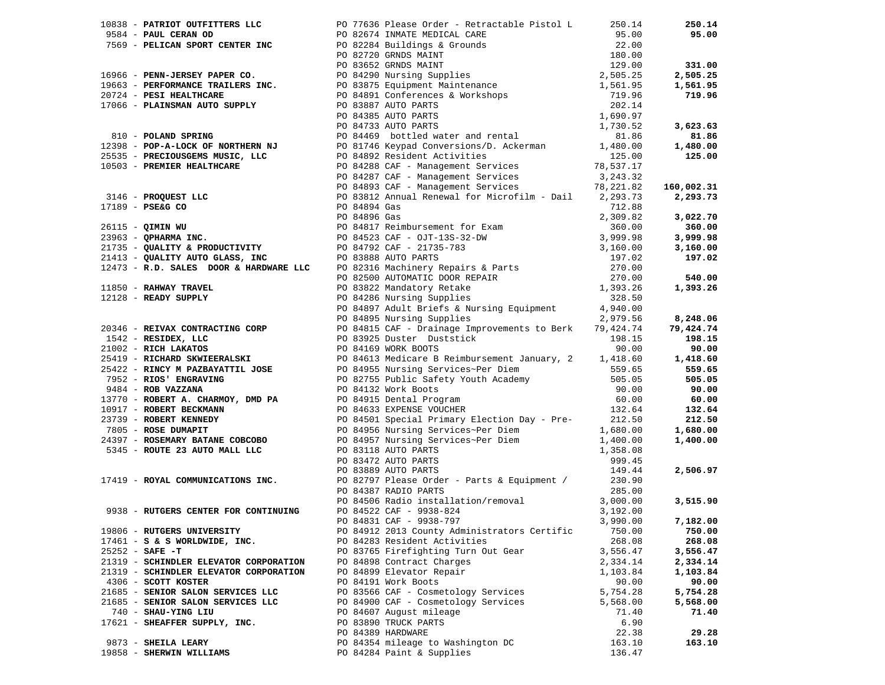| Vendor | PO / Description | Amount | Total |
|---|---|---|---|
| 10838 - **PATRIOT OUTFITTERS LLC** | PO 77636 Please Order - Retractable Pistol L | 250.14 | **250.14** |
| 9584 - **PAUL CERAN OD** | PO 82674 INMATE MEDICAL CARE | 95.00 | **95.00** |
| 7569 - **PELICAN SPORT CENTER INC** | PO 82284 Buildings & Grounds | 22.00 | |
| | PO 82720 GRNDS MAINT | 180.00 | |
| | PO 83652 GRNDS MAINT | 129.00 | **331.00** |
| 16966 - **PENN-JERSEY PAPER CO.** | PO 84290 Nursing Supplies | 2,505.25 | **2,505.25** |
| 19663 - **PERFORMANCE TRAILERS INC.** | PO 83875 Equipment Maintenance | 1,561.95 | **1,561.95** |
| 20724 - **PESI HEALTHCARE** | PO 84891 Conferences & Workshops | 719.96 | **719.96** |
| 17066 - **PLAINSMAN AUTO SUPPLY** | PO 83887 AUTO PARTS | 202.14 | |
| | PO 84385 AUTO PARTS | 1,690.97 | |
| | PO 84733 AUTO PARTS | 1,730.52 | **3,623.63** |
| 810 - **POLAND SPRING** | PO 84469 bottled water and rental | 81.86 | **81.86** |
| 12398 - **POP-A-LOCK OF NORTHERN NJ** | PO 81746 Keypad Conversions/D. Ackerman | 1,480.00 | **1,480.00** |
| 25535 - **PRECIOUSGEMS MUSIC, LLC** | PO 84892 Resident Activities | 125.00 | **125.00** |
| 10503 - **PREMIER HEALTHCARE** | PO 84288 CAF - Management Services | 78,537.17 | |
| | PO 84287 CAF - Management Services | 3,243.32 | |
| | PO 84893 CAF - Management Services | 78,221.82 | **160,002.31** |
| 3146 - **PROQUEST LLC** | PO 83812 Annual Renewal for Microfilm - Dail | 2,293.73 | **2,293.73** |
| 17189 - **PSE&G CO** | PO 84894 Gas | 712.88 | |
| | PO 84896 Gas | 2,309.82 | **3,022.70** |
| 26115 - **QIMIN WU** | PO 84817 Reimbursement for Exam | 360.00 | **360.00** |
| 23963 - **QPHARMA INC.** | PO 84523 CAF - OJT-13S-32-DW | 3,999.98 | **3,999.98** |
| 21735 - **QUALITY & PRODUCTIVITY** | PO 84792 CAF - 21735-783 | 3,160.00 | **3,160.00** |
| 21413 - **QUALITY AUTO GLASS, INC** | PO 83888 AUTO PARTS | 197.02 | **197.02** |
| 12473 - **R.D. SALES DOOR & HARDWARE LLC** | PO 82316 Machinery Repairs & Parts | 270.00 | |
| | PO 82500 AUTOMATIC DOOR REPAIR | 270.00 | **540.00** |
| 11850 - **RAHWAY TRAVEL** | PO 83822 Mandatory Retake | 1,393.26 | **1,393.26** |
| 12128 - **READY SUPPLY** | PO 84286 Nursing Supplies | 328.50 | |
| | PO 84897 Adult Briefs & Nursing Equipment | 4,940.00 | |
| | PO 84895 Nursing Supplies | 2,979.56 | **8,248.06** |
| 20346 - **REIVAX CONTRACTING CORP** | PO 84815 CAF - Drainage Improvements to Berk | 79,424.74 | **79,424.74** |
| 1542 - **RESIDEX, LLC** | PO 83925 Duster Duststick | 198.15 | **198.15** |
| 21002 - **RICH LAKATOS** | PO 84169 WORK BOOTS | 90.00 | **90.00** |
| 25419 - **RICHARD SKWIEERALSKI** | PO 84613 Medicare B Reimbursement January, 2 | 1,418.60 | **1,418.60** |
| 25422 - **RINCY M PAZBAYATTIL JOSE** | PO 84955 Nursing Services~Per Diem | 559.65 | **559.65** |
| 7952 - **RIOS' ENGRAVING** | PO 82755 Public Safety Youth Academy | 505.05 | **505.05** |
| 9484 - **ROB VAZZANA** | PO 84132 Work Boots | 90.00 | **90.00** |
| 13770 - **ROBERT A. CHARMOY, DMD PA** | PO 84915 Dental Program | 60.00 | **60.00** |
| 10917 - **ROBERT BECKMANN** | PO 84633 EXPENSE VOUCHER | 132.64 | **132.64** |
| 23739 - **ROBERT KENNEDY** | PO 84501 Special Primary Election Day - Pre- | 212.50 | **212.50** |
| 7805 - **ROSE DUMAPIT** | PO 84956 Nursing Services~Per Diem | 1,680.00 | **1,680.00** |
| 24397 - **ROSEMARY BATANE COBCOBO** | PO 84957 Nursing Services~Per Diem | 1,400.00 | **1,400.00** |
| 5345 - **ROUTE 23 AUTO MALL LLC** | PO 83118 AUTO PARTS | 1,358.08 | |
| | PO 83472 AUTO PARTS | 999.45 | |
| | PO 83889 AUTO PARTS | 149.44 | **2,506.97** |
| 17419 - **ROYAL COMMUNICATIONS INC.** | PO 82797 Please Order - Parts & Equipment / | 230.90 | |
| | PO 84387 RADIO PARTS | 285.00 | |
| | PO 84506 Radio installation/removal | 3,000.00 | **3,515.90** |
| 9938 - **RUTGERS CENTER FOR CONTINUING** | PO 84522 CAF - 9938-824 | 3,192.00 | |
| | PO 84831 CAF - 9938-797 | 3,990.00 | **7,182.00** |
| 19806 - **RUTGERS UNIVERSITY** | PO 84912 2013 County Administrators Certific | 750.00 | **750.00** |
| 17461 - **S & S WORLDWIDE, INC.** | PO 84283 Resident Activities | 268.08 | **268.08** |
| 25252 - **SAFE -T** | PO 83765 Firefighting Turn Out Gear | 3,556.47 | **3,556.47** |
| 21319 - **SCHINDLER ELEVATOR CORPORATION** | PO 84898 Contract Charges | 2,334.14 | **2,334.14** |
| 21319 - **SCHINDLER ELEVATOR CORPORATION** | PO 84899 Elevator Repair | 1,103.84 | **1,103.84** |
| 4306 - **SCOTT KOSTER** | PO 84191 Work Boots | 90.00 | **90.00** |
| 21685 - **SENIOR SALON SERVICES LLC** | PO 83566 CAF - Cosmetology Services | 5,754.28 | **5,754.28** |
| 21685 - **SENIOR SALON SERVICES LLC** | PO 84900 CAF - Cosmetology Services | 5,568.00 | **5,568.00** |
| 740 - **SHAU-YING LIU** | PO 84607 August mileage | 71.40 | **71.40** |
| 17621 - **SHEAFFER SUPPLY, INC.** | PO 83890 TRUCK PARTS | 6.90 | |
| | PO 84389 HARDWARE | 22.38 | **29.28** |
| 9873 - **SHEILA LEARY** | PO 84354 mileage to Washington DC | 163.10 | **163.10** |
| 19858 - **SHERWIN WILLIAMS** | PO 84284 Paint & Supplies | 136.47 | |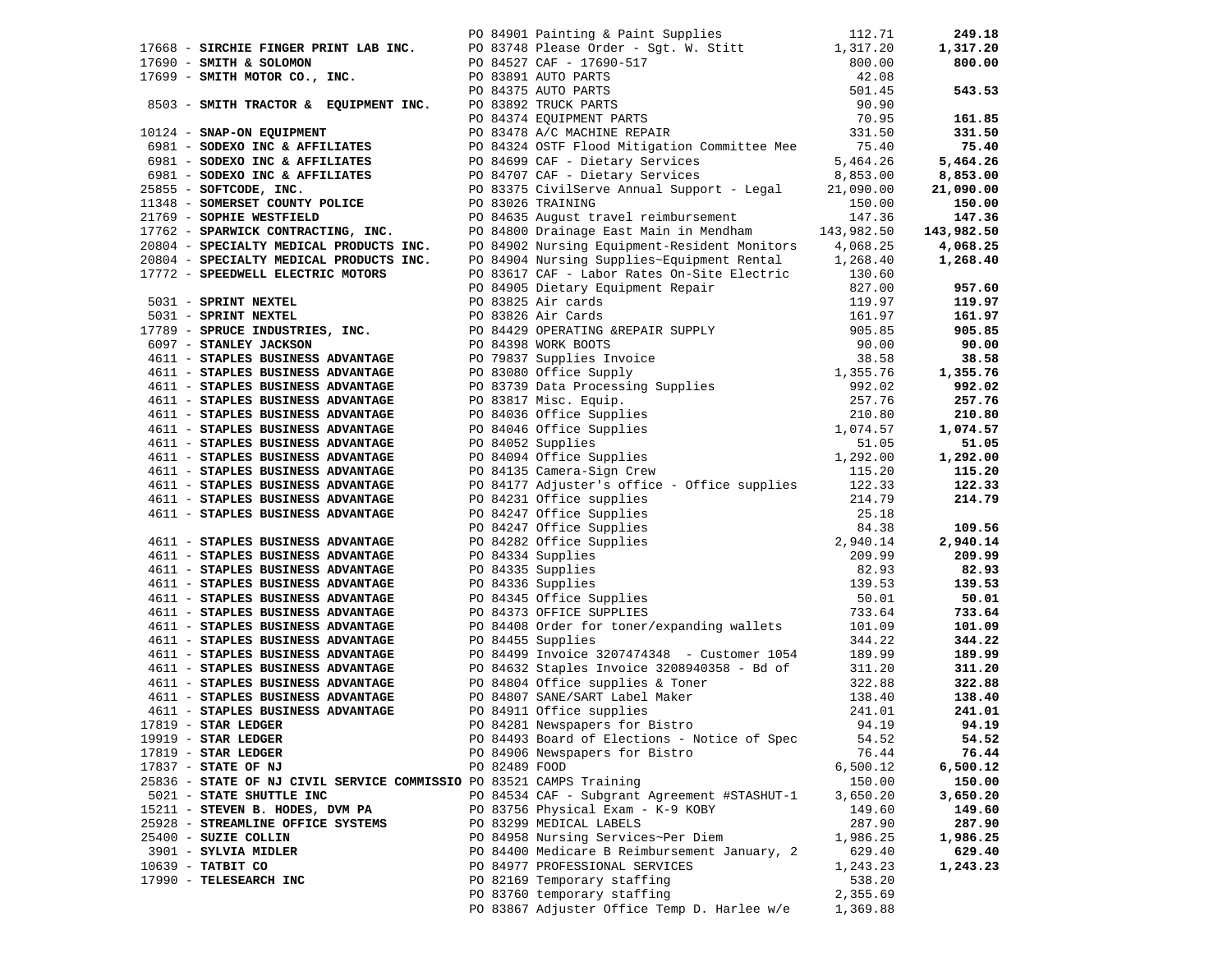| Vendor | PO / Description | Amount | Total |
|---|---|---|---|
| | PO 84901 Painting & Paint Supplies | 112.71 | **249.18** |
| 17668 - **SIRCHIE FINGER PRINT LAB INC.** | PO 83748 Please Order - Sgt. W. Stitt | 1,317.20 | **1,317.20** |
| 17690 - **SMITH & SOLOMON** | PO 84527 CAF - 17690-517 | 800.00 | **800.00** |
| 17699 - **SMITH MOTOR CO., INC.** | PO 83891 AUTO PARTS | 42.08 | |
| | PO 84375 AUTO PARTS | 501.45 | **543.53** |
| 8503 - **SMITH TRACTOR & EQUIPMENT INC.** | PO 83892 TRUCK PARTS | 90.90 | |
| | PO 84374 EQUIPMENT PARTS | 70.95 | **161.85** |
| 10124 - **SNAP-ON EQUIPMENT** | PO 83478 A/C MACHINE REPAIR | 331.50 | **331.50** |
| 6981 - **SODEXO INC & AFFILIATES** | PO 84324 OSTF Flood Mitigation Committee Mee | 75.40 | **75.40** |
| 6981 - **SODEXO INC & AFFILIATES** | PO 84699 CAF - Dietary Services | 5,464.26 | **5,464.26** |
| 6981 - **SODEXO INC & AFFILIATES** | PO 84707 CAF - Dietary Services | 8,853.00 | **8,853.00** |
| 25855 - **SOFTCODE, INC.** | PO 83375 CivilServe Annual Support - Legal | 21,090.00 | **21,090.00** |
| 11348 - **SOMERSET COUNTY POLICE** | PO 83026 TRAINING | 150.00 | **150.00** |
| 21769 - **SOPHIE WESTFIELD** | PO 84635 August travel reimbursement | 147.36 | **147.36** |
| 17762 - **SPARWICK CONTRACTING, INC.** | PO 84800 Drainage East Main in Mendham | 143,982.50 | **143,982.50** |
| 20804 - **SPECIALTY MEDICAL PRODUCTS INC.** | PO 84902 Nursing Equipment-Resident Monitors | 4,068.25 | **4,068.25** |
| 20804 - **SPECIALTY MEDICAL PRODUCTS INC.** | PO 84904 Nursing Supplies~Equipment Rental | 1,268.40 | **1,268.40** |
| 17772 - **SPEEDWELL ELECTRIC MOTORS** | PO 83617 CAF - Labor Rates On-Site Electric | 130.60 | |
| | PO 84905 Dietary Equipment Repair | 827.00 | **957.60** |
| 5031 - **SPRINT NEXTEL** | PO 83825 Air cards | 119.97 | **119.97** |
| 5031 - **SPRINT NEXTEL** | PO 83826 Air Cards | 161.97 | **161.97** |
| 17789 - **SPRUCE INDUSTRIES, INC.** | PO 84429 OPERATING &REPAIR SUPPLY | 905.85 | **905.85** |
| 6097 - **STANLEY JACKSON** | PO 84398 WORK BOOTS | 90.00 | **90.00** |
| 4611 - **STAPLES BUSINESS ADVANTAGE** | PO 79837 Supplies Invoice | 38.58 | **38.58** |
| 4611 - **STAPLES BUSINESS ADVANTAGE** | PO 83080 Office Supply | 1,355.76 | **1,355.76** |
| 4611 - **STAPLES BUSINESS ADVANTAGE** | PO 83739 Data Processing Supplies | 992.02 | **992.02** |
| 4611 - **STAPLES BUSINESS ADVANTAGE** | PO 83817 Misc. Equip. | 257.76 | **257.76** |
| 4611 - **STAPLES BUSINESS ADVANTAGE** | PO 84036 Office Supplies | 210.80 | **210.80** |
| 4611 - **STAPLES BUSINESS ADVANTAGE** | PO 84046 Office Supplies | 1,074.57 | **1,074.57** |
| 4611 - **STAPLES BUSINESS ADVANTAGE** | PO 84052 Supplies | 51.05 | **51.05** |
| 4611 - **STAPLES BUSINESS ADVANTAGE** | PO 84094 Office Supplies | 1,292.00 | **1,292.00** |
| 4611 - **STAPLES BUSINESS ADVANTAGE** | PO 84135 Camera-Sign Crew | 115.20 | **115.20** |
| 4611 - **STAPLES BUSINESS ADVANTAGE** | PO 84177 Adjuster's office - Office supplies | 122.33 | **122.33** |
| 4611 - **STAPLES BUSINESS ADVANTAGE** | PO 84231 Office supplies | 214.79 | **214.79** |
| 4611 - **STAPLES BUSINESS ADVANTAGE** | PO 84247 Office Supplies | 25.18 | |
| | PO 84247 Office Supplies | 84.38 | **109.56** |
| 4611 - **STAPLES BUSINESS ADVANTAGE** | PO 84282 Office Supplies | 2,940.14 | **2,940.14** |
| 4611 - **STAPLES BUSINESS ADVANTAGE** | PO 84334 Supplies | 209.99 | **209.99** |
| 4611 - **STAPLES BUSINESS ADVANTAGE** | PO 84335 Supplies | 82.93 | **82.93** |
| 4611 - **STAPLES BUSINESS ADVANTAGE** | PO 84336 Supplies | 139.53 | **139.53** |
| 4611 - **STAPLES BUSINESS ADVANTAGE** | PO 84345 Office Supplies | 50.01 | **50.01** |
| 4611 - **STAPLES BUSINESS ADVANTAGE** | PO 84373 OFFICE SUPPLIES | 733.64 | **733.64** |
| 4611 - **STAPLES BUSINESS ADVANTAGE** | PO 84408 Order for toner/expanding wallets | 101.09 | **101.09** |
| 4611 - **STAPLES BUSINESS ADVANTAGE** | PO 84455 Supplies | 344.22 | **344.22** |
| 4611 - **STAPLES BUSINESS ADVANTAGE** | PO 84499 Invoice 3207474348 - Customer 1054 | 189.99 | **189.99** |
| 4611 - **STAPLES BUSINESS ADVANTAGE** | PO 84632 Staples Invoice 3208940358 - Bd of | 311.20 | **311.20** |
| 4611 - **STAPLES BUSINESS ADVANTAGE** | PO 84804 Office supplies & Toner | 322.88 | **322.88** |
| 4611 - **STAPLES BUSINESS ADVANTAGE** | PO 84807 SANE/SART Label Maker | 138.40 | **138.40** |
| 4611 - **STAPLES BUSINESS ADVANTAGE** | PO 84911 Office supplies | 241.01 | **241.01** |
| 17819 - **STAR LEDGER** | PO 84281 Newspapers for Bistro | 94.19 | **94.19** |
| 19919 - **STAR LEDGER** | PO 84493 Board of Elections - Notice of Spec | 54.52 | **54.52** |
| 17819 - **STAR LEDGER** | PO 84906 Newspapers for Bistro | 76.44 | **76.44** |
| 17837 - **STATE OF NJ** | PO 82489 FOOD | 6,500.12 | **6,500.12** |
| 25836 - **STATE OF NJ CIVIL SERVICE COMMISSIO** | PO 83521 CAMPS Training | 150.00 | **150.00** |
| 5021 - **STATE SHUTTLE INC** | PO 84534 CAF - Subgrant Agreement #STASHUT-1 | 3,650.20 | **3,650.20** |
| 15211 - **STEVEN B. HODES, DVM PA** | PO 83756 Physical Exam - K-9 KOBY | 149.60 | **149.60** |
| 25928 - **STREAMLINE OFFICE SYSTEMS** | PO 83299 MEDICAL LABELS | 287.90 | **287.90** |
| 25400 - **SUZIE COLLIN** | PO 84958 Nursing Services~Per Diem | 1,986.25 | **1,986.25** |
| 3901 - **SYLVIA MIDLER** | PO 84400 Medicare B Reimbursement January, 2 | 629.40 | **629.40** |
| 10639 - **TATBIT CO** | PO 84977 PROFESSIONAL SERVICES | 1,243.23 | **1,243.23** |
| 17990 - **TELESEARCH INC** | PO 82169 Temporary staffing | 538.20 | |
| | PO 83760 temporary staffing | 2,355.69 | |
| | PO 83867 Adjuster Office Temp D. Harlee w/e | 1,369.88 | |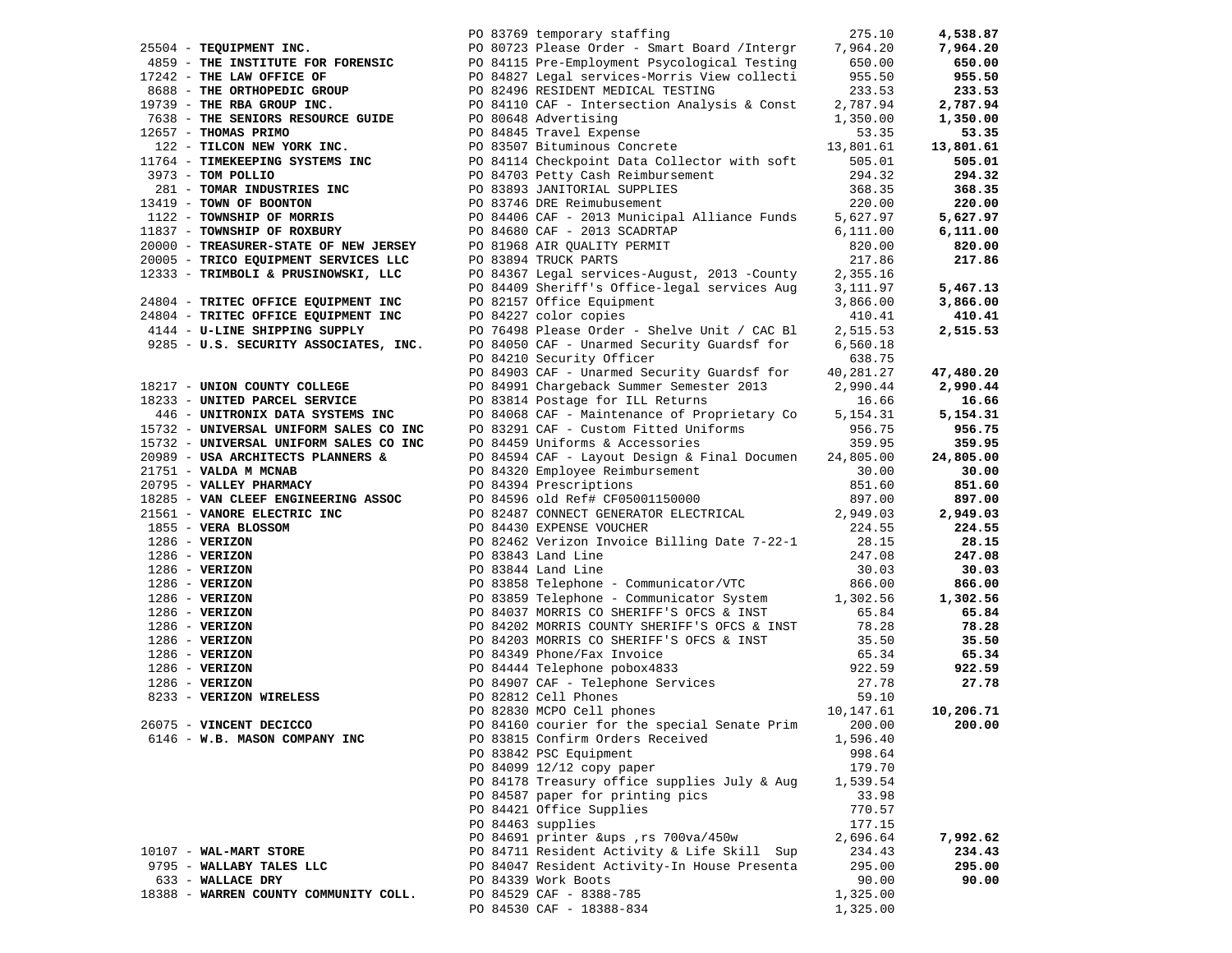| Vendor | Description | Amount | Total |
|---|---|---|---|
| | PO 83769 temporary staffing | 275.10 | **4,538.87** |
| 25504 - **TEQUIPMENT INC.** | PO 80723 Please Order - Smart Board /Intergr | 7,964.20 | **7,964.20** |
| 4859 - **THE INSTITUTE FOR FORENSIC** | PO 84115 Pre-Employment Psycological Testing | 650.00 | **650.00** |
| 17242 - **THE LAW OFFICE OF** | PO 84827 Legal services-Morris View collecti | 955.50 | **955.50** |
| 8688 - **THE ORTHOPEDIC GROUP** | PO 82496 RESIDENT MEDICAL TESTING | 233.53 | **233.53** |
| 19739 - **THE RBA GROUP INC.** | PO 84110 CAF - Intersection Analysis & Const | 2,787.94 | **2,787.94** |
| 7638 - **THE SENIORS RESOURCE GUIDE** | PO 80648 Advertising | 1,350.00 | **1,350.00** |
| 12657 - **THOMAS PRIMO** | PO 84845 Travel Expense | 53.35 | **53.35** |
| 122 - **TILCON NEW YORK INC.** | PO 83507 Bituminous Concrete | 13,801.61 | **13,801.61** |
| 11764 - **TIMEKEEPING SYSTEMS INC** | PO 84114 Checkpoint Data Collector with soft | 505.01 | **505.01** |
| 3973 - **TOM POLLIO** | PO 84703 Petty Cash Reimbursement | 294.32 | **294.32** |
| 281 - **TOMAR INDUSTRIES INC** | PO 83893 JANITORIAL SUPPLIES | 368.35 | **368.35** |
| 13419 - **TOWN OF BOONTON** | PO 83746 DRE Reimubusement | 220.00 | **220.00** |
| 1122 - **TOWNSHIP OF MORRIS** | PO 84406 CAF - 2013 Municipal Alliance Funds | 5,627.97 | **5,627.97** |
| 11837 - **TOWNSHIP OF ROXBURY** | PO 84680 CAF - 2013 SCADRTAP | 6,111.00 | **6,111.00** |
| 20000 - **TREASURER-STATE OF NEW JERSEY** | PO 81968 AIR QUALITY PERMIT | 820.00 | **820.00** |
| 20005 - **TRICO EQUIPMENT SERVICES LLC** | PO 83894 TRUCK PARTS | 217.86 | **217.86** |
| 12333 - **TRIMBOLI & PRUSINOWSKI, LLC** | PO 84367 Legal services-August, 2013 -County | 2,355.16 | |
| | PO 84409 Sheriff's Office-legal services Aug | 3,111.97 | **5,467.13** |
| 24804 - **TRITEC OFFICE EQUIPMENT INC** | PO 82157 Office Equipment | 3,866.00 | **3,866.00** |
| 24804 - **TRITEC OFFICE EQUIPMENT INC** | PO 84227 color copies | 410.41 | **410.41** |
| 4144 - **U-LINE SHIPPING SUPPLY** | PO 76498 Please Order - Shelve Unit / CAC Bl | 2,515.53 | **2,515.53** |
| 9285 - **U.S. SECURITY ASSOCIATES, INC.** | PO 84050 CAF - Unarmed Security Guardsf for | 6,560.18 | |
| | PO 84210 Security Officer | 638.75 | |
| | PO 84903 CAF - Unarmed Security Guardsf for | 40,281.27 | **47,480.20** |
| 18217 - **UNION COUNTY COLLEGE** | PO 84991 Chargeback Summer Semester 2013 | 2,990.44 | **2,990.44** |
| 18233 - **UNITED PARCEL SERVICE** | PO 83814 Postage for ILL Returns | 16.66 | **16.66** |
| 446 - **UNITRONIX DATA SYSTEMS INC** | PO 84068 CAF - Maintenance of Proprietary Co | 5,154.31 | **5,154.31** |
| 15732 - **UNIVERSAL UNIFORM SALES CO INC** | PO 83291 CAF - Custom Fitted Uniforms | 956.75 | **956.75** |
| 15732 - **UNIVERSAL UNIFORM SALES CO INC** | PO 84459 Uniforms & Accessories | 359.95 | **359.95** |
| 20989 - **USA ARCHITECTS PLANNERS &** | PO 84594 CAF - Layout Design & Final Documen | 24,805.00 | **24,805.00** |
| 21751 - **VALDA M MCNAB** | PO 84320 Employee Reimbursement | 30.00 | **30.00** |
| 20795 - **VALLEY PHARMACY** | PO 84394 Prescriptions | 851.60 | **851.60** |
| 18285 - **VAN CLEEF ENGINEERING ASSOC** | PO 84596 old Ref# CF05001150000 | 897.00 | **897.00** |
| 21561 - **VANORE ELECTRIC INC** | PO 82487 CONNECT GENERATOR ELECTRICAL | 2,949.03 | **2,949.03** |
| 1855 - **VERA BLOSSOM** | PO 84430 EXPENSE VOUCHER | 224.55 | **224.55** |
| 1286 - **VERIZON** | PO 82462 Verizon Invoice Billing Date 7-22-1 | 28.15 | **28.15** |
| 1286 - **VERIZON** | PO 83843 Land Line | 247.08 | **247.08** |
| 1286 - **VERIZON** | PO 83844 Land Line | 30.03 | **30.03** |
| 1286 - **VERIZON** | PO 83858 Telephone - Communicator/VTC | 866.00 | **866.00** |
| 1286 - **VERIZON** | PO 83859 Telephone - Communicator System | 1,302.56 | **1,302.56** |
| 1286 - **VERIZON** | PO 84037 MORRIS CO SHERIFF'S OFCS & INST | 65.84 | **65.84** |
| 1286 - **VERIZON** | PO 84202 MORRIS COUNTY SHERIFF'S OFCS & INST | 78.28 | **78.28** |
| 1286 - **VERIZON** | PO 84203 MORRIS CO SHERIFF'S OFCS & INST | 35.50 | **35.50** |
| 1286 - **VERIZON** | PO 84349 Phone/Fax Invoice | 65.34 | **65.34** |
| 1286 - **VERIZON** | PO 84444 Telephone pobox4833 | 922.59 | **922.59** |
| 1286 - **VERIZON** | PO 84907 CAF - Telephone Services | 27.78 | **27.78** |
| 8233 - **VERIZON WIRELESS** | PO 82812 Cell Phones | 59.10 | |
| | PO 82830 MCPO Cell phones | 10,147.61 | **10,206.71** |
| 26075 - **VINCENT DECICCO** | PO 84160 courier for the special Senate Prim | 200.00 | **200.00** |
| 6146 - **W.B. MASON COMPANY INC** | PO 83815 Confirm Orders Received | 1,596.40 | |
| | PO 83842 PSC Equipment | 998.64 | |
| | PO 84099 12/12 copy paper | 179.70 | |
| | PO 84178 Treasury office supplies July & Aug | 1,539.54 | |
| | PO 84587 paper for printing pics | 33.98 | |
| | PO 84421 Office Supplies | 770.57 | |
| | PO 84463 supplies | 177.15 | |
| | PO 84691 printer &ups ,rs 700va/450w | 2,696.64 | **7,992.62** |
| 10107 - **WAL-MART STORE** | PO 84711 Resident Activity & Life Skill Sup | 234.43 | **234.43** |
| 9795 - **WALLABY TALES LLC** | PO 84047 Resident Activity-In House Presenta | 295.00 | **295.00** |
| 633 - **WALLACE DRY** | PO 84339 Work Boots | 90.00 | **90.00** |
| 18388 - **WARREN COUNTY COMMUNITY COLL.** | PO 84529 CAF - 8388-785 | 1,325.00 | |
| | PO 84530 CAF - 18388-834 | 1,325.00 | |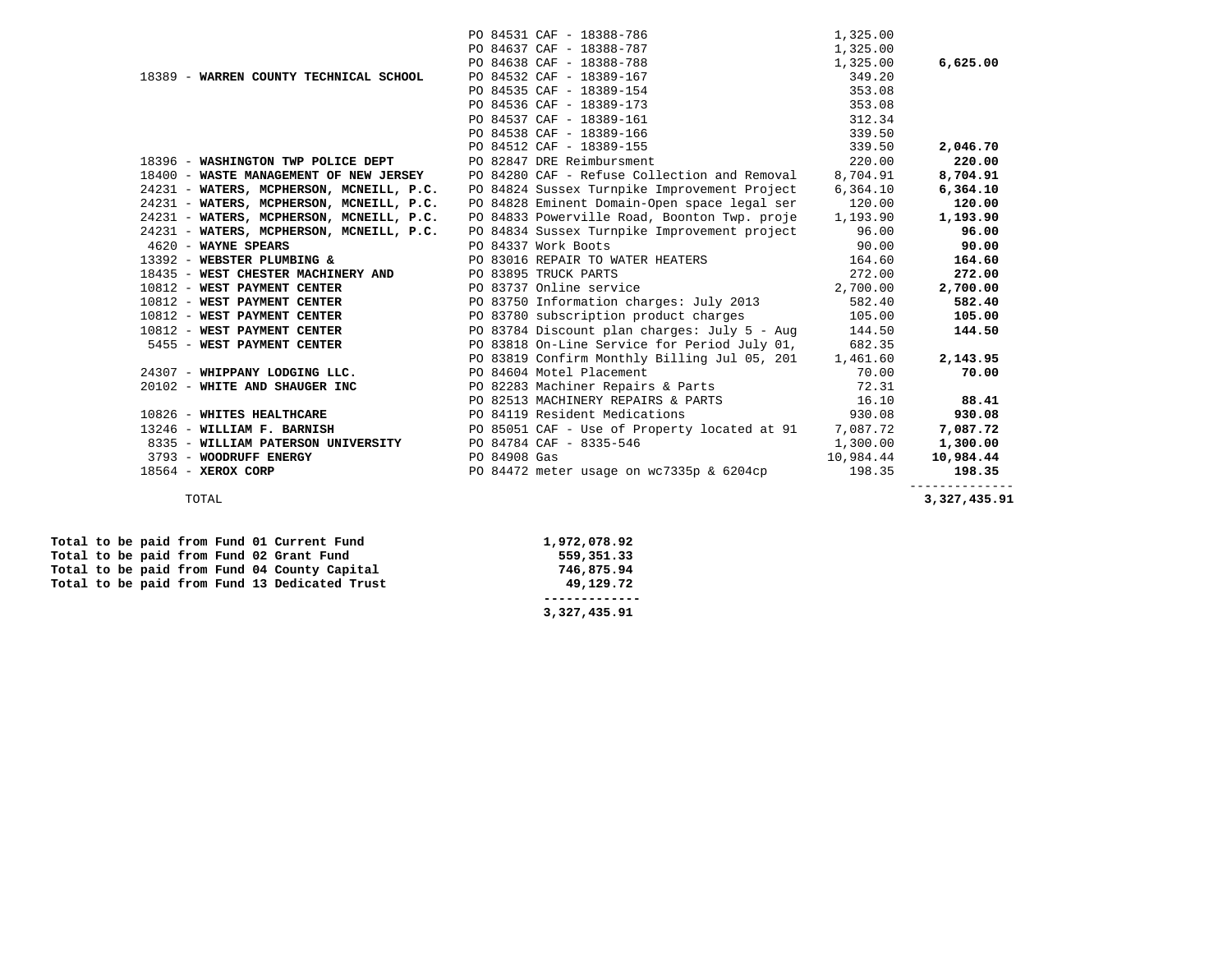| Vendor | PO / Description | Amount | Vendor Total |
|---|---|---|---|
| | PO 84531 CAF - 18388-786 | 1,325.00 | |
| | PO 84637 CAF - 18388-787 | 1,325.00 | |
| | PO 84638 CAF - 18388-788 | 1,325.00 | **6,625.00** |
| 18389 - **WARREN COUNTY TECHNICAL SCHOOL** | PO 84532 CAF - 18389-167 | 349.20 | |
| | PO 84535 CAF - 18389-154 | 353.08 | |
| | PO 84536 CAF - 18389-173 | 353.08 | |
| | PO 84537 CAF - 18389-161 | 312.34 | |
| | PO 84538 CAF - 18389-166 | 339.50 | |
| | PO 84512 CAF - 18389-155 | 339.50 | **2,046.70** |
| 18396 - **WASHINGTON TWP POLICE DEPT** | PO 82847 DRE Reimbursment | 220.00 | **220.00** |
| 18400 - **WASTE MANAGEMENT OF NEW JERSEY** | PO 84280 CAF - Refuse Collection and Removal | 8,704.91 | **8,704.91** |
| 24231 - **WATERS, MCPHERSON, MCNEILL, P.C.** | PO 84824 Sussex Turnpike Improvement Project | 6,364.10 | **6,364.10** |
| 24231 - **WATERS, MCPHERSON, MCNEILL, P.C.** | PO 84828 Eminent Domain-Open space legal ser | 120.00 | **120.00** |
| 24231 - **WATERS, MCPHERSON, MCNEILL, P.C.** | PO 84833 Powerville Road, Boonton Twp. proje | 1,193.90 | **1,193.90** |
| 24231 - **WATERS, MCPHERSON, MCNEILL, P.C.** | PO 84834 Sussex Turnpike Improvement project | 96.00 | **96.00** |
| 4620 - **WAYNE SPEARS** | PO 84337 Work Boots | 90.00 | **90.00** |
| 13392 - **WEBSTER PLUMBING &** | PO 83016 REPAIR TO WATER HEATERS | 164.60 | **164.60** |
| 18435 - **WEST CHESTER MACHINERY AND** | PO 83895 TRUCK PARTS | 272.00 | **272.00** |
| 10812 - **WEST PAYMENT CENTER** | PO 83737 Online service | 2,700.00 | **2,700.00** |
| 10812 - **WEST PAYMENT CENTER** | PO 83750 Information charges: July 2013 | 582.40 | **582.40** |
| 10812 - **WEST PAYMENT CENTER** | PO 83780 subscription product charges | 105.00 | **105.00** |
| 10812 - **WEST PAYMENT CENTER** | PO 83784 Discount plan charges: July 5 - Aug | 144.50 | **144.50** |
| 5455 - **WEST PAYMENT CENTER** | PO 83818 On-Line Service for Period July 01, | 682.35 | |
| | PO 83819 Confirm Monthly Billing Jul 05, 201 | 1,461.60 | **2,143.95** |
| 24307 - **WHIPPANY LODGING LLC.** | PO 84604 Motel Placement | 70.00 | **70.00** |
| 20102 - **WHITE AND SHAUGER INC** | PO 82283 Machiner Repairs & Parts | 72.31 | |
| | PO 82513 MACHINERY REPAIRS & PARTS | 16.10 | **88.41** |
| 10826 - **WHITES HEALTHCARE** | PO 84119 Resident Medications | 930.08 | **930.08** |
| 13246 - **WILLIAM F. BARNISH** | PO 85051 CAF - Use of Property located at 91 | 7,087.72 | **7,087.72** |
| 8335 - **WILLIAM PATERSON UNIVERSITY** | PO 84784 CAF - 8335-546 | 1,300.00 | **1,300.00** |
| 3793 - **WOODRUFF ENERGY** | PO 84908 Gas | 10,984.44 | **10,984.44** |
| 18564 - **XEROX CORP** | PO 84472 meter usage on wc7335p & 6204cp | 198.35 | **198.35** |
| TOTAL | | | **3,327,435.91** |

| | |
|---|---|
| **Total to be paid from Fund 01 Current Fund** | **1,972,078.92** |
| **Total to be paid from Fund 02 Grant Fund** | **559,351.33** |
| **Total to be paid from Fund 04 County Capital** | **746,875.94** |
| **Total to be paid from Fund 13 Dedicated Trust** | **49,129.72** |
| | **3,327,435.91** |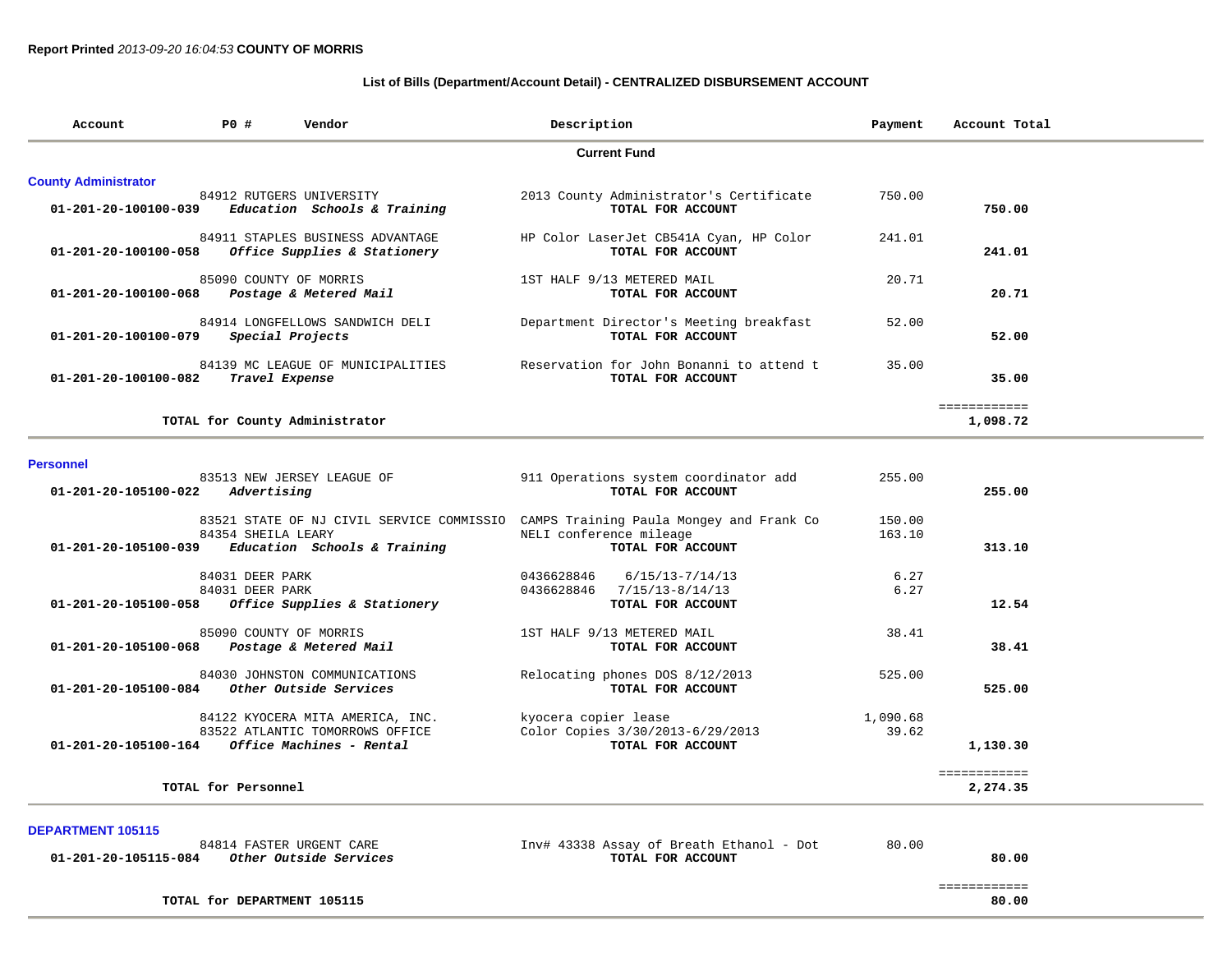**Report Printed** *2013-09-20 16:04:53* **COUNTY OF MORRIS**

### List of Bills (Department/Account Detail) - CENTRALIZED DISBURSEMENT ACCOUNT

| Account | PO # | Vendor | Description | Payment | Account Total |
|---|---|---|---|---|---|
| | | **Current Fund** | | | |
| **County Administrator** | | | | | |
| | 84912 | RUTGERS UNIVERSITY | 2013 County Administrator's Certificate | 750.00 | |
| 01-201-20-100100-039 | | *Education Schools & Training* | TOTAL FOR ACCOUNT | | **750.00** |
| | 84911 | STAPLES BUSINESS ADVANTAGE | HP Color LaserJet CB541A Cyan, HP Color | 241.01 | |
| 01-201-20-100100-058 | | *Office Supplies & Stationery* | TOTAL FOR ACCOUNT | | **241.01** |
| | 85090 | COUNTY OF MORRIS | 1ST HALF 9/13 METERED MAIL | 20.71 | |
| 01-201-20-100100-068 | | *Postage & Metered Mail* | TOTAL FOR ACCOUNT | | **20.71** |
| | 84914 | LONGFELLOWS SANDWICH DELI | Department Director's Meeting breakfast | 52.00 | |
| 01-201-20-100100-079 | | *Special Projects* | TOTAL FOR ACCOUNT | | **52.00** |
| | 84139 | MC LEAGUE OF MUNICIPALITIES | Reservation for John Bonanni to attend t | 35.00 | |
| 01-201-20-100100-082 | | *Travel Expense* | TOTAL FOR ACCOUNT | | **35.00** |
| | | TOTAL for County Administrator | | | **1,098.72** |
| **Personnel** | | | | | |
| | 83513 | NEW JERSEY LEAGUE OF | 911 Operations system coordinator add | 255.00 | |
| 01-201-20-105100-022 | | *Advertising* | TOTAL FOR ACCOUNT | | **255.00** |
| | 83521 | STATE OF NJ CIVIL SERVICE COMMISSIO | CAMPS Training Paula Mongey and Frank Co | 150.00 | |
| | 84354 | SHEILA LEARY | NELI conference mileage | 163.10 | |
| 01-201-20-105100-039 | | *Education Schools & Training* | TOTAL FOR ACCOUNT | | **313.10** |
| | 84031 | DEER PARK | 0436628846 6/15/13-7/14/13 | 6.27 | |
| | 84031 | DEER PARK | 0436628846 7/15/13-8/14/13 | 6.27 | |
| 01-201-20-105100-058 | | *Office Supplies & Stationery* | TOTAL FOR ACCOUNT | | **12.54** |
| | 85090 | COUNTY OF MORRIS | 1ST HALF 9/13 METERED MAIL | 38.41 | |
| 01-201-20-105100-068 | | *Postage & Metered Mail* | TOTAL FOR ACCOUNT | | **38.41** |
| | 84030 | JOHNSTON COMMUNICATIONS | Relocating phones DOS 8/12/2013 | 525.00 | |
| 01-201-20-105100-084 | | *Other Outside Services* | TOTAL FOR ACCOUNT | | **525.00** |
| | 84122 | KYOCERA MITA AMERICA, INC. | kyocera copier lease | 1,090.68 | |
| | 83522 | ATLANTIC TOMORROWS OFFICE | Color Copies 3/30/2013-6/29/2013 | 39.62 | |
| 01-201-20-105100-164 | | *Office Machines - Rental* | TOTAL FOR ACCOUNT | | **1,130.30** |
| | | TOTAL for Personnel | | | **2,274.35** |
| **DEPARTMENT 105115** | | | | | |
| | 84814 | FASTER URGENT CARE | Inv# 43338 Assay of Breath Ethanol - Dot | 80.00 | |
| 01-201-20-105115-084 | | *Other Outside Services* | TOTAL FOR ACCOUNT | | **80.00** |
| | | TOTAL for DEPARTMENT 105115 | | | **80.00** |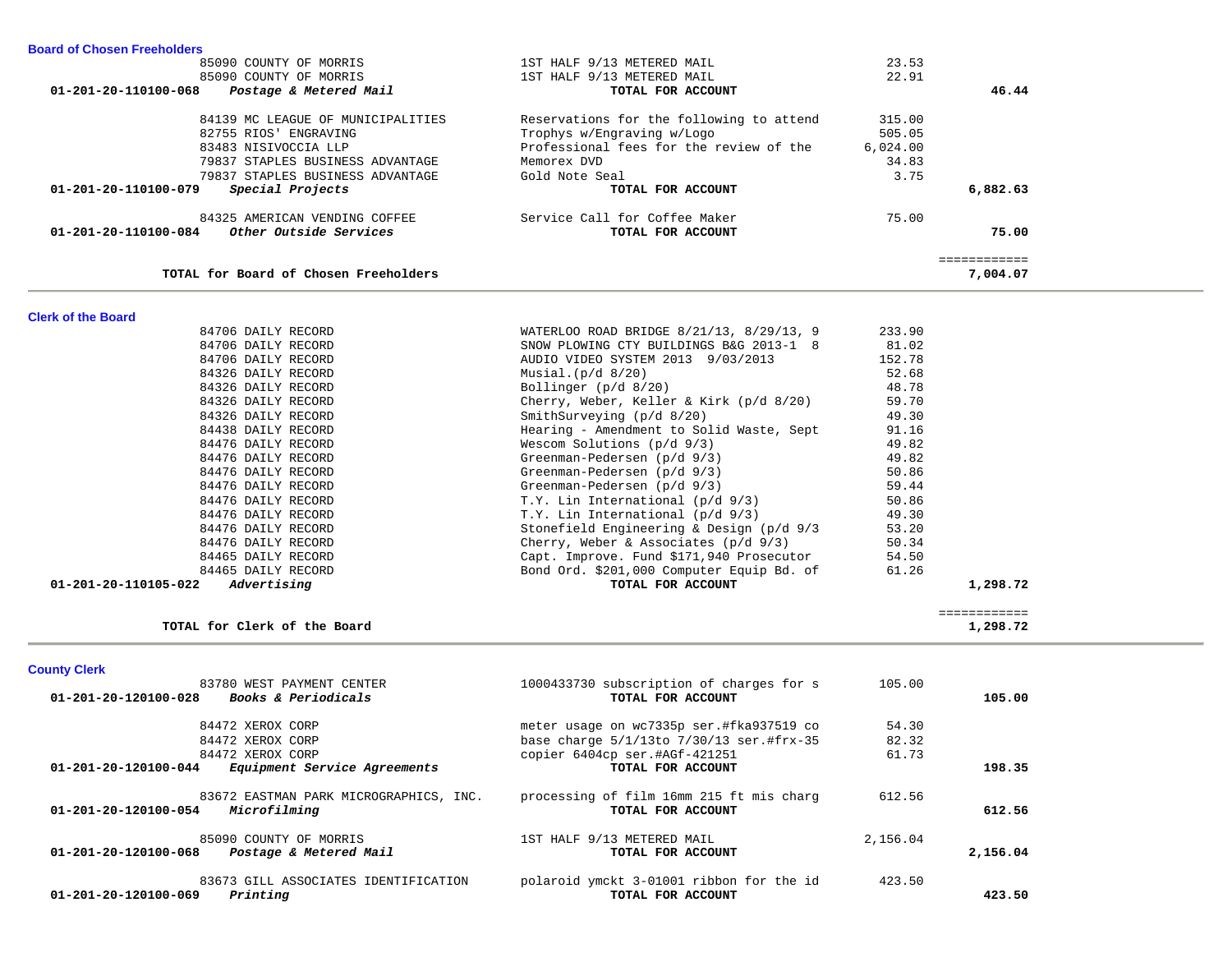## Board of Chosen Freeholders

| Account | Vendor | Description | Amount | Total |
|---|---|---|---|---|
| | 85090 COUNTY OF MORRIS | 1ST HALF 9/13 METERED MAIL | 23.53 | |
| | 85090 COUNTY OF MORRIS | 1ST HALF 9/13 METERED MAIL | 22.91 | |
| **01-201-20-110100-068** | ***Postage & Metered Mail*** | **TOTAL FOR ACCOUNT** | | **46.44** |
| | 84139 MC LEAGUE OF MUNICIPALITIES | Reservations for the following to attend | 315.00 | |
| | 82755 RIOS' ENGRAVING | Trophys w/Engraving w/Logo | 505.05 | |
| | 83483 NISIVOCCIA LLP | Professional fees for the review of the | 6,024.00 | |
| | 79837 STAPLES BUSINESS ADVANTAGE | Memorex DVD | 34.83 | |
| | 79837 STAPLES BUSINESS ADVANTAGE | Gold Note Seal | 3.75 | |
| **01-201-20-110100-079** | ***Special Projects*** | **TOTAL FOR ACCOUNT** | | **6,882.63** |
| | 84325 AMERICAN VENDING COFFEE | Service Call for Coffee Maker | 75.00 | |
| **01-201-20-110100-084** | ***Other Outside Services*** | **TOTAL FOR ACCOUNT** | | **75.00** |
| | | | | ============ |
| | **TOTAL for Board of Chosen Freeholders** | | | **7,004.07** |

## Clerk of the Board

| Account | Vendor | Description | Amount | Total |
|---|---|---|---|---|
| | 84706 DAILY RECORD | WATERLOO ROAD BRIDGE 8/21/13, 8/29/13, 9 | 233.90 | |
| | 84706 DAILY RECORD | SNOW PLOWING CTY BUILDINGS B&G 2013-1 8 | 81.02 | |
| | 84706 DAILY RECORD | AUDIO VIDEO SYSTEM 2013 9/03/2013 | 152.78 | |
| | 84326 DAILY RECORD | Musial.(p/d 8/20) | 52.68 | |
| | 84326 DAILY RECORD | Bollinger (p/d 8/20) | 48.78 | |
| | 84326 DAILY RECORD | Cherry, Weber, Keller & Kirk (p/d 8/20) | 59.70 | |
| | 84326 DAILY RECORD | SmithSurveying (p/d 8/20) | 49.30 | |
| | 84438 DAILY RECORD | Hearing - Amendment to Solid Waste, Sept | 91.16 | |
| | 84476 DAILY RECORD | Wescom Solutions (p/d 9/3) | 49.82 | |
| | 84476 DAILY RECORD | Greenman-Pedersen (p/d 9/3) | 49.82 | |
| | 84476 DAILY RECORD | Greenman-Pedersen (p/d 9/3) | 50.86 | |
| | 84476 DAILY RECORD | Greenman-Pedersen (p/d 9/3) | 59.44 | |
| | 84476 DAILY RECORD | T.Y. Lin International (p/d 9/3) | 50.86 | |
| | 84476 DAILY RECORD | T.Y. Lin International (p/d 9/3) | 49.30 | |
| | 84476 DAILY RECORD | Stonefield Engineering & Design (p/d 9/3 | 53.20 | |
| | 84476 DAILY RECORD | Cherry, Weber & Associates (p/d 9/3) | 50.34 | |
| | 84465 DAILY RECORD | Capt. Improve. Fund $171,940 Prosecutor | 54.50 | |
| | 84465 DAILY RECORD | Bond Ord. $201,000 Computer Equip Bd. of | 61.26 | |
| **01-201-20-110105-022** | ***Advertising*** | **TOTAL FOR ACCOUNT** | | **1,298.72** |
| | | | | ============ |
| | **TOTAL for Clerk of the Board** | | | **1,298.72** |

## County Clerk

| Account | Vendor | Description | Amount | Total |
|---|---|---|---|---|
| | 83780 WEST PAYMENT CENTER | 1000433730 subscription of charges for s | 105.00 | |
| **01-201-20-120100-028** | ***Books & Periodicals*** | **TOTAL FOR ACCOUNT** | | **105.00** |
| | 84472 XEROX CORP | meter usage on wc7335p ser.#fka937519 co | 54.30 | |
| | 84472 XEROX CORP | base charge 5/1/13to 7/30/13 ser.#frx-35 | 82.32 | |
| | 84472 XEROX CORP | copier 6404cp ser.#AGf-421251 | 61.73 | |
| **01-201-20-120100-044** | ***Equipment Service Agreements*** | **TOTAL FOR ACCOUNT** | | **198.35** |
| | 83672 EASTMAN PARK MICROGRAPHICS, INC. | processing of film 16mm 215 ft mis charg | 612.56 | |
| **01-201-20-120100-054** | ***Microfilming*** | **TOTAL FOR ACCOUNT** | | **612.56** |
| | 85090 COUNTY OF MORRIS | 1ST HALF 9/13 METERED MAIL | 2,156.04 | |
| **01-201-20-120100-068** | ***Postage & Metered Mail*** | **TOTAL FOR ACCOUNT** | | **2,156.04** |
| | 83673 GILL ASSOCIATES IDENTIFICATION | polaroid ymckt 3-01001 ribbon for the id | 423.50 | |
| **01-201-20-120100-069** | ***Printing*** | **TOTAL FOR ACCOUNT** | | **423.50** |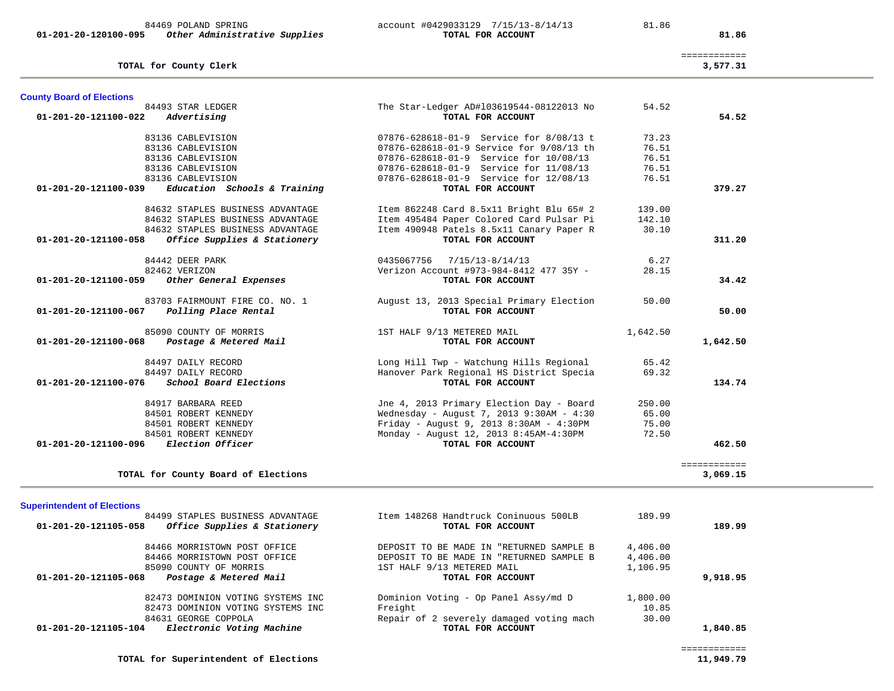| Account | Vendor / Description | Detail | Amount | Total |
|---|---|---|---|---|
| | 84469 POLAND SPRING | account #0429033129 7/15/13-8/14/13 | 81.86 | |
| **01-201-20-120100-095** | ***Other Administrative Supplies*** | **TOTAL FOR ACCOUNT** | | **81.86** |
| | | | | ============ |
| | **TOTAL for County Clerk** | | | **3,577.31** |

## County Board of Elections

| Account | Vendor / Description | Detail | Amount | Total |
|---|---|---|---|---|
| | 84493 STAR LEDGER | The Star-Ledger AD#l03619544-08122013 No | 54.52 | |
| **01-201-20-121100-022** | ***Advertising*** | **TOTAL FOR ACCOUNT** | | **54.52** |
| | 83136 CABLEVISION | 07876-628618-01-9 Service for 8/08/13 t | 73.23 | |
| | 83136 CABLEVISION | 07876-628618-01-9 Service for 9/08/13 th | 76.51 | |
| | 83136 CABLEVISION | 07876-628618-01-9 Service for 10/08/13 | 76.51 | |
| | 83136 CABLEVISION | 07876-628618-01-9 Service for 11/08/13 | 76.51 | |
| | 83136 CABLEVISION | 07876-628618-01-9 Service for 12/08/13 | 76.51 | |
| **01-201-20-121100-039** | ***Education Schools & Training*** | **TOTAL FOR ACCOUNT** | | **379.27** |
| | 84632 STAPLES BUSINESS ADVANTAGE | Item 862248 Card 8.5x11 Bright Blu 65# 2 | 139.00 | |
| | 84632 STAPLES BUSINESS ADVANTAGE | Item 495484 Paper Colored Card Pulsar Pi | 142.10 | |
| | 84632 STAPLES BUSINESS ADVANTAGE | Item 490948 Patels 8.5x11 Canary Paper R | 30.10 | |
| **01-201-20-121100-058** | ***Office Supplies & Stationery*** | **TOTAL FOR ACCOUNT** | | **311.20** |
| | 84442 DEER PARK | 0435067756 7/15/13-8/14/13 | 6.27 | |
| | 82462 VERIZON | Verizon Account #973-984-8412 477 35Y - | 28.15 | |
| **01-201-20-121100-059** | ***Other General Expenses*** | **TOTAL FOR ACCOUNT** | | **34.42** |
| | 83703 FAIRMOUNT FIRE CO. NO. 1 | August 13, 2013 Special Primary Election | 50.00 | |
| **01-201-20-121100-067** | ***Polling Place Rental*** | **TOTAL FOR ACCOUNT** | | **50.00** |
| | 85090 COUNTY OF MORRIS | 1ST HALF 9/13 METERED MAIL | 1,642.50 | |
| **01-201-20-121100-068** | ***Postage & Metered Mail*** | **TOTAL FOR ACCOUNT** | | **1,642.50** |
| | 84497 DAILY RECORD | Long Hill Twp - Watchung Hills Regional | 65.42 | |
| | 84497 DAILY RECORD | Hanover Park Regional HS District Specia | 69.32 | |
| **01-201-20-121100-076** | ***School Board Elections*** | **TOTAL FOR ACCOUNT** | | **134.74** |
| | 84917 BARBARA REED | Jne 4, 2013 Primary Election Day - Board | 250.00 | |
| | 84501 ROBERT KENNEDY | Wednesday - August 7, 2013 9:30AM - 4:30 | 65.00 | |
| | 84501 ROBERT KENNEDY | Friday - August 9, 2013 8:30AM - 4:30PM | 75.00 | |
| | 84501 ROBERT KENNEDY | Monday - August 12, 2013 8:45AM-4:30PM | 72.50 | |
| **01-201-20-121100-096** | ***Election Officer*** | **TOTAL FOR ACCOUNT** | | **462.50** |
| | | | | ============ |
| | **TOTAL for County Board of Elections** | | | **3,069.15** |

## Superintendent of Elections

| Account | Vendor / Description | Detail | Amount | Total |
|---|---|---|---|---|
| | 84499 STAPLES BUSINESS ADVANTAGE | Item 148268 Handtruck Coninuous 500LB | 189.99 | |
| **01-201-20-121105-058** | ***Office Supplies & Stationery*** | **TOTAL FOR ACCOUNT** | | **189.99** |
| | 84466 MORRISTOWN POST OFFICE | DEPOSIT TO BE MADE IN "RETURNED SAMPLE B | 4,406.00 | |
| | 84466 MORRISTOWN POST OFFICE | DEPOSIT TO BE MADE IN "RETURNED SAMPLE B | 4,406.00 | |
| | 85090 COUNTY OF MORRIS | 1ST HALF 9/13 METERED MAIL | 1,106.95 | |
| **01-201-20-121105-068** | ***Postage & Metered Mail*** | **TOTAL FOR ACCOUNT** | | **9,918.95** |
| | 82473 DOMINION VOTING SYSTEMS INC | Dominion Voting - Op Panel Assy/md D | 1,800.00 | |
| | 82473 DOMINION VOTING SYSTEMS INC | Freight | 10.85 | |
| | 84631 GEORGE COPPOLA | Repair of 2 severely damaged voting mach | 30.00 | |
| **01-201-20-121105-104** | ***Electronic Voting Machine*** | **TOTAL FOR ACCOUNT** | | **1,840.85** |
| | | | | ============ |
| | **TOTAL for Superintendent of Elections** | | | **11,949.79** |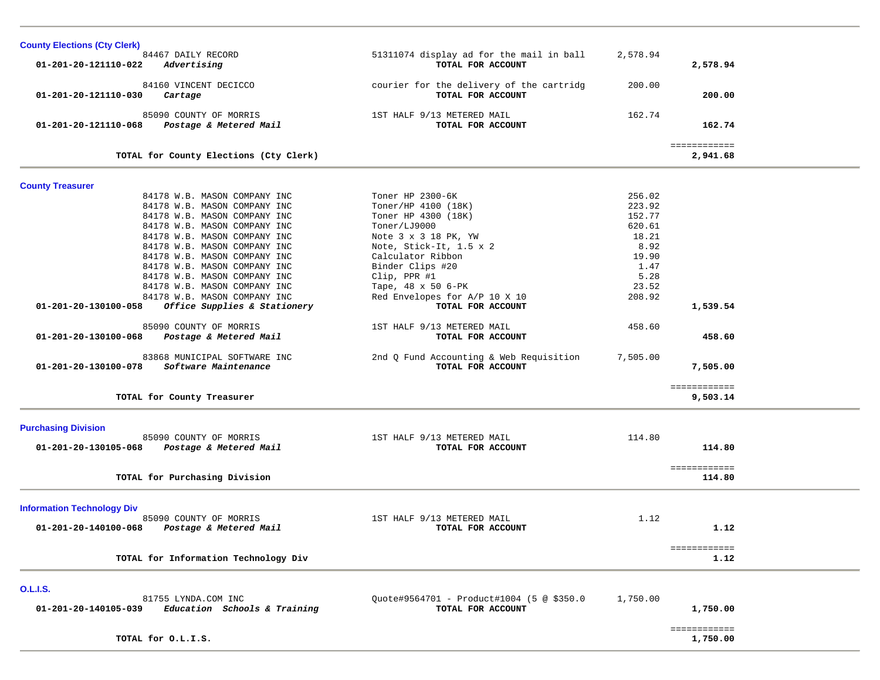## County Elections (Cty Clerk)

| Account | Vendor / Account Name | Description | Amount | Total |
|---|---|---|---|---|
| | 84467 DAILY RECORD | 51311074 display ad for the mail in ball | 2,578.94 | |
| **01-201-20-121110-022** | ***Advertising*** | **TOTAL FOR ACCOUNT** | | **2,578.94** |
| | 84160 VINCENT DECICCO | courier for the delivery of the cartridg | 200.00 | |
| **01-201-20-121110-030** | ***Cartage*** | **TOTAL FOR ACCOUNT** | | **200.00** |
| | 85090 COUNTY OF MORRIS | 1ST HALF 9/13 METERED MAIL | 162.74 | |
| **01-201-20-121110-068** | ***Postage & Metered Mail*** | **TOTAL FOR ACCOUNT** | | **162.74** |
| | | | | ============ |
| | **TOTAL for County Elections (Cty Clerk)** | | | **2,941.68** |

## County Treasurer

| Account | Vendor / Account Name | Description | Amount | Total |
|---|---|---|---|---|
| | 84178 W.B. MASON COMPANY INC | Toner HP 2300-6K | 256.02 | |
| | 84178 W.B. MASON COMPANY INC | Toner/HP 4100 (18K) | 223.92 | |
| | 84178 W.B. MASON COMPANY INC | Toner HP 4300 (18K) | 152.77 | |
| | 84178 W.B. MASON COMPANY INC | Toner/LJ9000 | 620.61 | |
| | 84178 W.B. MASON COMPANY INC | Note 3 x 3 18 PK, YW | 18.21 | |
| | 84178 W.B. MASON COMPANY INC | Note, Stick-It, 1.5 x 2 | 8.92 | |
| | 84178 W.B. MASON COMPANY INC | Calculator Ribbon | 19.90 | |
| | 84178 W.B. MASON COMPANY INC | Binder Clips #20 | 1.47 | |
| | 84178 W.B. MASON COMPANY INC | Clip, PPR #1 | 5.28 | |
| | 84178 W.B. MASON COMPANY INC | Tape, 48 x 50 6-PK | 23.52 | |
| | 84178 W.B. MASON COMPANY INC | Red Envelopes for A/P 10 X 10 | 208.92 | |
| **01-201-20-130100-058** | ***Office Supplies & Stationery*** | **TOTAL FOR ACCOUNT** | | **1,539.54** |
| | 85090 COUNTY OF MORRIS | 1ST HALF 9/13 METERED MAIL | 458.60 | |
| **01-201-20-130100-068** | ***Postage & Metered Mail*** | **TOTAL FOR ACCOUNT** | | **458.60** |
| | 83868 MUNICIPAL SOFTWARE INC | 2nd Q Fund Accounting & Web Requisition | 7,505.00 | |
| **01-201-20-130100-078** | ***Software Maintenance*** | **TOTAL FOR ACCOUNT** | | **7,505.00** |
| | | | | ============ |
| | **TOTAL for County Treasurer** | | | **9,503.14** |

## Purchasing Division

| Account | Vendor / Account Name | Description | Amount | Total |
|---|---|---|---|---|
| | 85090 COUNTY OF MORRIS | 1ST HALF 9/13 METERED MAIL | 114.80 | |
| **01-201-20-130105-068** | ***Postage & Metered Mail*** | **TOTAL FOR ACCOUNT** | | **114.80** |
| | | | | ============ |
| | **TOTAL for Purchasing Division** | | | **114.80** |

## Information Technology Div

| Account | Vendor / Account Name | Description | Amount | Total |
|---|---|---|---|---|
| | 85090 COUNTY OF MORRIS | 1ST HALF 9/13 METERED MAIL | 1.12 | |
| **01-201-20-140100-068** | ***Postage & Metered Mail*** | **TOTAL FOR ACCOUNT** | | **1.12** |
| | | | | ============ |
| | **TOTAL for Information Technology Div** | | | **1.12** |

## O.L.I.S.

| Account | Vendor / Account Name | Description | Amount | Total |
|---|---|---|---|---|
| | 81755 LYNDA.COM INC | Quote#9564701 - Product#1004 (5 @ $350.0 | 1,750.00 | |
| **01-201-20-140105-039** | ***Education Schools & Training*** | **TOTAL FOR ACCOUNT** | | **1,750.00** |
| | | | | ============ |
| | **TOTAL for O.L.I.S.** | | | **1,750.00** |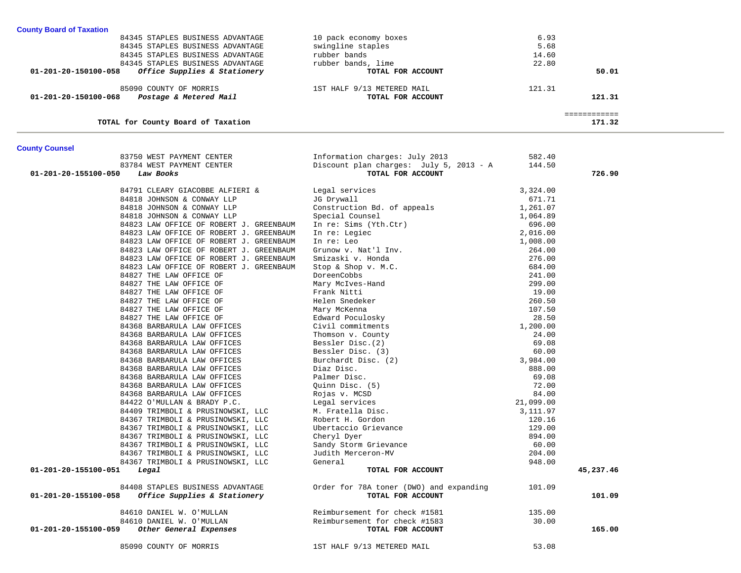## County Board of Taxation

| Account | Vendor | Description | Amount | Total |
|---|---|---|---|---|
| | 84345 STAPLES BUSINESS ADVANTAGE | 10 pack economy boxes | 6.93 | |
| | 84345 STAPLES BUSINESS ADVANTAGE | swingline staples | 5.68 | |
| | 84345 STAPLES BUSINESS ADVANTAGE | rubber bands | 14.60 | |
| | 84345 STAPLES BUSINESS ADVANTAGE | rubber bands, lime | 22.80 | |
| **01-201-20-150100-058** | ***Office Supplies & Stationery*** | **TOTAL FOR ACCOUNT** | | **50.01** |
| | 85090 COUNTY OF MORRIS | 1ST HALF 9/13 METERED MAIL | 121.31 | |
| **01-201-20-150100-068** | ***Postage & Metered Mail*** | **TOTAL FOR ACCOUNT** | | **121.31** |
| | **TOTAL for County Board of Taxation** | | | ============ **171.32** |

## County Counsel

| Account | Vendor | Description | Amount | Total |
|---|---|---|---|---|
| | 83750 WEST PAYMENT CENTER | Information charges: July 2013 | 582.40 | |
| | 83784 WEST PAYMENT CENTER | Discount plan charges: July 5, 2013 - A | 144.50 | |
| **01-201-20-155100-050** | ***Law Books*** | **TOTAL FOR ACCOUNT** | | **726.90** |
| | 84791 CLEARY GIACOBBE ALFIERI & | Legal services | 3,324.00 | |
| | 84818 JOHNSON & CONWAY LLP | JG Drywall | 671.71 | |
| | 84818 JOHNSON & CONWAY LLP | Construction Bd. of appeals | 1,261.07 | |
| | 84818 JOHNSON & CONWAY LLP | Special Counsel | 1,064.89 | |
| | 84823 LAW OFFICE OF ROBERT J. GREENBAUM | In re: Sims (Yth.Ctr) | 696.00 | |
| | 84823 LAW OFFICE OF ROBERT J. GREENBAUM | In re: Legiec | 2,016.00 | |
| | 84823 LAW OFFICE OF ROBERT J. GREENBAUM | In re: Leo | 1,008.00 | |
| | 84823 LAW OFFICE OF ROBERT J. GREENBAUM | Grunow v. Nat'l Inv. | 264.00 | |
| | 84823 LAW OFFICE OF ROBERT J. GREENBAUM | Smizaski v. Honda | 276.00 | |
| | 84823 LAW OFFICE OF ROBERT J. GREENBAUM | Stop & Shop v. M.C. | 684.00 | |
| | 84827 THE LAW OFFICE OF | DoreenCobbs | 241.00 | |
| | 84827 THE LAW OFFICE OF | Mary McIves-Hand | 299.00 | |
| | 84827 THE LAW OFFICE OF | Frank Nitti | 19.00 | |
| | 84827 THE LAW OFFICE OF | Helen Snedeker | 260.50 | |
| | 84827 THE LAW OFFICE OF | Mary McKenna | 107.50 | |
| | 84827 THE LAW OFFICE OF | Edward Poculosky | 28.50 | |
| | 84368 BARBARULA LAW OFFICES | Civil commitments | 1,200.00 | |
| | 84368 BARBARULA LAW OFFICES | Thomson v. County | 24.00 | |
| | 84368 BARBARULA LAW OFFICES | Bessler Disc.(2) | 69.08 | |
| | 84368 BARBARULA LAW OFFICES | Bessler Disc. (3) | 60.00 | |
| | 84368 BARBARULA LAW OFFICES | Burchardt Disc. (2) | 3,984.00 | |
| | 84368 BARBARULA LAW OFFICES | Diaz Disc. | 888.00 | |
| | 84368 BARBARULA LAW OFFICES | Palmer Disc. | 69.08 | |
| | 84368 BARBARULA LAW OFFICES | Quinn Disc. (5) | 72.00 | |
| | 84368 BARBARULA LAW OFFICES | Rojas v. MCSD | 84.00 | |
| | 84422 O'MULLAN & BRADY P.C. | Legal services | 21,099.00 | |
| | 84409 TRIMBOLI & PRUSINOWSKI, LLC | M. Fratella Disc. | 3,111.97 | |
| | 84367 TRIMBOLI & PRUSINOWSKI, LLC | Robert H. Gordon | 120.16 | |
| | 84367 TRIMBOLI & PRUSINOWSKI, LLC | Ubertaccio Grievance | 129.00 | |
| | 84367 TRIMBOLI & PRUSINOWSKI, LLC | Cheryl Dyer | 894.00 | |
| | 84367 TRIMBOLI & PRUSINOWSKI, LLC | Sandy Storm Grievance | 60.00 | |
| | 84367 TRIMBOLI & PRUSINOWSKI, LLC | Judith Merceron-MV | 204.00 | |
| | 84367 TRIMBOLI & PRUSINOWSKI, LLC | General | 948.00 | |
| **01-201-20-155100-051** | ***Legal*** | **TOTAL FOR ACCOUNT** | | **45,237.46** |
| | 84408 STAPLES BUSINESS ADVANTAGE | Order for 78A toner (DWO) and expanding | 101.09 | |
| **01-201-20-155100-058** | ***Office Supplies & Stationery*** | **TOTAL FOR ACCOUNT** | | **101.09** |
| | 84610 DANIEL W. O'MULLAN | Reimbursement for check #1581 | 135.00 | |
| | 84610 DANIEL W. O'MULLAN | Reimbursement for check #1583 | 30.00 | |
| **01-201-20-155100-059** | ***Other General Expenses*** | **TOTAL FOR ACCOUNT** | | **165.00** |
| | 85090 COUNTY OF MORRIS | 1ST HALF 9/13 METERED MAIL | 53.08 | |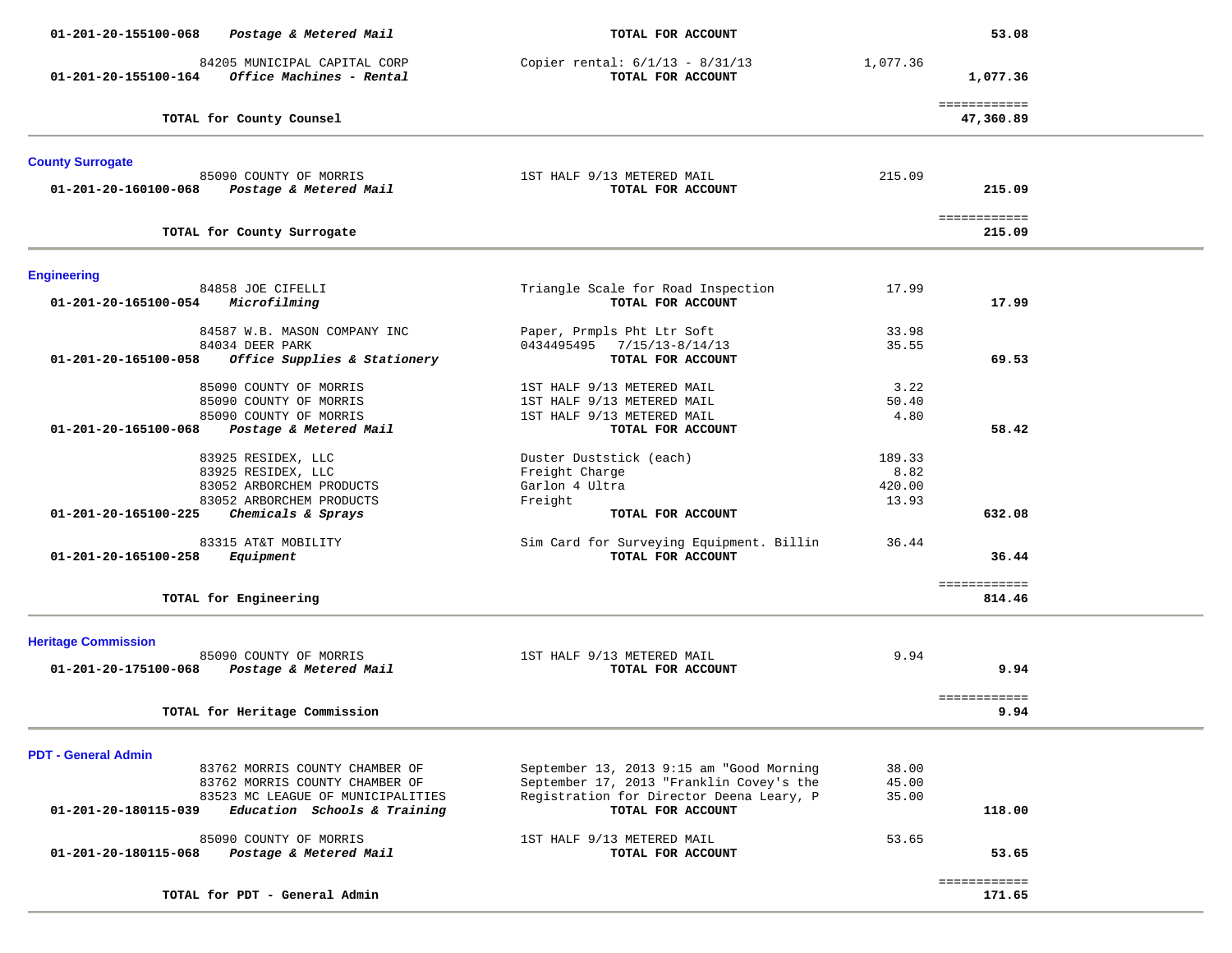| Account | Vendor / Description | Details | Amount | Total |
|---|---|---|---|---|
| 01-201-20-155100-068 | *Postage & Metered Mail* | **TOTAL FOR ACCOUNT** | | **53.08** |
| | 84205 MUNICIPAL CAPITAL CORP | Copier rental: 6/1/13 - 8/31/13 | 1,077.36 | |
| 01-201-20-155100-164 | *Office Machines - Rental* | **TOTAL FOR ACCOUNT** | | **1,077.36** |
| | **TOTAL for County Counsel** | | | **47,360.89** |

## County Surrogate

| Account | Vendor / Description | Details | Amount | Total |
|---|---|---|---|---|
| | 85090 COUNTY OF MORRIS | 1ST HALF 9/13 METERED MAIL | 215.09 | |
| 01-201-20-160100-068 | *Postage & Metered Mail* | **TOTAL FOR ACCOUNT** | | **215.09** |
| | **TOTAL for County Surrogate** | | | **215.09** |

## Engineering

| Account | Vendor / Description | Details | Amount | Total |
|---|---|---|---|---|
| | 84858 JOE CIFELLI | Triangle Scale for Road Inspection | 17.99 | |
| 01-201-20-165100-054 | *Microfilming* | **TOTAL FOR ACCOUNT** | | **17.99** |
| | 84587 W.B. MASON COMPANY INC | Paper, Prmpls Pht Ltr Soft | 33.98 | |
| | 84034 DEER PARK | 0434495495 7/15/13-8/14/13 | 35.55 | |
| 01-201-20-165100-058 | *Office Supplies & Stationery* | **TOTAL FOR ACCOUNT** | | **69.53** |
| | 85090 COUNTY OF MORRIS | 1ST HALF 9/13 METERED MAIL | 3.22 | |
| | 85090 COUNTY OF MORRIS | 1ST HALF 9/13 METERED MAIL | 50.40 | |
| | 85090 COUNTY OF MORRIS | 1ST HALF 9/13 METERED MAIL | 4.80 | |
| 01-201-20-165100-068 | *Postage & Metered Mail* | **TOTAL FOR ACCOUNT** | | **58.42** |
| | 83925 RESIDEX, LLC | Duster Duststick (each) | 189.33 | |
| | 83925 RESIDEX, LLC | Freight Charge | 8.82 | |
| | 83052 ARBORCHEM PRODUCTS | Garlon 4 Ultra | 420.00 | |
| | 83052 ARBORCHEM PRODUCTS | Freight | 13.93 | |
| 01-201-20-165100-225 | *Chemicals & Sprays* | **TOTAL FOR ACCOUNT** | | **632.08** |
| | 83315 AT&T MOBILITY | Sim Card for Surveying Equipment. Billin | 36.44 | |
| 01-201-20-165100-258 | *Equipment* | **TOTAL FOR ACCOUNT** | | **36.44** |
| | **TOTAL for Engineering** | | | **814.46** |

## Heritage Commission

| Account | Vendor / Description | Details | Amount | Total |
|---|---|---|---|---|
| | 85090 COUNTY OF MORRIS | 1ST HALF 9/13 METERED MAIL | 9.94 | |
| 01-201-20-175100-068 | *Postage & Metered Mail* | **TOTAL FOR ACCOUNT** | | **9.94** |
| | **TOTAL for Heritage Commission** | | | **9.94** |

## PDT - General Admin

| Account | Vendor / Description | Details | Amount | Total |
|---|---|---|---|---|
| | 83762 MORRIS COUNTY CHAMBER OF | September 13, 2013 9:15 am "Good Morning | 38.00 | |
| | 83762 MORRIS COUNTY CHAMBER OF | September 17, 2013 "Franklin Covey's the | 45.00 | |
| | 83523 MC LEAGUE OF MUNICIPALITIES | Registration for Director Deena Leary, P | 35.00 | |
| 01-201-20-180115-039 | *Education Schools & Training* | **TOTAL FOR ACCOUNT** | | **118.00** |
| | 85090 COUNTY OF MORRIS | 1ST HALF 9/13 METERED MAIL | 53.65 | |
| 01-201-20-180115-068 | *Postage & Metered Mail* | **TOTAL FOR ACCOUNT** | | **53.65** |
| | **TOTAL for PDT - General Admin** | | | **171.65** |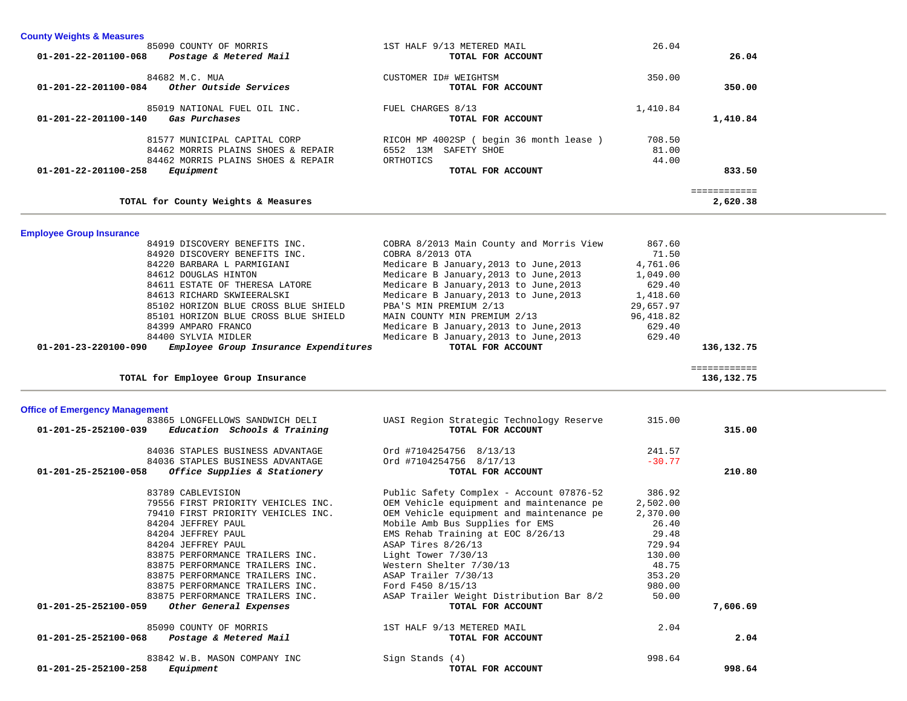## County Weights & Measures

| Account | Vendor / Description | Detail | Amount | Total |
|---|---|---|---|---|
| | 85090 COUNTY OF MORRIS | 1ST HALF 9/13 METERED MAIL | 26.04 | |
| 01-201-22-201100-068 | *Postage & Metered Mail* | **TOTAL FOR ACCOUNT** | | **26.04** |
| | 84682 M.C. MUA | CUSTOMER ID# WEIGHTSM | 350.00 | |
| 01-201-22-201100-084 | *Other Outside Services* | **TOTAL FOR ACCOUNT** | | **350.00** |
| | 85019 NATIONAL FUEL OIL INC. | FUEL CHARGES 8/13 | 1,410.84 | |
| 01-201-22-201100-140 | *Gas Purchases* | **TOTAL FOR ACCOUNT** | | **1,410.84** |
| | 81577 MUNICIPAL CAPITAL CORP | RICOH MP 4002SP ( begin 36 month lease ) | 708.50 | |
| | 84462 MORRIS PLAINS SHOES & REPAIR | 6552 13M SAFETY SHOE | 81.00 | |
| | 84462 MORRIS PLAINS SHOES & REPAIR | ORTHOTICS | 44.00 | |
| 01-201-22-201100-258 | *Equipment* | **TOTAL FOR ACCOUNT** | | **833.50** |

**TOTAL for County Weights & Measures** — **2,620.38**

## Employee Group Insurance

| Account | Vendor / Description | Detail | Amount | Total |
|---|---|---|---|---|
| | 84919 DISCOVERY BENEFITS INC. | COBRA 8/2013 Main County and Morris View | 867.60 | |
| | 84920 DISCOVERY BENEFITS INC. | COBRA 8/2013 OTA | 71.50 | |
| | 84220 BARBARA L PARMIGIANI | Medicare B January,2013 to June,2013 | 4,761.06 | |
| | 84612 DOUGLAS HINTON | Medicare B January,2013 to June,2013 | 1,049.00 | |
| | 84611 ESTATE OF THERESA LATORE | Medicare B January,2013 to June,2013 | 629.40 | |
| | 84613 RICHARD SKWIEERALSKI | Medicare B January,2013 to June,2013 | 1,418.60 | |
| | 85102 HORIZON BLUE CROSS BLUE SHIELD | PBA'S MIN PREMIUM 2/13 | 29,657.97 | |
| | 85101 HORIZON BLUE CROSS BLUE SHIELD | MAIN COUNTY MIN PREMIUM 2/13 | 96,418.82 | |
| | 84399 AMPARO FRANCO | Medicare B January,2013 to June,2013 | 629.40 | |
| | 84400 SYLVIA MIDLER | Medicare B January,2013 to June,2013 | 629.40 | |
| 01-201-23-220100-090 | *Employee Group Insurance Expenditures* | **TOTAL FOR ACCOUNT** | | **136,132.75** |

**TOTAL for Employee Group Insurance** — **136,132.75**

## Office of Emergency Management

| Account | Vendor / Description | Detail | Amount | Total |
|---|---|---|---|---|
| | 83865 LONGFELLOWS SANDWICH DELI | UASI Region Strategic Technology Reserve | 315.00 | |
| 01-201-25-252100-039 | *Education Schools & Training* | **TOTAL FOR ACCOUNT** | | **315.00** |
| | 84036 STAPLES BUSINESS ADVANTAGE | Ord #7104254756 8/13/13 | 241.57 | |
| | 84036 STAPLES BUSINESS ADVANTAGE | Ord #7104254756 8/17/13 | -30.77 | |
| 01-201-25-252100-058 | *Office Supplies & Stationery* | **TOTAL FOR ACCOUNT** | | **210.80** |
| | 83789 CABLEVISION | Public Safety Complex - Account 07876-52 | 386.92 | |
| | 79556 FIRST PRIORITY VEHICLES INC. | OEM Vehicle equipment and maintenance pe | 2,502.00 | |
| | 79410 FIRST PRIORITY VEHICLES INC. | OEM Vehicle equipment and maintenance pe | 2,370.00 | |
| | 84204 JEFFREY PAUL | Mobile Amb Bus Supplies for EMS | 26.40 | |
| | 84204 JEFFREY PAUL | EMS Rehab Training at EOC 8/26/13 | 29.48 | |
| | 84204 JEFFREY PAUL | ASAP Tires 8/26/13 | 729.94 | |
| | 83875 PERFORMANCE TRAILERS INC. | Light Tower 7/30/13 | 130.00 | |
| | 83875 PERFORMANCE TRAILERS INC. | Western Shelter 7/30/13 | 48.75 | |
| | 83875 PERFORMANCE TRAILERS INC. | ASAP Trailer 7/30/13 | 353.20 | |
| | 83875 PERFORMANCE TRAILERS INC. | Ford F450 8/15/13 | 980.00 | |
| | 83875 PERFORMANCE TRAILERS INC. | ASAP Trailer Weight Distribution Bar 8/2 | 50.00 | |
| 01-201-25-252100-059 | *Other General Expenses* | **TOTAL FOR ACCOUNT** | | **7,606.69** |
| | 85090 COUNTY OF MORRIS | 1ST HALF 9/13 METERED MAIL | 2.04 | |
| 01-201-25-252100-068 | *Postage & Metered Mail* | **TOTAL FOR ACCOUNT** | | **2.04** |
| | 83842 W.B. MASON COMPANY INC | Sign Stands (4) | 998.64 | |
| 01-201-25-252100-258 | *Equipment* | **TOTAL FOR ACCOUNT** | | **998.64** |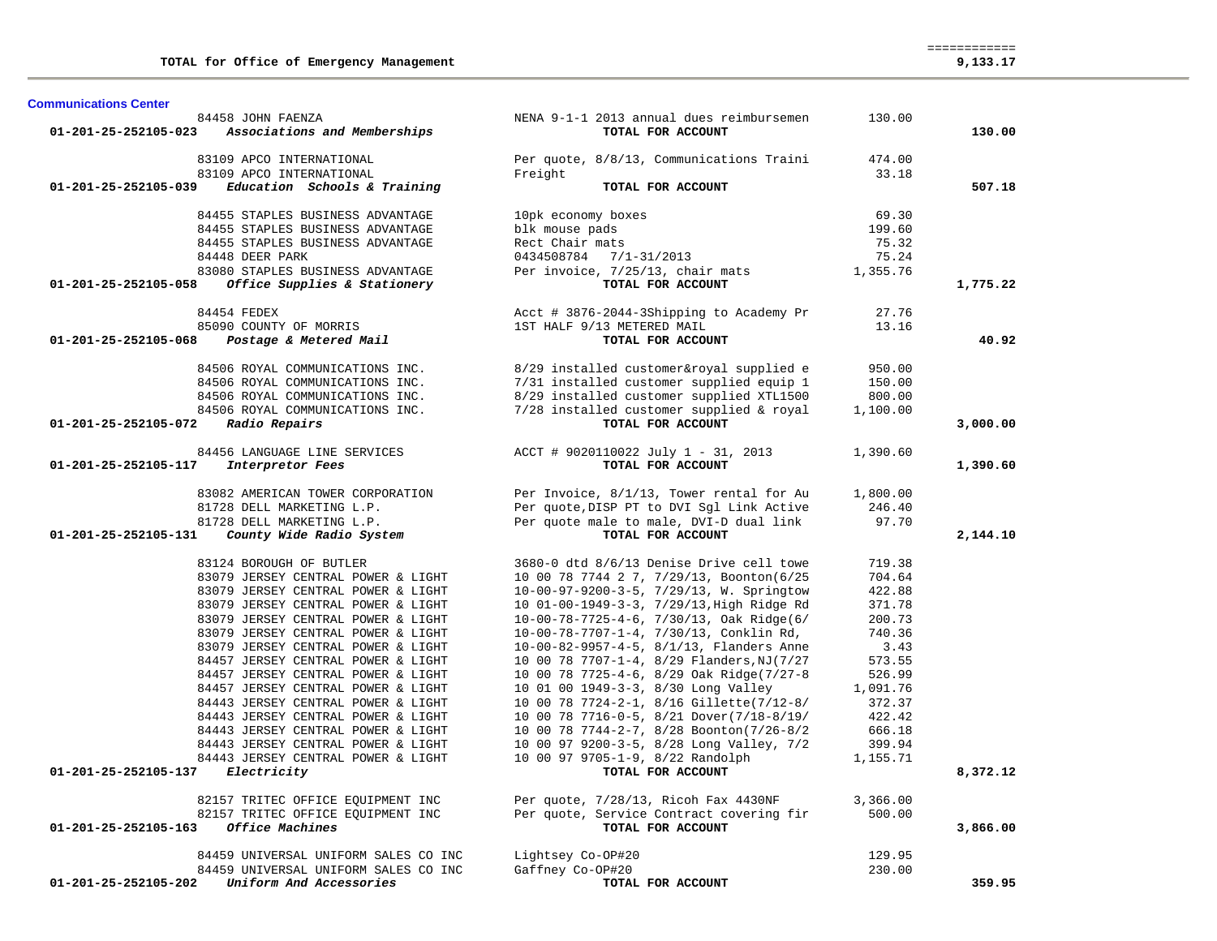| | | | | |
|---|---|---|---|---|
| **TOTAL for Office of Emergency Management** | | | | ============ **9,133.17** |

**Communications Center**

| Account | Vendor | Description | Amount | Total |
|---|---|---|---|---|
| | 84458 JOHN FAENZA | NENA 9-1-1 2013 annual dues reimbursemen | 130.00 | |
| **01-201-25-252105-023** | ***Associations and Memberships*** | **TOTAL FOR ACCOUNT** | | **130.00** |
| | 83109 APCO INTERNATIONAL | Per quote, 8/8/13, Communications Traini | 474.00 | |
| | 83109 APCO INTERNATIONAL | Freight | 33.18 | |
| **01-201-25-252105-039** | ***Education Schools & Training*** | **TOTAL FOR ACCOUNT** | | **507.18** |
| | 84455 STAPLES BUSINESS ADVANTAGE | 10pk economy boxes | 69.30 | |
| | 84455 STAPLES BUSINESS ADVANTAGE | blk mouse pads | 199.60 | |
| | 84455 STAPLES BUSINESS ADVANTAGE | Rect Chair mats | 75.32 | |
| | 84448 DEER PARK | 0434508784 7/1-31/2013 | 75.24 | |
| | 83080 STAPLES BUSINESS ADVANTAGE | Per invoice, 7/25/13, chair mats | 1,355.76 | |
| **01-201-25-252105-058** | ***Office Supplies & Stationery*** | **TOTAL FOR ACCOUNT** | | **1,775.22** |
| | 84454 FEDEX | Acct # 3876-2044-3Shipping to Academy Pr | 27.76 | |
| | 85090 COUNTY OF MORRIS | 1ST HALF 9/13 METERED MAIL | 13.16 | |
| **01-201-25-252105-068** | ***Postage & Metered Mail*** | **TOTAL FOR ACCOUNT** | | **40.92** |
| | 84506 ROYAL COMMUNICATIONS INC. | 8/29 installed customer&royal supplied e | 950.00 | |
| | 84506 ROYAL COMMUNICATIONS INC. | 7/31 installed customer supplied equip 1 | 150.00 | |
| | 84506 ROYAL COMMUNICATIONS INC. | 8/29 installed customer supplied XTL1500 | 800.00 | |
| | 84506 ROYAL COMMUNICATIONS INC. | 7/28 installed customer supplied & royal | 1,100.00 | |
| **01-201-25-252105-072** | ***Radio Repairs*** | **TOTAL FOR ACCOUNT** | | **3,000.00** |
| | 84456 LANGUAGE LINE SERVICES | ACCT # 9020110022 July 1 - 31, 2013 | 1,390.60 | |
| **01-201-25-252105-117** | ***Interpretor Fees*** | **TOTAL FOR ACCOUNT** | | **1,390.60** |
| | 83082 AMERICAN TOWER CORPORATION | Per Invoice, 8/1/13, Tower rental for Au | 1,800.00 | |
| | 81728 DELL MARKETING L.P. | Per quote,DISP PT to DVI Sgl Link Active | 246.40 | |
| | 81728 DELL MARKETING L.P. | Per quote male to male, DVI-D dual link | 97.70 | |
| **01-201-25-252105-131** | ***County Wide Radio System*** | **TOTAL FOR ACCOUNT** | | **2,144.10** |
| | 83124 BOROUGH OF BUTLER | 3680-0 dtd 8/6/13 Denise Drive cell towe | 719.38 | |
| | 83079 JERSEY CENTRAL POWER & LIGHT | 10 00 78 7744 2 7, 7/29/13, Boonton(6/25 | 704.64 | |
| | 83079 JERSEY CENTRAL POWER & LIGHT | 10-00-97-9200-3-5, 7/29/13, W. Springtow | 422.88 | |
| | 83079 JERSEY CENTRAL POWER & LIGHT | 10 01-00-1949-3-3, 7/29/13,High Ridge Rd | 371.78 | |
| | 83079 JERSEY CENTRAL POWER & LIGHT | 10-00-78-7725-4-6, 7/30/13, Oak Ridge(6/ | 200.73 | |
| | 83079 JERSEY CENTRAL POWER & LIGHT | 10-00-78-7707-1-4, 7/30/13, Conklin Rd, | 740.36 | |
| | 83079 JERSEY CENTRAL POWER & LIGHT | 10-00-82-9957-4-5, 8/1/13, Flanders Anne | 3.43 | |
| | 84457 JERSEY CENTRAL POWER & LIGHT | 10 00 78 7707-1-4, 8/29 Flanders,NJ(7/27 | 573.55 | |
| | 84457 JERSEY CENTRAL POWER & LIGHT | 10 00 78 7725-4-6, 8/29 Oak Ridge(7/27-8 | 526.99 | |
| | 84457 JERSEY CENTRAL POWER & LIGHT | 10 01 00 1949-3-3, 8/30 Long Valley | 1,091.76 | |
| | 84443 JERSEY CENTRAL POWER & LIGHT | 10 00 78 7724-2-1, 8/16 Gillette(7/12-8/ | 372.37 | |
| | 84443 JERSEY CENTRAL POWER & LIGHT | 10 00 78 7716-0-5, 8/21 Dover(7/18-8/19/ | 422.42 | |
| | 84443 JERSEY CENTRAL POWER & LIGHT | 10 00 78 7744-2-7, 8/28 Boonton(7/26-8/2 | 666.18 | |
| | 84443 JERSEY CENTRAL POWER & LIGHT | 10 00 97 9200-3-5, 8/28 Long Valley, 7/2 | 399.94 | |
| | 84443 JERSEY CENTRAL POWER & LIGHT | 10 00 97 9705-1-9, 8/22 Randolph | 1,155.71 | |
| **01-201-25-252105-137** | ***Electricity*** | **TOTAL FOR ACCOUNT** | | **8,372.12** |
| | 82157 TRITEC OFFICE EQUIPMENT INC | Per quote, 7/28/13, Ricoh Fax 4430NF | 3,366.00 | |
| | 82157 TRITEC OFFICE EQUIPMENT INC | Per quote, Service Contract covering fir | 500.00 | |
| **01-201-25-252105-163** | ***Office Machines*** | **TOTAL FOR ACCOUNT** | | **3,866.00** |
| | 84459 UNIVERSAL UNIFORM SALES CO INC | Lightsey Co-OP#20 | 129.95 | |
| | 84459 UNIVERSAL UNIFORM SALES CO INC | Gaffney Co-OP#20 | 230.00 | |
| **01-201-25-252105-202** | ***Uniform And Accessories*** | **TOTAL FOR ACCOUNT** | | **359.95** |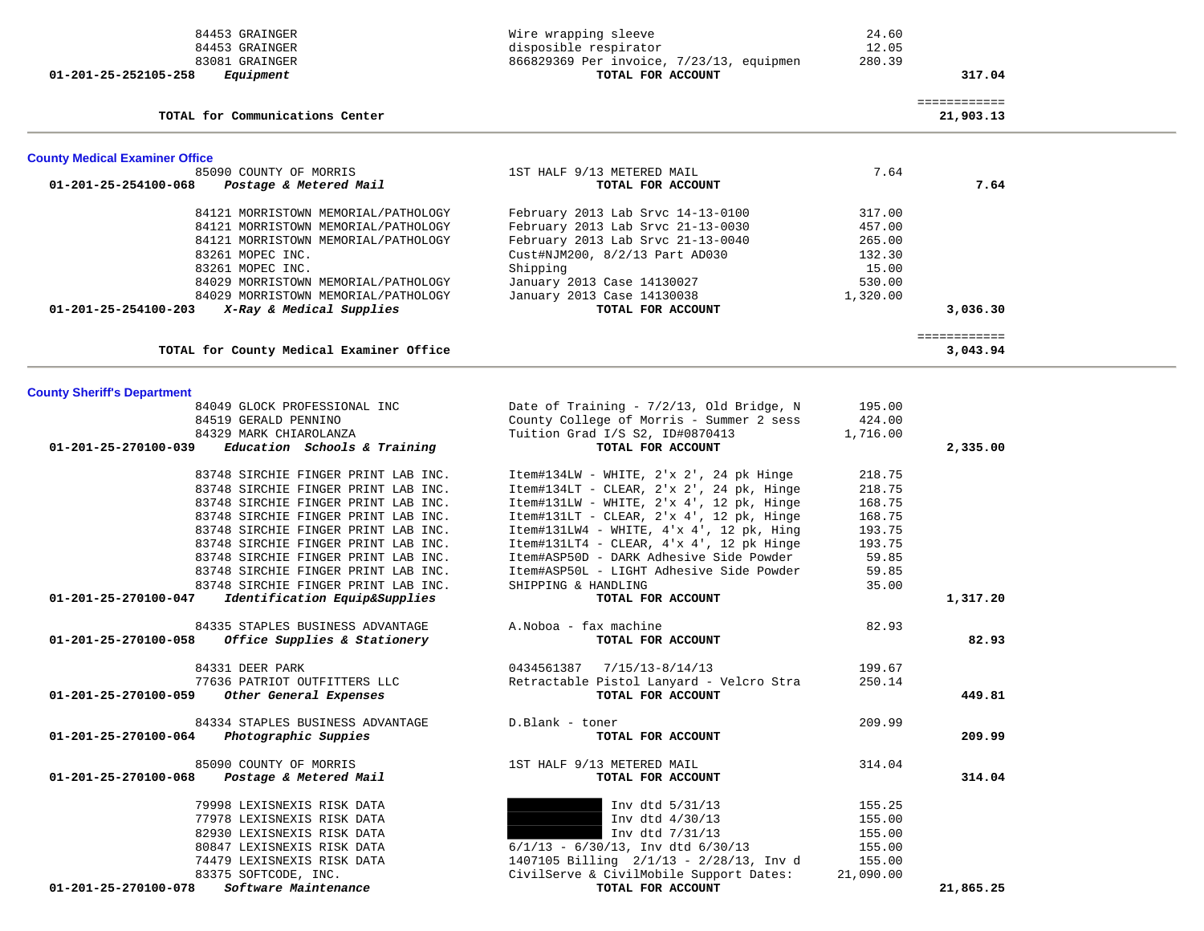| | | | |
|---|---|---|---|
| 84453 GRAINGER | Wire wrapping sleeve | 24.60 | |
| 84453 GRAINGER | disposible respirator | 12.05 | |
| 83081 GRAINGER | 866829369 Per invoice, 7/23/13, equipmen | 280.39 | |
| **01-201-25-252105-258** ***Equipment*** | **TOTAL FOR ACCOUNT** | | **317.04** |
| | | | ============ |
| **TOTAL for Communications Center** | | | **21,903.13** |

## County Medical Examiner Office

| | | | |
|---|---|---|---|
| 85090 COUNTY OF MORRIS | 1ST HALF 9/13 METERED MAIL | 7.64 | |
| **01-201-25-254100-068** ***Postage & Metered Mail*** | **TOTAL FOR ACCOUNT** | | **7.64** |
| 84121 MORRISTOWN MEMORIAL/PATHOLOGY | February 2013 Lab Srvc 14-13-0100 | 317.00 | |
| 84121 MORRISTOWN MEMORIAL/PATHOLOGY | February 2013 Lab Srvc 21-13-0030 | 457.00 | |
| 84121 MORRISTOWN MEMORIAL/PATHOLOGY | February 2013 Lab Srvc 21-13-0040 | 265.00 | |
| 83261 MOPEC INC. | Cust#NJM200, 8/2/13 Part AD030 | 132.30 | |
| 83261 MOPEC INC. | Shipping | 15.00 | |
| 84029 MORRISTOWN MEMORIAL/PATHOLOGY | January 2013 Case 14130027 | 530.00 | |
| 84029 MORRISTOWN MEMORIAL/PATHOLOGY | January 2013 Case 14130038 | 1,320.00 | |
| **01-201-25-254100-203** ***X-Ray & Medical Supplies*** | **TOTAL FOR ACCOUNT** | | **3,036.30** |
| | | | ============ |
| **TOTAL for County Medical Examiner Office** | | | **3,043.94** |

## County Sheriff's Department

| | | | |
|---|---|---|---|
| 84049 GLOCK PROFESSIONAL INC | Date of Training - 7/2/13, Old Bridge, N | 195.00 | |
| 84519 GERALD PENNINO | County College of Morris - Summer 2 sess | 424.00 | |
| 84329 MARK CHIAROLANZA | Tuition Grad I/S S2, ID#0870413 | 1,716.00 | |
| **01-201-25-270100-039** ***Education Schools & Training*** | **TOTAL FOR ACCOUNT** | | **2,335.00** |
| 83748 SIRCHIE FINGER PRINT LAB INC. | Item#134LW - WHITE, 2'x 2', 24 pk Hinge | 218.75 | |
| 83748 SIRCHIE FINGER PRINT LAB INC. | Item#134LT - CLEAR, 2'x 2', 24 pk, Hinge | 218.75 | |
| 83748 SIRCHIE FINGER PRINT LAB INC. | Item#131LW - WHITE, 2'x 4', 12 pk, Hinge | 168.75 | |
| 83748 SIRCHIE FINGER PRINT LAB INC. | Item#131LT - CLEAR, 2'x 4', 12 pk, Hinge | 168.75 | |
| 83748 SIRCHIE FINGER PRINT LAB INC. | Item#131LW4 - WHITE, 4'x 4', 12 pk, Hing | 193.75 | |
| 83748 SIRCHIE FINGER PRINT LAB INC. | Item#131LT4 - CLEAR, 4'x 4', 12 pk Hinge | 193.75 | |
| 83748 SIRCHIE FINGER PRINT LAB INC. | Item#ASP50D - DARK Adhesive Side Powder | 59.85 | |
| 83748 SIRCHIE FINGER PRINT LAB INC. | Item#ASP50L - LIGHT Adhesive Side Powder | 59.85 | |
| 83748 SIRCHIE FINGER PRINT LAB INC. | SHIPPING & HANDLING | 35.00 | |
| **01-201-25-270100-047** ***Identification Equip&Supplies*** | **TOTAL FOR ACCOUNT** | | **1,317.20** |
| 84335 STAPLES BUSINESS ADVANTAGE | A.Noboa - fax machine | 82.93 | |
| **01-201-25-270100-058** ***Office Supplies & Stationery*** | **TOTAL FOR ACCOUNT** | | **82.93** |
| 84331 DEER PARK | 0434561387 7/15/13-8/14/13 | 199.67 | |
| 77636 PATRIOT OUTFITTERS LLC | Retractable Pistol Lanyard - Velcro Stra | 250.14 | |
| **01-201-25-270100-059** ***Other General Expenses*** | **TOTAL FOR ACCOUNT** | | **449.81** |
| 84334 STAPLES BUSINESS ADVANTAGE | D.Blank - toner | 209.99 | |
| **01-201-25-270100-064** ***Photographic Suppies*** | **TOTAL FOR ACCOUNT** | | **209.99** |
| 85090 COUNTY OF MORRIS | 1ST HALF 9/13 METERED MAIL | 314.04 | |
| **01-201-25-270100-068** ***Postage & Metered Mail*** | **TOTAL FOR ACCOUNT** | | **314.04** |
| 79998 LEXISNEXIS RISK DATA | [REDACTED] Inv dtd 5/31/13 | 155.25 | |
| 77978 LEXISNEXIS RISK DATA | [REDACTED] Inv dtd 4/30/13 | 155.00 | |
| 82930 LEXISNEXIS RISK DATA | [REDACTED] Inv dtd 7/31/13 | 155.00 | |
| 80847 LEXISNEXIS RISK DATA | 6/1/13 - 6/30/13, Inv dtd 6/30/13 | 155.00 | |
| 74479 LEXISNEXIS RISK DATA | 1407105 Billing 2/1/13 - 2/28/13, Inv d | 155.00 | |
| 83375 SOFTCODE, INC. | CivilServe & CivilMobile Support Dates: | 21,090.00 | |
| **01-201-25-270100-078** ***Software Maintenance*** | **TOTAL FOR ACCOUNT** | | **21,865.25** |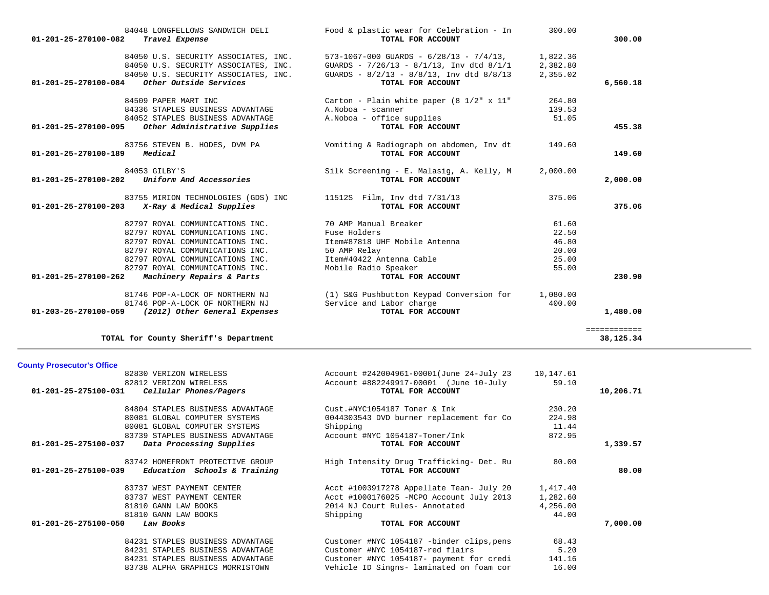| Account | Vendor / Account Name | Description | Amount | Total |
|---|---|---|---|---|
| | 84048 LONGFELLOWS SANDWICH DELI | Food & plastic wear for Celebration - In | 300.00 | |
| 01-201-25-270100-082 | *Travel Expense* | **TOTAL FOR ACCOUNT** | | **300.00** |
| | 84050 U.S. SECURITY ASSOCIATES, INC. | 573-1067-000 GUARDS - 6/28/13 - 7/4/13, | 1,822.36 | |
| | 84050 U.S. SECURITY ASSOCIATES, INC. | GUARDS - 7/26/13 - 8/1/13, Inv dtd 8/1/1 | 2,382.80 | |
| | 84050 U.S. SECURITY ASSOCIATES, INC. | GUARDS - 8/2/13 - 8/8/13, Inv dtd 8/8/13 | 2,355.02 | |
| 01-201-25-270100-084 | *Other Outside Services* | **TOTAL FOR ACCOUNT** | | **6,560.18** |
| | 84509 PAPER MART INC | Carton - Plain white paper (8 1/2" x 11" | 264.80 | |
| | 84336 STAPLES BUSINESS ADVANTAGE | A.Noboa - scanner | 139.53 | |
| | 84052 STAPLES BUSINESS ADVANTAGE | A.Noboa - office supplies | 51.05 | |
| 01-201-25-270100-095 | *Other Administrative Supplies* | **TOTAL FOR ACCOUNT** | | **455.38** |
| | 83756 STEVEN B. HODES, DVM PA | Vomiting & Radiograph on abdomen, Inv dt | 149.60 | |
| 01-201-25-270100-189 | *Medical* | **TOTAL FOR ACCOUNT** | | **149.60** |
| | 84053 GILBY'S | Silk Screening - E. Malasig, A. Kelly, M | 2,000.00 | |
| 01-201-25-270100-202 | *Uniform And Accessories* | **TOTAL FOR ACCOUNT** | | **2,000.00** |
| | 83755 MIRION TECHNOLOGIES (GDS) INC | 11512S Film, Inv dtd 7/31/13 | 375.06 | |
| 01-201-25-270100-203 | *X-Ray & Medical Supplies* | **TOTAL FOR ACCOUNT** | | **375.06** |
| | 82797 ROYAL COMMUNICATIONS INC. | 70 AMP Manual Breaker | 61.60 | |
| | 82797 ROYAL COMMUNICATIONS INC. | Fuse Holders | 22.50 | |
| | 82797 ROYAL COMMUNICATIONS INC. | Item#87818 UHF Mobile Antenna | 46.80 | |
| | 82797 ROYAL COMMUNICATIONS INC. | 50 AMP Relay | 20.00 | |
| | 82797 ROYAL COMMUNICATIONS INC. | Item#40422 Antenna Cable | 25.00 | |
| | 82797 ROYAL COMMUNICATIONS INC. | Mobile Radio Speaker | 55.00 | |
| 01-201-25-270100-262 | *Machinery Repairs & Parts* | **TOTAL FOR ACCOUNT** | | **230.90** |
| | 81746 POP-A-LOCK OF NORTHERN NJ | (1) S&G Pushbutton Keypad Conversion for | 1,080.00 | |
| | 81746 POP-A-LOCK OF NORTHERN NJ | Service and Labor charge | 400.00 | |
| 01-203-25-270100-059 | *(2012) Other General Expenses* | **TOTAL FOR ACCOUNT** | | **1,480.00** |
| | | | | ============ |
| | **TOTAL for County Sheriff's Department** | | | **38,125.34** |

## County Prosecutor's Office

| Account | Vendor / Account Name | Description | Amount | Total |
|---|---|---|---|---|
| | 82830 VERIZON WIRELESS | Account #242004961-00001(June 24-July 23 | 10,147.61 | |
| | 82812 VERIZON WIRELESS | Account #882249917-00001 (June 10-July | 59.10 | |
| 01-201-25-275100-031 | *Cellular Phones/Pagers* | **TOTAL FOR ACCOUNT** | | **10,206.71** |
| | 84804 STAPLES BUSINESS ADVANTAGE | Cust.#NYC1054187 Toner & Ink | 230.20 | |
| | 80081 GLOBAL COMPUTER SYSTEMS | 0044303543 DVD burner replacement for Co | 224.98 | |
| | 80081 GLOBAL COMPUTER SYSTEMS | Shipping | 11.44 | |
| | 83739 STAPLES BUSINESS ADVANTAGE | Account #NYC 1054187-Toner/Ink | 872.95 | |
| 01-201-25-275100-037 | *Data Processing Supplies* | **TOTAL FOR ACCOUNT** | | **1,339.57** |
| | 83742 HOMEFRONT PROTECTIVE GROUP | High Intensity Drug Trafficking- Det. Ru | 80.00 | |
| 01-201-25-275100-039 | *Education Schools & Training* | **TOTAL FOR ACCOUNT** | | **80.00** |
| | 83737 WEST PAYMENT CENTER | Acct #1003917278 Appellate Tean- July 20 | 1,417.40 | |
| | 83737 WEST PAYMENT CENTER | Acct #1000176025 -MCPO Account July 2013 | 1,282.60 | |
| | 81810 GANN LAW BOOKS | 2014 NJ Court Rules- Annotated | 4,256.00 | |
| | 81810 GANN LAW BOOKS | Shipping | 44.00 | |
| 01-201-25-275100-050 | *Law Books* | **TOTAL FOR ACCOUNT** | | **7,000.00** |
| | 84231 STAPLES BUSINESS ADVANTAGE | Customer #NYC 1054187 -binder clips,pens | 68.43 | |
| | 84231 STAPLES BUSINESS ADVANTAGE | Customer #NYC 1054187-red flairs | 5.20 | |
| | 84231 STAPLES BUSINESS ADVANTAGE | Custoner #NYC 1054187- payment for credi | 141.16 | |
| | 83738 ALPHA GRAPHICS MORRISTOWN | Vehicle ID Singns- laminated on foam cor | 16.00 | |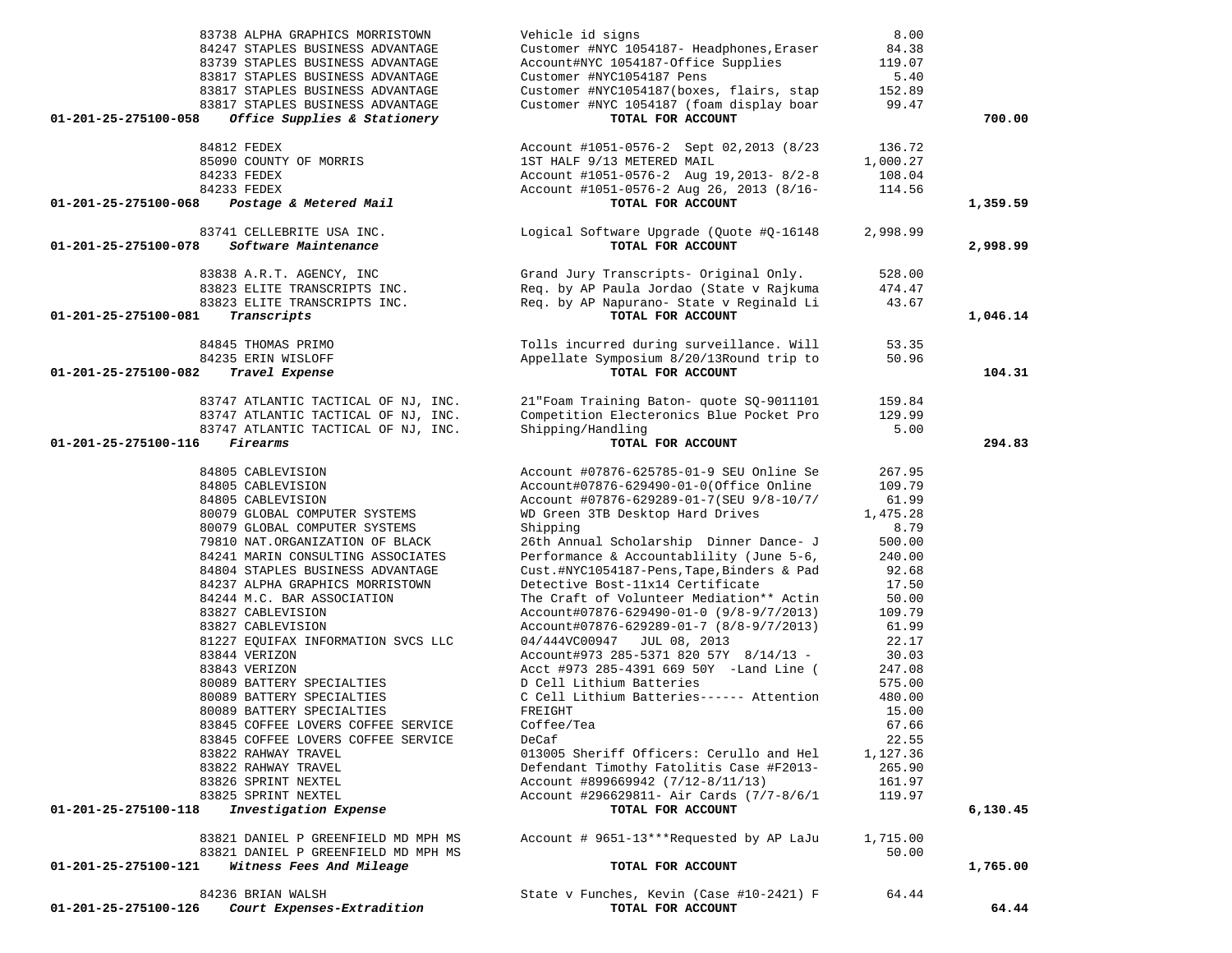| Account | Vendor | Description | Amount | Total |
|---|---|---|---|---|
| | 83738 ALPHA GRAPHICS MORRISTOWN | Vehicle id signs | 8.00 | |
| | 84247 STAPLES BUSINESS ADVANTAGE | Customer #NYC 1054187- Headphones,Eraser | 84.38 | |
| | 83739 STAPLES BUSINESS ADVANTAGE | Account#NYC 1054187-Office Supplies | 119.07 | |
| | 83817 STAPLES BUSINESS ADVANTAGE | Customer #NYC1054187 Pens | 5.40 | |
| | 83817 STAPLES BUSINESS ADVANTAGE | Customer #NYC1054187(boxes, flairs, stap | 152.89 | |
| | 83817 STAPLES BUSINESS ADVANTAGE | Customer #NYC 1054187 (foam display boar | 99.47 | |
| **01-201-25-275100-058** | ***Office Supplies & Stationery*** | TOTAL FOR ACCOUNT | | **700.00** |
| | 84812 FEDEX | Account #1051-0576-2 Sept 02,2013 (8/23 | 136.72 | |
| | 85090 COUNTY OF MORRIS | 1ST HALF 9/13 METERED MAIL | 1,000.27 | |
| | 84233 FEDEX | Account #1051-0576-2 Aug 19,2013- 8/2-8 | 108.04 | |
| | 84233 FEDEX | Account #1051-0576-2 Aug 26, 2013 (8/16- | 114.56 | |
| **01-201-25-275100-068** | ***Postage & Metered Mail*** | TOTAL FOR ACCOUNT | | **1,359.59** |
| | 83741 CELLEBRITE USA INC. | Logical Software Upgrade (Quote #Q-16148 | 2,998.99 | |
| **01-201-25-275100-078** | ***Software Maintenance*** | TOTAL FOR ACCOUNT | | **2,998.99** |
| | 83838 A.R.T. AGENCY, INC | Grand Jury Transcripts- Original Only. | 528.00 | |
| | 83823 ELITE TRANSCRIPTS INC. | Req. by AP Paula Jordao (State v Rajkuma | 474.47 | |
| | 83823 ELITE TRANSCRIPTS INC. | Req. by AP Napurano- State v Reginald Li | 43.67 | |
| **01-201-25-275100-081** | ***Transcripts*** | TOTAL FOR ACCOUNT | | **1,046.14** |
| | 84845 THOMAS PRIMO | Tolls incurred during surveillance. Will | 53.35 | |
| | 84235 ERIN WISLOFF | Appellate Symposium 8/20/13Round trip to | 50.96 | |
| **01-201-25-275100-082** | ***Travel Expense*** | TOTAL FOR ACCOUNT | | **104.31** |
| | 83747 ATLANTIC TACTICAL OF NJ, INC. | 21"Foam Training Baton- quote SQ-9011101 | 159.84 | |
| | 83747 ATLANTIC TACTICAL OF NJ, INC. | Competition Electeronics Blue Pocket Pro | 129.99 | |
| | 83747 ATLANTIC TACTICAL OF NJ, INC. | Shipping/Handling | 5.00 | |
| **01-201-25-275100-116** | ***Firearms*** | TOTAL FOR ACCOUNT | | **294.83** |
| | 84805 CABLEVISION | Account #07876-625785-01-9 SEU Online Se | 267.95 | |
| | 84805 CABLEVISION | Account#07876-629490-01-0(Office Online | 109.79 | |
| | 84805 CABLEVISION | Account #07876-629289-01-7(SEU 9/8-10/7/ | 61.99 | |
| | 80079 GLOBAL COMPUTER SYSTEMS | WD Green 3TB Desktop Hard Drives | 1,475.28 | |
| | 80079 GLOBAL COMPUTER SYSTEMS | Shipping | 8.79 | |
| | 79810 NAT.ORGANIZATION OF BLACK | 26th Annual Scholarship Dinner Dance- J | 500.00 | |
| | 84241 MARIN CONSULTING ASSOCIATES | Performance & Accountablility (June 5-6, | 240.00 | |
| | 84804 STAPLES BUSINESS ADVANTAGE | Cust.#NYC1054187-Pens,Tape,Binders & Pad | 92.68 | |
| | 84237 ALPHA GRAPHICS MORRISTOWN | Detective Bost-11x14 Certificate | 17.50 | |
| | 84244 M.C. BAR ASSOCIATION | The Craft of Volunteer Mediation** Actin | 50.00 | |
| | 83827 CABLEVISION | Account#07876-629490-01-0 (9/8-9/7/2013) | 109.79 | |
| | 83827 CABLEVISION | Account#07876-629289-01-7 (8/8-9/7/2013) | 61.99 | |
| | 81227 EQUIFAX INFORMATION SVCS LLC | 04/444VC00947 JUL 08, 2013 | 22.17 | |
| | 83844 VERIZON | Account#973 285-5371 820 57Y 8/14/13 - | 30.03 | |
| | 83843 VERIZON | Acct #973 285-4391 669 50Y -Land Line ( | 247.08 | |
| | 80089 BATTERY SPECIALTIES | D Cell Lithium Batteries | 575.00 | |
| | 80089 BATTERY SPECIALTIES | C Cell Lithium Batteries------ Attention | 480.00 | |
| | 80089 BATTERY SPECIALTIES | FREIGHT | 15.00 | |
| | 83845 COFFEE LOVERS COFFEE SERVICE | Coffee/Tea | 67.66 | |
| | 83845 COFFEE LOVERS COFFEE SERVICE | DeCaf | 22.55 | |
| | 83822 RAHWAY TRAVEL | 013005 Sheriff Officers: Cerullo and Hel | 1,127.36 | |
| | 83822 RAHWAY TRAVEL | Defendant Timothy Fatolitis Case #F2013- | 265.90 | |
| | 83826 SPRINT NEXTEL | Account #899669942 (7/12-8/11/13) | 161.97 | |
| | 83825 SPRINT NEXTEL | Account #296629811- Air Cards (7/7-8/6/1 | 119.97 | |
| **01-201-25-275100-118** | ***Investigation Expense*** | TOTAL FOR ACCOUNT | | **6,130.45** |
| | 83821 DANIEL P GREENFIELD MD MPH MS | Account # 9651-13***Requested by AP LaJu | 1,715.00 | |
| | 83821 DANIEL P GREENFIELD MD MPH MS | | 50.00 | |
| **01-201-25-275100-121** | ***Witness Fees And Mileage*** | TOTAL FOR ACCOUNT | | **1,765.00** |
| | 84236 BRIAN WALSH | State v Funches, Kevin (Case #10-2421) F | 64.44 | |
| **01-201-25-275100-126** | ***Court Expenses-Extradition*** | TOTAL FOR ACCOUNT | | **64.44** |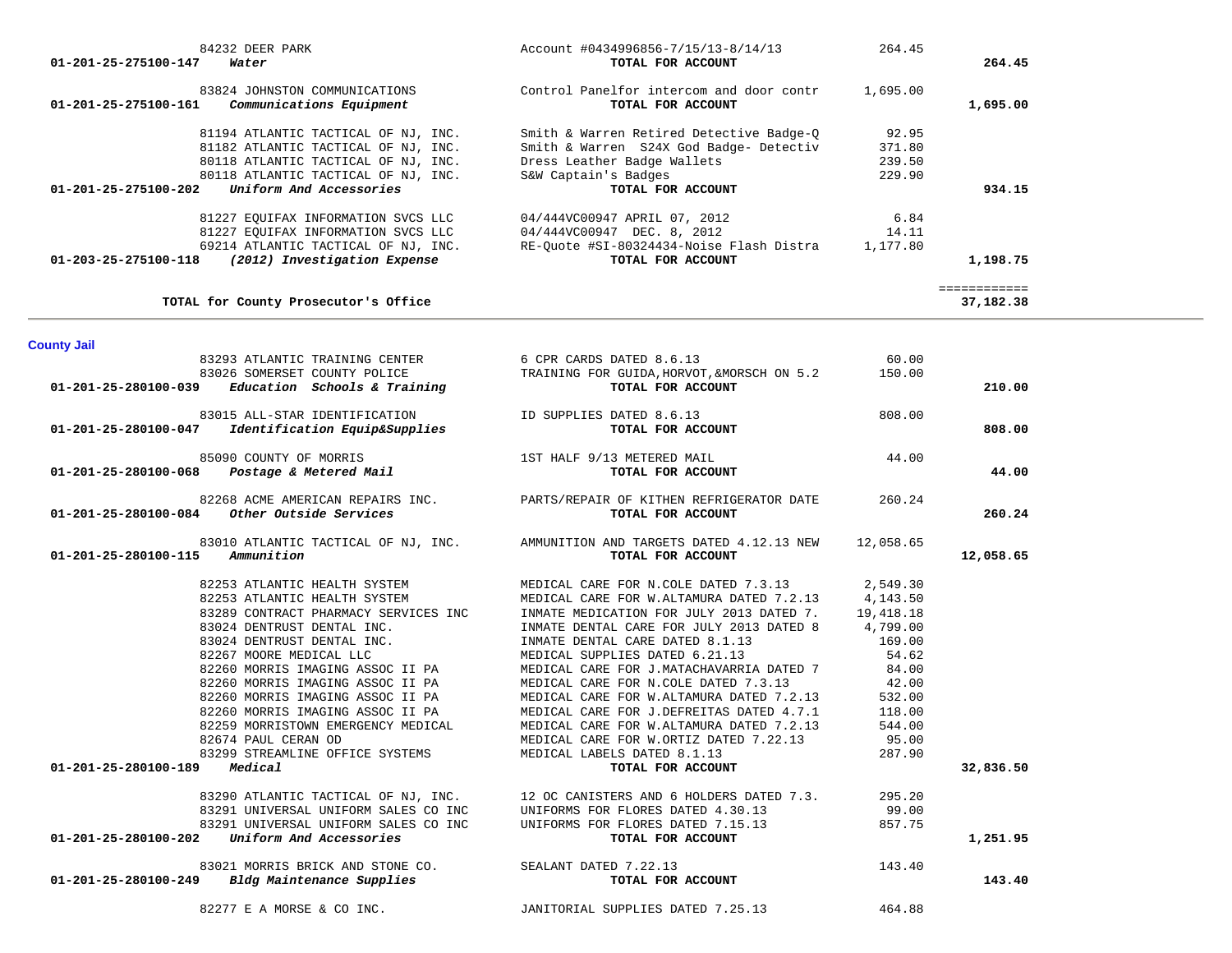| Account | Vendor | Description | Amount | Total |
|---|---|---|---|---|
| | 84232 DEER PARK | Account #0434996856-7/15/13-8/14/13 | 264.45 | |
| **01-201-25-275100-147** | ***Water*** | **TOTAL FOR ACCOUNT** | | **264.45** |
| | 83824 JOHNSTON COMMUNICATIONS | Control Panelfor intercom and door contr | 1,695.00 | |
| **01-201-25-275100-161** | ***Communications Equipment*** | **TOTAL FOR ACCOUNT** | | **1,695.00** |
| | 81194 ATLANTIC TACTICAL OF NJ, INC. | Smith & Warren Retired Detective Badge-Q | 92.95 | |
| | 81182 ATLANTIC TACTICAL OF NJ, INC. | Smith & Warren S24X God Badge- Detectiv | 371.80 | |
| | 80118 ATLANTIC TACTICAL OF NJ, INC. | Dress Leather Badge Wallets | 239.50 | |
| | 80118 ATLANTIC TACTICAL OF NJ, INC. | S&W Captain's Badges | 229.90 | |
| **01-201-25-275100-202** | ***Uniform And Accessories*** | **TOTAL FOR ACCOUNT** | | **934.15** |
| | 81227 EQUIFAX INFORMATION SVCS LLC | 04/444VC00947 APRIL 07, 2012 | 6.84 | |
| | 81227 EQUIFAX INFORMATION SVCS LLC | 04/444VC00947 DEC. 8, 2012 | 14.11 | |
| | 69214 ATLANTIC TACTICAL OF NJ, INC. | RE-Quote #SI-80324434-Noise Flash Distra | 1,177.80 | |
| **01-203-25-275100-118** | ***(2012) Investigation Expense*** | **TOTAL FOR ACCOUNT** | | **1,198.75** |
| | | | | ============ |
| | **TOTAL for County Prosecutor's Office** | | | **37,182.38** |

## County Jail

| Account | Vendor | Description | Amount | Total |
|---|---|---|---|---|
| | 83293 ATLANTIC TRAINING CENTER | 6 CPR CARDS DATED 8.6.13 | 60.00 | |
| | 83026 SOMERSET COUNTY POLICE | TRAINING FOR GUIDA,HORVOT,&MORSCH ON 5.2 | 150.00 | |
| **01-201-25-280100-039** | ***Education Schools & Training*** | **TOTAL FOR ACCOUNT** | | **210.00** |
| | 83015 ALL-STAR IDENTIFICATION | ID SUPPLIES DATED 8.6.13 | 808.00 | |
| **01-201-25-280100-047** | ***Identification Equip&Supplies*** | **TOTAL FOR ACCOUNT** | | **808.00** |
| | 85090 COUNTY OF MORRIS | 1ST HALF 9/13 METERED MAIL | 44.00 | |
| **01-201-25-280100-068** | ***Postage & Metered Mail*** | **TOTAL FOR ACCOUNT** | | **44.00** |
| | 82268 ACME AMERICAN REPAIRS INC. | PARTS/REPAIR OF KITHEN REFRIGERATOR DATE | 260.24 | |
| **01-201-25-280100-084** | ***Other Outside Services*** | **TOTAL FOR ACCOUNT** | | **260.24** |
| | 83010 ATLANTIC TACTICAL OF NJ, INC. | AMMUNITION AND TARGETS DATED 4.12.13 NEW | 12,058.65 | |
| **01-201-25-280100-115** | ***Ammunition*** | **TOTAL FOR ACCOUNT** | | **12,058.65** |
| | 82253 ATLANTIC HEALTH SYSTEM | MEDICAL CARE FOR N.COLE DATED 7.3.13 | 2,549.30 | |
| | 82253 ATLANTIC HEALTH SYSTEM | MEDICAL CARE FOR W.ALTAMURA DATED 7.2.13 | 4,143.50 | |
| | 83289 CONTRACT PHARMACY SERVICES INC | INMATE MEDICATION FOR JULY 2013 DATED 7. | 19,418.18 | |
| | 83024 DENTRUST DENTAL INC. | INMATE DENTAL CARE FOR JULY 2013 DATED 8 | 4,799.00 | |
| | 83024 DENTRUST DENTAL INC. | INMATE DENTAL CARE DATED 8.1.13 | 169.00 | |
| | 82267 MOORE MEDICAL LLC | MEDICAL SUPPLIES DATED 6.21.13 | 54.62 | |
| | 82260 MORRIS IMAGING ASSOC II PA | MEDICAL CARE FOR J.MATACHAVARRIA DATED 7 | 84.00 | |
| | 82260 MORRIS IMAGING ASSOC II PA | MEDICAL CARE FOR N.COLE DATED 7.3.13 | 42.00 | |
| | 82260 MORRIS IMAGING ASSOC II PA | MEDICAL CARE FOR W.ALTAMURA DATED 7.2.13 | 532.00 | |
| | 82260 MORRIS IMAGING ASSOC II PA | MEDICAL CARE FOR J.DEFREITAS DATED 4.7.1 | 118.00 | |
| | 82259 MORRISTOWN EMERGENCY MEDICAL | MEDICAL CARE FOR W.ALTAMURA DATED 7.2.13 | 544.00 | |
| | 82674 PAUL CERAN OD | MEDICAL CARE FOR W.ORTIZ DATED 7.22.13 | 95.00 | |
| | 83299 STREAMLINE OFFICE SYSTEMS | MEDICAL LABELS DATED 8.1.13 | 287.90 | |
| **01-201-25-280100-189** | ***Medical*** | **TOTAL FOR ACCOUNT** | | **32,836.50** |
| | 83290 ATLANTIC TACTICAL OF NJ, INC. | 12 OC CANISTERS AND 6 HOLDERS DATED 7.3. | 295.20 | |
| | 83291 UNIVERSAL UNIFORM SALES CO INC | UNIFORMS FOR FLORES DATED 4.30.13 | 99.00 | |
| | 83291 UNIVERSAL UNIFORM SALES CO INC | UNIFORMS FOR FLORES DATED 7.15.13 | 857.75 | |
| **01-201-25-280100-202** | ***Uniform And Accessories*** | **TOTAL FOR ACCOUNT** | | **1,251.95** |
| | 83021 MORRIS BRICK AND STONE CO. | SEALANT DATED 7.22.13 | 143.40 | |
| **01-201-25-280100-249** | ***Bldg Maintenance Supplies*** | **TOTAL FOR ACCOUNT** | | **143.40** |
| | 82277 E A MORSE & CO INC. | JANITORIAL SUPPLIES DATED 7.25.13 | 464.88 | |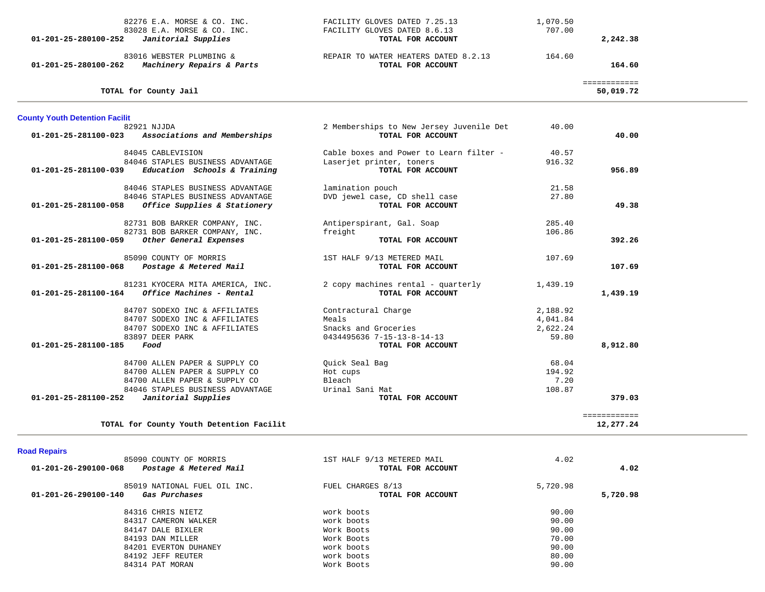| Account | Vendor | Description | Amount | Total |
|---|---|---|---|---|
| | 82276 E.A. MORSE & CO. INC. | FACILITY GLOVES DATED 7.25.13 | 1,070.50 | |
| | 83028 E.A. MORSE & CO. INC. | FACILITY GLOVES DATED 8.6.13 | 707.00 | |
| **01-201-25-280100-252** | ***Janitorial Supplies*** | **TOTAL FOR ACCOUNT** | | **2,242.38** |
| | 83016 WEBSTER PLUMBING & | REPAIR TO WATER HEATERS DATED 8.2.13 | 164.60 | |
| **01-201-25-280100-262** | ***Machinery Repairs & Parts*** | **TOTAL FOR ACCOUNT** | | **164.60** |
| | **TOTAL for County Jail** | | | **50,019.72** |

## County Youth Detention Facilit

| Account | Vendor | Description | Amount | Total |
|---|---|---|---|---|
| | 82921 NJJDA | 2 Memberships to New Jersey Juvenile Det | 40.00 | |
| **01-201-25-281100-023** | ***Associations and Memberships*** | **TOTAL FOR ACCOUNT** | | **40.00** |
| | 84045 CABLEVISION | Cable boxes and Power to Learn filter - | 40.57 | |
| | 84046 STAPLES BUSINESS ADVANTAGE | Laserjet printer, toners | 916.32 | |
| **01-201-25-281100-039** | ***Education Schools & Training*** | **TOTAL FOR ACCOUNT** | | **956.89** |
| | 84046 STAPLES BUSINESS ADVANTAGE | lamination pouch | 21.58 | |
| | 84046 STAPLES BUSINESS ADVANTAGE | DVD jewel case, CD shell case | 27.80 | |
| **01-201-25-281100-058** | ***Office Supplies & Stationery*** | **TOTAL FOR ACCOUNT** | | **49.38** |
| | 82731 BOB BARKER COMPANY, INC. | Antiperspirant, Gal. Soap | 285.40 | |
| | 82731 BOB BARKER COMPANY, INC. | freight | 106.86 | |
| **01-201-25-281100-059** | ***Other General Expenses*** | **TOTAL FOR ACCOUNT** | | **392.26** |
| | 85090 COUNTY OF MORRIS | 1ST HALF 9/13 METERED MAIL | 107.69 | |
| **01-201-25-281100-068** | ***Postage & Metered Mail*** | **TOTAL FOR ACCOUNT** | | **107.69** |
| | 81231 KYOCERA MITA AMERICA, INC. | 2 copy machines rental - quarterly | 1,439.19 | |
| **01-201-25-281100-164** | ***Office Machines - Rental*** | **TOTAL FOR ACCOUNT** | | **1,439.19** |
| | 84707 SODEXO INC & AFFILIATES | Contractural Charge | 2,188.92 | |
| | 84707 SODEXO INC & AFFILIATES | Meals | 4,041.84 | |
| | 84707 SODEXO INC & AFFILIATES | Snacks and Groceries | 2,622.24 | |
| | 83897 DEER PARK | 0434495636 7-15-13-8-14-13 | 59.80 | |
| **01-201-25-281100-185** | ***Food*** | **TOTAL FOR ACCOUNT** | | **8,912.80** |
| | 84700 ALLEN PAPER & SUPPLY CO | Quick Seal Bag | 68.04 | |
| | 84700 ALLEN PAPER & SUPPLY CO | Hot cups | 194.92 | |
| | 84700 ALLEN PAPER & SUPPLY CO | Bleach | 7.20 | |
| | 84046 STAPLES BUSINESS ADVANTAGE | Urinal Sani Mat | 108.87 | |
| **01-201-25-281100-252** | ***Janitorial Supplies*** | **TOTAL FOR ACCOUNT** | | **379.03** |
| | **TOTAL for County Youth Detention Facilit** | | | **12,277.24** |

## Road Repairs

| Account | Vendor | Description | Amount | Total |
|---|---|---|---|---|
| | 85090 COUNTY OF MORRIS | 1ST HALF 9/13 METERED MAIL | 4.02 | |
| **01-201-26-290100-068** | ***Postage & Metered Mail*** | **TOTAL FOR ACCOUNT** | | **4.02** |
| | 85019 NATIONAL FUEL OIL INC. | FUEL CHARGES 8/13 | 5,720.98 | |
| **01-201-26-290100-140** | ***Gas Purchases*** | **TOTAL FOR ACCOUNT** | | **5,720.98** |
| | 84316 CHRIS NIETZ | work boots | 90.00 | |
| | 84317 CAMERON WALKER | work boots | 90.00 | |
| | 84147 DALE BIXLER | Work Boots | 90.00 | |
| | 84193 DAN MILLER | Work Boots | 70.00 | |
| | 84201 EVERTON DUHANEY | work boots | 90.00 | |
| | 84192 JEFF REUTER | work boots | 80.00 | |
| | 84314 PAT MORAN | Work Boots | 90.00 | |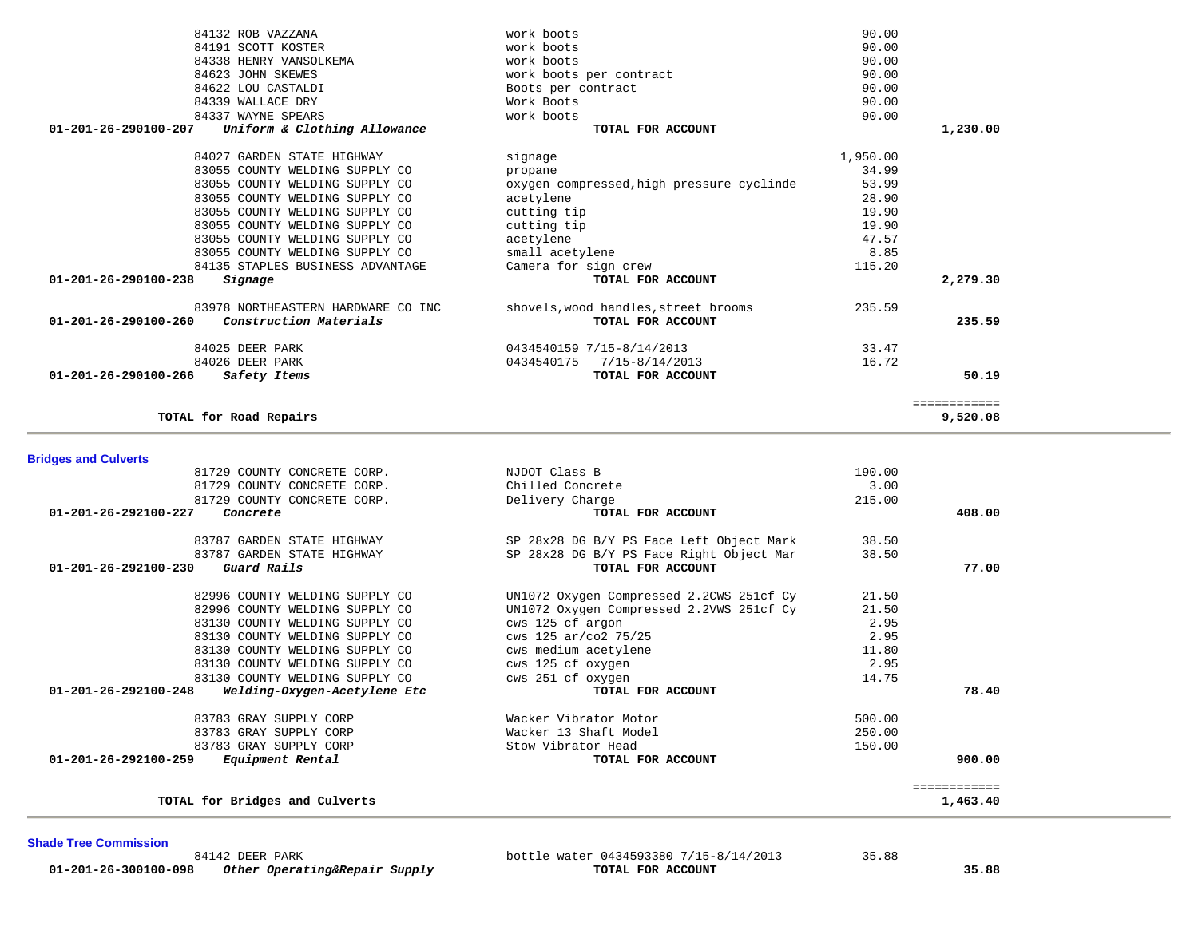| Account | Vendor | Description | Amount | Total |
|---|---|---|---|---|
| | 84132 ROB VAZZANA | work boots | 90.00 | |
| | 84191 SCOTT KOSTER | work boots | 90.00 | |
| | 84338 HENRY VANSOLKEMA | work boots | 90.00 | |
| | 84623 JOHN SKEWES | work boots per contract | 90.00 | |
| | 84622 LOU CASTALDI | Boots per contract | 90.00 | |
| | 84339 WALLACE DRY | Work Boots | 90.00 | |
| | 84337 WAYNE SPEARS | work boots | 90.00 | |
| **01-201-26-290100-207** | ***Uniform & Clothing Allowance*** | **TOTAL FOR ACCOUNT** | | **1,230.00** |
| | 84027 GARDEN STATE HIGHWAY | signage | 1,950.00 | |
| | 83055 COUNTY WELDING SUPPLY CO | propane | 34.99 | |
| | 83055 COUNTY WELDING SUPPLY CO | oxygen compressed,high pressure cyclinde | 53.99 | |
| | 83055 COUNTY WELDING SUPPLY CO | acetylene | 28.90 | |
| | 83055 COUNTY WELDING SUPPLY CO | cutting tip | 19.90 | |
| | 83055 COUNTY WELDING SUPPLY CO | cutting tip | 19.90 | |
| | 83055 COUNTY WELDING SUPPLY CO | acetylene | 47.57 | |
| | 83055 COUNTY WELDING SUPPLY CO | small acetylene | 8.85 | |
| | 84135 STAPLES BUSINESS ADVANTAGE | Camera for sign crew | 115.20 | |
| **01-201-26-290100-238** | ***Signage*** | **TOTAL FOR ACCOUNT** | | **2,279.30** |
| | 83978 NORTHEASTERN HARDWARE CO INC | shovels,wood handles,street brooms | 235.59 | |
| **01-201-26-290100-260** | ***Construction Materials*** | **TOTAL FOR ACCOUNT** | | **235.59** |
| | 84025 DEER PARK | 0434540159 7/15-8/14/2013 | 33.47 | |
| | 84026 DEER PARK | 0434540175 7/15-8/14/2013 | 16.72 | |
| **01-201-26-290100-266** | ***Safety Items*** | **TOTAL FOR ACCOUNT** | | **50.19** |
| | | | | ============ |
| | **TOTAL for Road Repairs** | | | **9,520.08** |

## Bridges and Culverts

| Account | Vendor | Description | Amount | Total |
|---|---|---|---|---|
| | 81729 COUNTY CONCRETE CORP. | NJDOT Class B | 190.00 | |
| | 81729 COUNTY CONCRETE CORP. | Chilled Concrete | 3.00 | |
| | 81729 COUNTY CONCRETE CORP. | Delivery Charge | 215.00 | |
| **01-201-26-292100-227** | ***Concrete*** | **TOTAL FOR ACCOUNT** | | **408.00** |
| | 83787 GARDEN STATE HIGHWAY | SP 28x28 DG B/Y PS Face Left Object Mark | 38.50 | |
| | 83787 GARDEN STATE HIGHWAY | SP 28x28 DG B/Y PS Face Right Object Mar | 38.50 | |
| **01-201-26-292100-230** | ***Guard Rails*** | **TOTAL FOR ACCOUNT** | | **77.00** |
| | 82996 COUNTY WELDING SUPPLY CO | UN1072 Oxygen Compressed 2.2CWS 251cf Cy | 21.50 | |
| | 82996 COUNTY WELDING SUPPLY CO | UN1072 Oxygen Compressed 2.2VWS 251cf Cy | 21.50 | |
| | 83130 COUNTY WELDING SUPPLY CO | cws 125 cf argon | 2.95 | |
| | 83130 COUNTY WELDING SUPPLY CO | cws 125 ar/co2 75/25 | 2.95 | |
| | 83130 COUNTY WELDING SUPPLY CO | cws medium acetylene | 11.80 | |
| | 83130 COUNTY WELDING SUPPLY CO | cws 125 cf oxygen | 2.95 | |
| | 83130 COUNTY WELDING SUPPLY CO | cws 251 cf oxygen | 14.75 | |
| **01-201-26-292100-248** | ***Welding-Oxygen-Acetylene Etc*** | **TOTAL FOR ACCOUNT** | | **78.40** |
| | 83783 GRAY SUPPLY CORP | Wacker Vibrator Motor | 500.00 | |
| | 83783 GRAY SUPPLY CORP | Wacker 13 Shaft Model | 250.00 | |
| | 83783 GRAY SUPPLY CORP | Stow Vibrator Head | 150.00 | |
| **01-201-26-292100-259** | ***Equipment Rental*** | **TOTAL FOR ACCOUNT** | | **900.00** |
| | | | | ============ |
| | **TOTAL for Bridges and Culverts** | | | **1,463.40** |

## Shade Tree Commission

| Account | Vendor | Description | Amount | Total |
|---|---|---|---|---|
| | 84142 DEER PARK | bottle water 0434593380 7/15-8/14/2013 | 35.88 | |
| **01-201-26-300100-098** | ***Other Operating&Repair Supply*** | **TOTAL FOR ACCOUNT** | | **35.88** |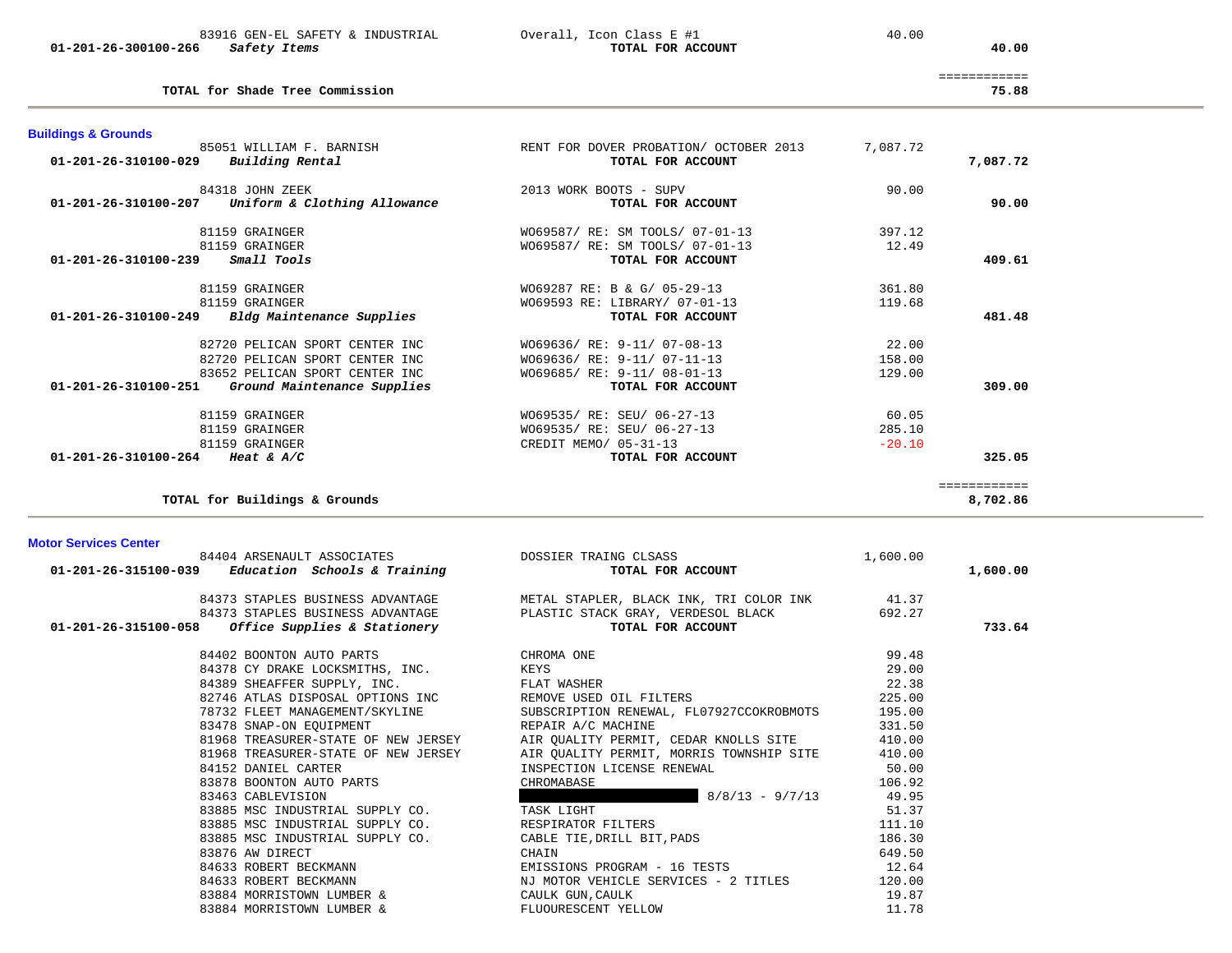| Vendor | Description | Amount | Total |
|---|---|---|---|
| 83916 GEN-EL SAFETY & INDUSTRIAL | Overall, Icon Class E #1 | 40.00 | |
| **01-201-26-300100-266** ***Safety Items*** | **TOTAL FOR ACCOUNT** | | **40.00** |
| | | | ============ |
| **TOTAL for Shade Tree Commission** | | | **75.88** |

**Buildings & Grounds**

| Vendor | Description | Amount | Total |
|---|---|---|---|
| 85051 WILLIAM F. BARNISH | RENT FOR DOVER PROBATION/ OCTOBER 2013 | 7,087.72 | |
| **01-201-26-310100-029** ***Building Rental*** | **TOTAL FOR ACCOUNT** | | **7,087.72** |
| 84318 JOHN ZEEK | 2013 WORK BOOTS - SUPV | 90.00 | |
| **01-201-26-310100-207** ***Uniform & Clothing Allowance*** | **TOTAL FOR ACCOUNT** | | **90.00** |
| 81159 GRAINGER | WO69587/ RE: SM TOOLS/ 07-01-13 | 397.12 | |
| 81159 GRAINGER | WO69587/ RE: SM TOOLS/ 07-01-13 | 12.49 | |
| **01-201-26-310100-239** ***Small Tools*** | **TOTAL FOR ACCOUNT** | | **409.61** |
| 81159 GRAINGER | WO69287 RE: B & G/ 05-29-13 | 361.80 | |
| 81159 GRAINGER | WO69593 RE: LIBRARY/ 07-01-13 | 119.68 | |
| **01-201-26-310100-249** ***Bldg Maintenance Supplies*** | **TOTAL FOR ACCOUNT** | | **481.48** |
| 82720 PELICAN SPORT CENTER INC | WO69636/ RE: 9-11/ 07-08-13 | 22.00 | |
| 82720 PELICAN SPORT CENTER INC | WO69636/ RE: 9-11/ 07-11-13 | 158.00 | |
| 83652 PELICAN SPORT CENTER INC | WO69685/ RE: 9-11/ 08-01-13 | 129.00 | |
| **01-201-26-310100-251** ***Ground Maintenance Supplies*** | **TOTAL FOR ACCOUNT** | | **309.00** |
| 81159 GRAINGER | WO69535/ RE: SEU/ 06-27-13 | 60.05 | |
| 81159 GRAINGER | WO69535/ RE: SEU/ 06-27-13 | 285.10 | |
| 81159 GRAINGER | CREDIT MEMO/ 05-31-13 | -20.10 | |
| **01-201-26-310100-264** ***Heat & A/C*** | **TOTAL FOR ACCOUNT** | | **325.05** |
| | | | ============ |
| **TOTAL for Buildings & Grounds** | | | **8,702.86** |

**Motor Services Center**

| Vendor | Description | Amount | Total |
|---|---|---|---|
| 84404 ARSENAULT ASSOCIATES | DOSSIER TRAING CLSASS | 1,600.00 | |
| **01-201-26-315100-039** ***Education Schools & Training*** | **TOTAL FOR ACCOUNT** | | **1,600.00** |
| 84373 STAPLES BUSINESS ADVANTAGE | METAL STAPLER, BLACK INK, TRI COLOR INK | 41.37 | |
| 84373 STAPLES BUSINESS ADVANTAGE | PLASTIC STACK GRAY, VERDESOL BLACK | 692.27 | |
| **01-201-26-315100-058** ***Office Supplies & Stationery*** | **TOTAL FOR ACCOUNT** | | **733.64** |
| 84402 BOONTON AUTO PARTS | CHROMA ONE | 99.48 | |
| 84378 CY DRAKE LOCKSMITHS, INC. | KEYS | 29.00 | |
| 84389 SHEAFFER SUPPLY, INC. | FLAT WASHER | 22.38 | |
| 82746 ATLAS DISPOSAL OPTIONS INC | REMOVE USED OIL FILTERS | 225.00 | |
| 78732 FLEET MANAGEMENT/SKYLINE | SUBSCRIPTION RENEWAL, FL07927CCOKROBMOTS | 195.00 | |
| 83478 SNAP-ON EQUIPMENT | REPAIR A/C MACHINE | 331.50 | |
| 81968 TREASURER-STATE OF NEW JERSEY | AIR QUALITY PERMIT, CEDAR KNOLLS SITE | 410.00 | |
| 81968 TREASURER-STATE OF NEW JERSEY | AIR QUALITY PERMIT, MORRIS TOWNSHIP SITE | 410.00 | |
| 84152 DANIEL CARTER | INSPECTION LICENSE RENEWAL | 50.00 | |
| 83878 BOONTON AUTO PARTS | CHROMABASE | 106.92 | |
| 83463 CABLEVISION | [REDACTED] 8/8/13 - 9/7/13 | 49.95 | |
| 83885 MSC INDUSTRIAL SUPPLY CO. | TASK LIGHT | 51.37 | |
| 83885 MSC INDUSTRIAL SUPPLY CO. | RESPIRATOR FILTERS | 111.10 | |
| 83885 MSC INDUSTRIAL SUPPLY CO. | CABLE TIE,DRILL BIT,PADS | 186.30 | |
| 83876 AW DIRECT | CHAIN | 649.50 | |
| 84633 ROBERT BECKMANN | EMISSIONS PROGRAM - 16 TESTS | 12.64 | |
| 84633 ROBERT BECKMANN | NJ MOTOR VEHICLE SERVICES - 2 TITLES | 120.00 | |
| 83884 MORRISTOWN LUMBER & | CAULK GUN,CAULK | 19.87 | |
| 83884 MORRISTOWN LUMBER & | FLUOURESCENT YELLOW | 11.78 | |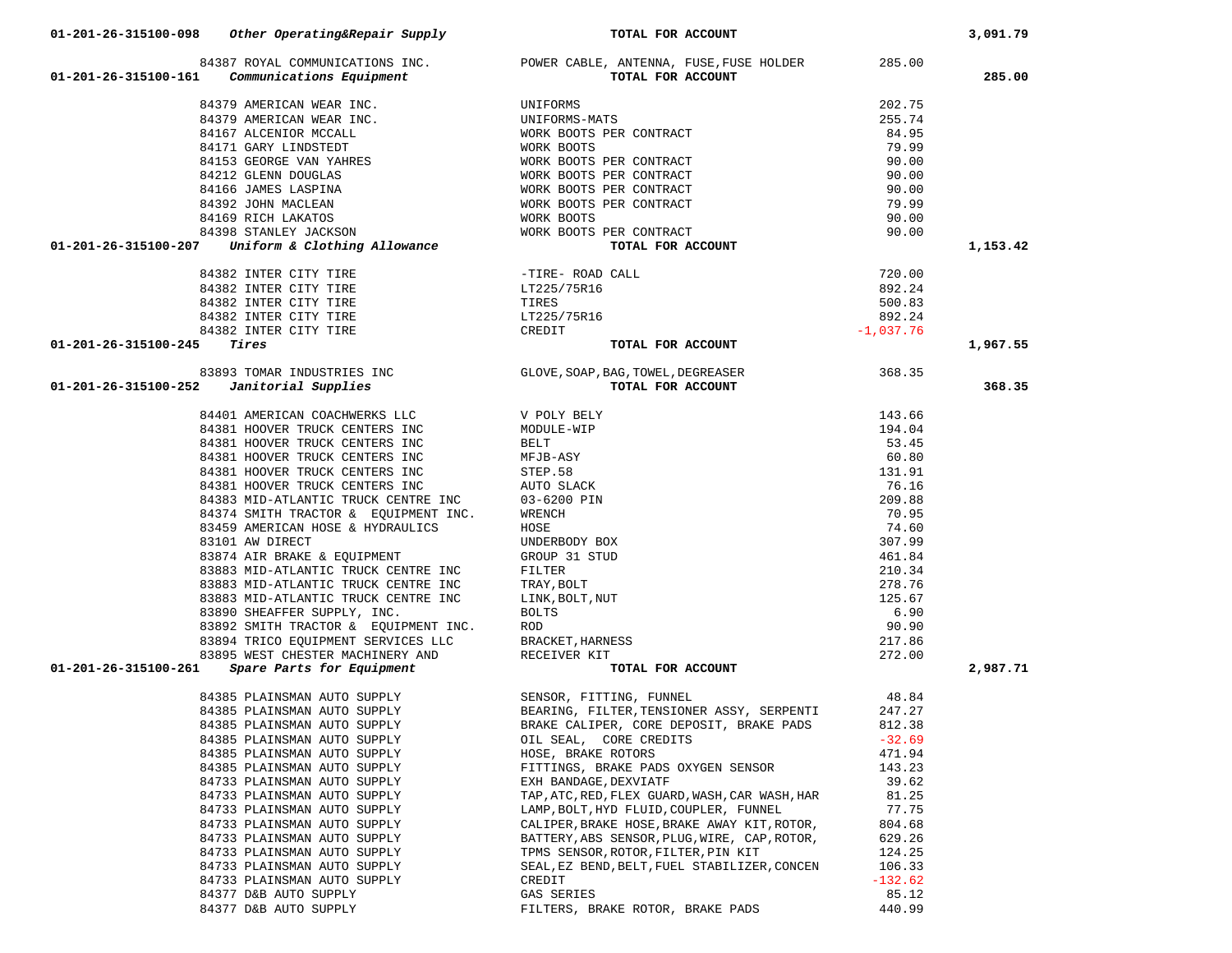| Account / Vendor | Description | Amount | Total |
|---|---|---|---|
| 01-201-26-315100-098 *Other Operating&Repair Supply* | **TOTAL FOR ACCOUNT** | | **3,091.79** |
| 84387 ROYAL COMMUNICATIONS INC. | POWER CABLE, ANTENNA, FUSE,FUSE HOLDER | 285.00 | |
| 01-201-26-315100-161 *Communications Equipment* | **TOTAL FOR ACCOUNT** | | **285.00** |
| 84379 AMERICAN WEAR INC. | UNIFORMS | 202.75 | |
| 84379 AMERICAN WEAR INC. | UNIFORMS-MATS | 255.74 | |
| 84167 ALCENIOR MCCALL | WORK BOOTS PER CONTRACT | 84.95 | |
| 84171 GARY LINDSTEDT | WORK BOOTS | 79.99 | |
| 84153 GEORGE VAN YAHRES | WORK BOOTS PER CONTRACT | 90.00 | |
| 84212 GLENN DOUGLAS | WORK BOOTS PER CONTRACT | 90.00 | |
| 84166 JAMES LASPINA | WORK BOOTS PER CONTRACT | 90.00 | |
| 84392 JOHN MACLEAN | WORK BOOTS PER CONTRACT | 79.99 | |
| 84169 RICH LAKATOS | WORK BOOTS | 90.00 | |
| 84398 STANLEY JACKSON | WORK BOOTS PER CONTRACT | 90.00 | |
| 01-201-26-315100-207 *Uniform & Clothing Allowance* | **TOTAL FOR ACCOUNT** | | **1,153.42** |
| 84382 INTER CITY TIRE | -TIRE- ROAD CALL | 720.00 | |
| 84382 INTER CITY TIRE | LT225/75R16 | 892.24 | |
| 84382 INTER CITY TIRE | TIRES | 500.83 | |
| 84382 INTER CITY TIRE | LT225/75R16 | 892.24 | |
| 84382 INTER CITY TIRE | CREDIT | -1,037.76 | |
| 01-201-26-315100-245 *Tires* | **TOTAL FOR ACCOUNT** | | **1,967.55** |
| 83893 TOMAR INDUSTRIES INC | GLOVE,SOAP,BAG,TOWEL,DEGREASER | 368.35 | |
| 01-201-26-315100-252 *Janitorial Supplies* | **TOTAL FOR ACCOUNT** | | **368.35** |
| 84401 AMERICAN COACHWERKS LLC | V POLY BELY | 143.66 | |
| 84381 HOOVER TRUCK CENTERS INC | MODULE-WIP | 194.04 | |
| 84381 HOOVER TRUCK CENTERS INC | BELT | 53.45 | |
| 84381 HOOVER TRUCK CENTERS INC | MFJB-ASY | 60.80 | |
| 84381 HOOVER TRUCK CENTERS INC | STEP.58 | 131.91 | |
| 84381 HOOVER TRUCK CENTERS INC | AUTO SLACK | 76.16 | |
| 84383 MID-ATLANTIC TRUCK CENTRE INC | 03-6200 PIN | 209.88 | |
| 84374 SMITH TRACTOR & EQUIPMENT INC. | WRENCH | 70.95 | |
| 83459 AMERICAN HOSE & HYDRAULICS | HOSE | 74.60 | |
| 83101 AW DIRECT | UNDERBODY BOX | 307.99 | |
| 83874 AIR BRAKE & EQUIPMENT | GROUP 31 STUD | 461.84 | |
| 83883 MID-ATLANTIC TRUCK CENTRE INC | FILTER | 210.34 | |
| 83883 MID-ATLANTIC TRUCK CENTRE INC | TRAY,BOLT | 278.76 | |
| 83883 MID-ATLANTIC TRUCK CENTRE INC | LINK,BOLT,NUT | 125.67 | |
| 83890 SHEAFFER SUPPLY, INC. | BOLTS | 6.90 | |
| 83892 SMITH TRACTOR & EQUIPMENT INC. | ROD | 90.90 | |
| 83894 TRICO EQUIPMENT SERVICES LLC | BRACKET,HARNESS | 217.86 | |
| 83895 WEST CHESTER MACHINERY AND | RECEIVER KIT | 272.00 | |
| 01-201-26-315100-261 *Spare Parts for Equipment* | **TOTAL FOR ACCOUNT** | | **2,987.71** |
| 84385 PLAINSMAN AUTO SUPPLY | SENSOR, FITTING, FUNNEL | 48.84 | |
| 84385 PLAINSMAN AUTO SUPPLY | BEARING, FILTER,TENSIONER ASSY, SERPENTI | 247.27 | |
| 84385 PLAINSMAN AUTO SUPPLY | BRAKE CALIPER, CORE DEPOSIT, BRAKE PADS | 812.38 | |
| 84385 PLAINSMAN AUTO SUPPLY | OIL SEAL, CORE CREDITS | -32.69 | |
| 84385 PLAINSMAN AUTO SUPPLY | HOSE, BRAKE ROTORS | 471.94 | |
| 84385 PLAINSMAN AUTO SUPPLY | FITTINGS, BRAKE PADS OXYGEN SENSOR | 143.23 | |
| 84733 PLAINSMAN AUTO SUPPLY | EXH BANDAGE,DEXVIATF | 39.62 | |
| 84733 PLAINSMAN AUTO SUPPLY | TAP,ATC,RED,FLEX GUARD,WASH,CAR WASH,HAR | 81.25 | |
| 84733 PLAINSMAN AUTO SUPPLY | LAMP,BOLT,HYD FLUID,COUPLER, FUNNEL | 77.75 | |
| 84733 PLAINSMAN AUTO SUPPLY | CALIPER,BRAKE HOSE,BRAKE AWAY KIT,ROTOR, | 804.68 | |
| 84733 PLAINSMAN AUTO SUPPLY | BATTERY,ABS SENSOR,PLUG,WIRE, CAP,ROTOR, | 629.26 | |
| 84733 PLAINSMAN AUTO SUPPLY | TPMS SENSOR,ROTOR,FILTER,PIN KIT | 124.25 | |
| 84733 PLAINSMAN AUTO SUPPLY | SEAL,EZ BEND,BELT,FUEL STABILIZER,CONCEN | 106.33 | |
| 84733 PLAINSMAN AUTO SUPPLY | CREDIT | -132.62 | |
| 84377 D&B AUTO SUPPLY | GAS SERIES | 85.12 | |
| 84377 D&B AUTO SUPPLY | FILTERS, BRAKE ROTOR, BRAKE PADS | 440.99 | |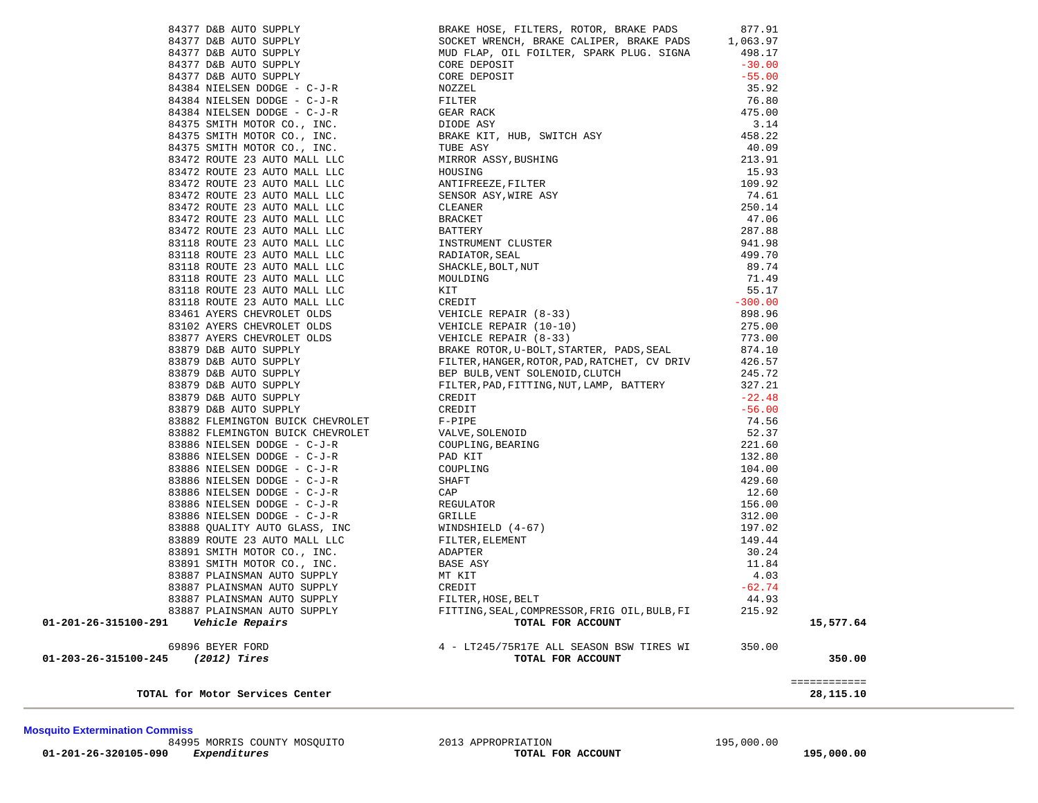| Account | Vendor | Description | Amount | Total |
|---|---|---|---|---|
| | 84377 D&B AUTO SUPPLY | BRAKE HOSE, FILTERS, ROTOR, BRAKE PADS | 877.91 | |
| | 84377 D&B AUTO SUPPLY | SOCKET WRENCH, BRAKE CALIPER, BRAKE PADS | 1,063.97 | |
| | 84377 D&B AUTO SUPPLY | MUD FLAP, OIL FOILTER, SPARK PLUG. SIGNA | 498.17 | |
| | 84377 D&B AUTO SUPPLY | CORE DEPOSIT | -30.00 | |
| | 84377 D&B AUTO SUPPLY | CORE DEPOSIT | -55.00 | |
| | 84384 NIELSEN DODGE - C-J-R | NOZZEL | 35.92 | |
| | 84384 NIELSEN DODGE - C-J-R | FILTER | 76.80 | |
| | 84384 NIELSEN DODGE - C-J-R | GEAR RACK | 475.00 | |
| | 84375 SMITH MOTOR CO., INC. | DIODE ASY | 3.14 | |
| | 84375 SMITH MOTOR CO., INC. | BRAKE KIT, HUB, SWITCH ASY | 458.22 | |
| | 84375 SMITH MOTOR CO., INC. | TUBE ASY | 40.09 | |
| | 83472 ROUTE 23 AUTO MALL LLC | MIRROR ASSY,BUSHING | 213.91 | |
| | 83472 ROUTE 23 AUTO MALL LLC | HOUSING | 15.93 | |
| | 83472 ROUTE 23 AUTO MALL LLC | ANTIFREEZE,FILTER | 109.92 | |
| | 83472 ROUTE 23 AUTO MALL LLC | SENSOR ASY,WIRE ASY | 74.61 | |
| | 83472 ROUTE 23 AUTO MALL LLC | CLEANER | 250.14 | |
| | 83472 ROUTE 23 AUTO MALL LLC | BRACKET | 47.06 | |
| | 83472 ROUTE 23 AUTO MALL LLC | BATTERY | 287.88 | |
| | 83118 ROUTE 23 AUTO MALL LLC | INSTRUMENT CLUSTER | 941.98 | |
| | 83118 ROUTE 23 AUTO MALL LLC | RADIATOR,SEAL | 499.70 | |
| | 83118 ROUTE 23 AUTO MALL LLC | SHACKLE,BOLT,NUT | 89.74 | |
| | 83118 ROUTE 23 AUTO MALL LLC | MOULDING | 71.49 | |
| | 83118 ROUTE 23 AUTO MALL LLC | KIT | 55.17 | |
| | 83118 ROUTE 23 AUTO MALL LLC | CREDIT | -300.00 | |
| | 83461 AYERS CHEVROLET OLDS | VEHICLE REPAIR (8-33) | 898.96 | |
| | 83102 AYERS CHEVROLET OLDS | VEHICLE REPAIR (10-10) | 275.00 | |
| | 83877 AYERS CHEVROLET OLDS | VEHICLE REPAIR (8-33) | 773.00 | |
| | 83879 D&B AUTO SUPPLY | BRAKE ROTOR,U-BOLT,STARTER, PADS,SEAL | 874.10 | |
| | 83879 D&B AUTO SUPPLY | FILTER,HANGER,ROTOR,PAD,RATCHET, CV DRIV | 426.57 | |
| | 83879 D&B AUTO SUPPLY | BEP BULB,VENT SOLENOID,CLUTCH | 245.72 | |
| | 83879 D&B AUTO SUPPLY | FILTER,PAD,FITTING,NUT,LAMP, BATTERY | 327.21 | |
| | 83879 D&B AUTO SUPPLY | CREDIT | -22.48 | |
| | 83879 D&B AUTO SUPPLY | CREDIT | -56.00 | |
| | 83882 FLEMINGTON BUICK CHEVROLET | F-PIPE | 74.56 | |
| | 83882 FLEMINGTON BUICK CHEVROLET | VALVE,SOLENOID | 52.37 | |
| | 83886 NIELSEN DODGE - C-J-R | COUPLING,BEARING | 221.60 | |
| | 83886 NIELSEN DODGE - C-J-R | PAD KIT | 132.80 | |
| | 83886 NIELSEN DODGE - C-J-R | COUPLING | 104.00 | |
| | 83886 NIELSEN DODGE - C-J-R | SHAFT | 429.60 | |
| | 83886 NIELSEN DODGE - C-J-R | CAP | 12.60 | |
| | 83886 NIELSEN DODGE - C-J-R | REGULATOR | 156.00 | |
| | 83886 NIELSEN DODGE - C-J-R | GRILLE | 312.00 | |
| | 83888 QUALITY AUTO GLASS, INC | WINDSHIELD (4-67) | 197.02 | |
| | 83889 ROUTE 23 AUTO MALL LLC | FILTER,ELEMENT | 149.44 | |
| | 83891 SMITH MOTOR CO., INC. | ADAPTER | 30.24 | |
| | 83891 SMITH MOTOR CO., INC. | BASE ASY | 11.84 | |
| | 83887 PLAINSMAN AUTO SUPPLY | MT KIT | 4.03 | |
| | 83887 PLAINSMAN AUTO SUPPLY | CREDIT | -62.74 | |
| | 83887 PLAINSMAN AUTO SUPPLY | FILTER,HOSE,BELT | 44.93 | |
| | 83887 PLAINSMAN AUTO SUPPLY | FITTING,SEAL,COMPRESSOR,FRIG OIL,BULB,FI | 215.92 | |
| **01-201-26-315100-291** | ***Vehicle Repairs*** | **TOTAL FOR ACCOUNT** | | **15,577.64** |
| | 69896 BEYER FORD | 4 - LT245/75R17E ALL SEASON BSW TIRES WI | 350.00 | |
| **01-203-26-315100-245** | ***(2012) Tires*** | **TOTAL FOR ACCOUNT** | | **350.00** |
| | | | | ============ |
| | **TOTAL for Motor Services Center** | | | **28,115.10** |

**Mosquito Extermination Commiss**

| Account | Vendor | Description | Amount | Total |
|---|---|---|---|---|
| | 84995 MORRIS COUNTY MOSQUITO | 2013 APPROPRIATION | 195,000.00 | |
| **01-201-26-320105-090** | ***Expenditures*** | **TOTAL FOR ACCOUNT** | | **195,000.00** |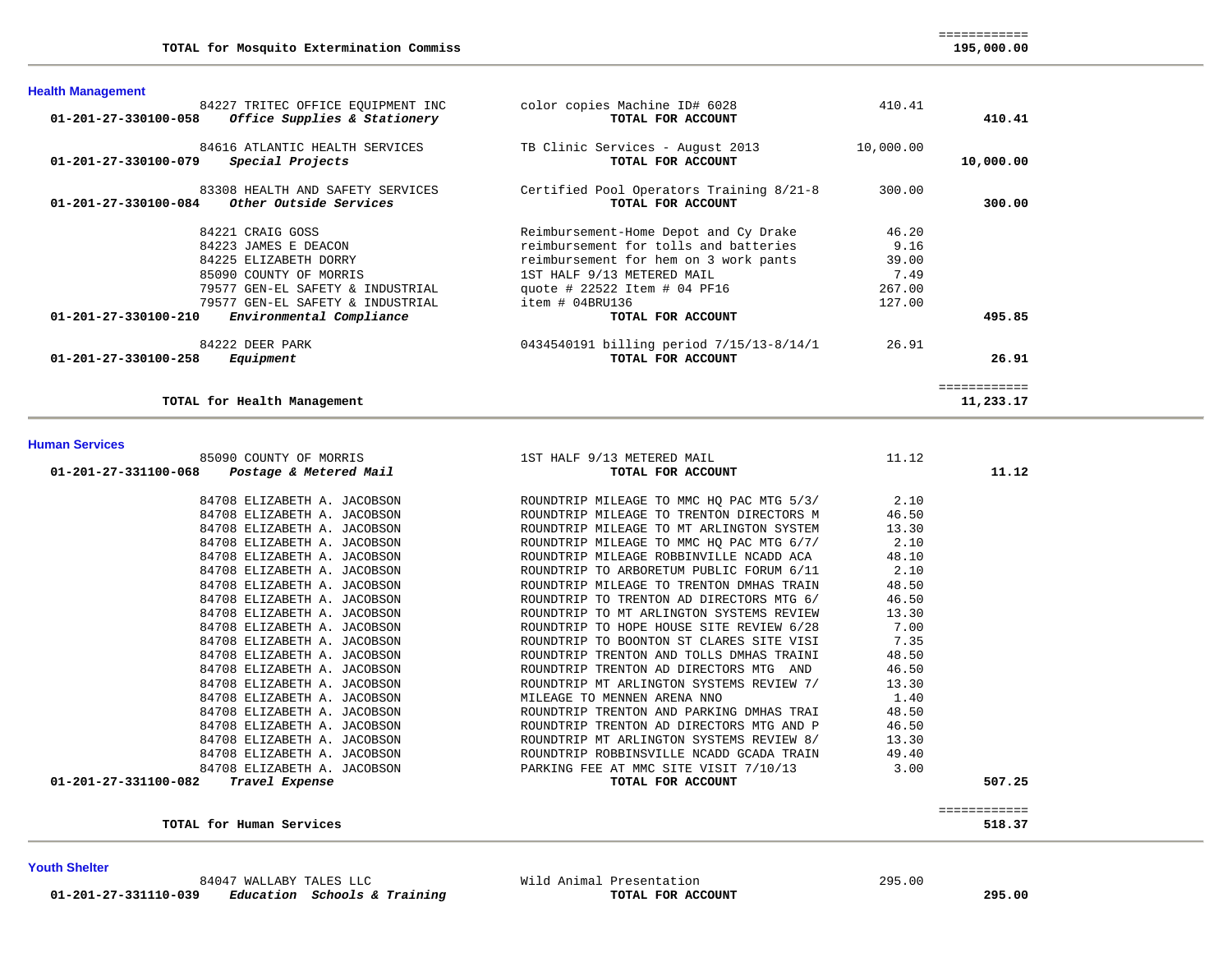| | | | | |
|---|---|---|---|---|
| | **TOTAL for Mosquito Extermination Commiss** | | | ============ **195,000.00** |

## Health Management

| Account | Vendor | Description | Amount | Total |
|---|---|---|---|---|
| | 84227 TRITEC OFFICE EQUIPMENT INC | color copies Machine ID# 6028 | 410.41 | |
| **01-201-27-330100-058** | ***Office Supplies & Stationery*** | **TOTAL FOR ACCOUNT** | | **410.41** |
| | 84616 ATLANTIC HEALTH SERVICES | TB Clinic Services - August 2013 | 10,000.00 | |
| **01-201-27-330100-079** | ***Special Projects*** | **TOTAL FOR ACCOUNT** | | **10,000.00** |
| | 83308 HEALTH AND SAFETY SERVICES | Certified Pool Operators Training 8/21-8 | 300.00 | |
| **01-201-27-330100-084** | ***Other Outside Services*** | **TOTAL FOR ACCOUNT** | | **300.00** |
| | 84221 CRAIG GOSS | Reimbursement-Home Depot and Cy Drake | 46.20 | |
| | 84223 JAMES E DEACON | reimbursement for tolls and batteries | 9.16 | |
| | 84225 ELIZABETH DORRY | reimbursement for hem on 3 work pants | 39.00 | |
| | 85090 COUNTY OF MORRIS | 1ST HALF 9/13 METERED MAIL | 7.49 | |
| | 79577 GEN-EL SAFETY & INDUSTRIAL | quote # 22522 Item # 04 PF16 | 267.00 | |
| | 79577 GEN-EL SAFETY & INDUSTRIAL | item # 04BRU136 | 127.00 | |
| **01-201-27-330100-210** | ***Environmental Compliance*** | **TOTAL FOR ACCOUNT** | | **495.85** |
| | 84222 DEER PARK | 0434540191 billing period 7/15/13-8/14/1 | 26.91 | |
| **01-201-27-330100-258** | ***Equipment*** | **TOTAL FOR ACCOUNT** | | **26.91** |
| | **TOTAL for Health Management** | | | ============ **11,233.17** |

## Human Services

| Account | Vendor | Description | Amount | Total |
|---|---|---|---|---|
| | 85090 COUNTY OF MORRIS | 1ST HALF 9/13 METERED MAIL | 11.12 | |
| **01-201-27-331100-068** | ***Postage & Metered Mail*** | **TOTAL FOR ACCOUNT** | | **11.12** |
| | 84708 ELIZABETH A. JACOBSON | ROUNDTRIP MILEAGE TO MMC HQ PAC MTG 5/3/ | 2.10 | |
| | 84708 ELIZABETH A. JACOBSON | ROUNDTRIP MILEAGE TO TRENTON DIRECTORS M | 46.50 | |
| | 84708 ELIZABETH A. JACOBSON | ROUNDTRIP MILEAGE TO MT ARLINGTON SYSTEM | 13.30 | |
| | 84708 ELIZABETH A. JACOBSON | ROUNDTRIP MILEAGE TO MMC HQ PAC MTG 6/7/ | 2.10 | |
| | 84708 ELIZABETH A. JACOBSON | ROUNDTRIP MILEAGE ROBBINVILLE NCADD ACA | 48.10 | |
| | 84708 ELIZABETH A. JACOBSON | ROUNDTRIP TO ARBORETUM PUBLIC FORUM 6/11 | 2.10 | |
| | 84708 ELIZABETH A. JACOBSON | ROUNDTRIP MILEAGE TO TRENTON DMHAS TRAIN | 48.50 | |
| | 84708 ELIZABETH A. JACOBSON | ROUNDTRIP TO TRENTON AD DIRECTORS MTG 6/ | 46.50 | |
| | 84708 ELIZABETH A. JACOBSON | ROUNDTRIP TO MT ARLINGTON SYSTEMS REVIEW | 13.30 | |
| | 84708 ELIZABETH A. JACOBSON | ROUNDTRIP TO HOPE HOUSE SITE REVIEW 6/28 | 7.00 | |
| | 84708 ELIZABETH A. JACOBSON | ROUNDTRIP TO BOONTON ST CLARES SITE VISI | 7.35 | |
| | 84708 ELIZABETH A. JACOBSON | ROUNDTRIP TRENTON AND TOLLS DMHAS TRAINI | 48.50 | |
| | 84708 ELIZABETH A. JACOBSON | ROUNDTRIP TRENTON AD DIRECTORS MTG AND | 46.50 | |
| | 84708 ELIZABETH A. JACOBSON | ROUNDTRIP MT ARLINGTON SYSTEMS REVIEW 7/ | 13.30 | |
| | 84708 ELIZABETH A. JACOBSON | MILEAGE TO MENNEN ARENA NNO | 1.40 | |
| | 84708 ELIZABETH A. JACOBSON | ROUNDTRIP TRENTON AND PARKING DMHAS TRAI | 48.50 | |
| | 84708 ELIZABETH A. JACOBSON | ROUNDTRIP TRENTON AD DIRECTORS MTG AND P | 46.50 | |
| | 84708 ELIZABETH A. JACOBSON | ROUNDTRIP MT ARLINGTON SYSTEMS REVIEW 8/ | 13.30 | |
| | 84708 ELIZABETH A. JACOBSON | ROUNDTRIP ROBBINSVILLE NCADD GCADA TRAIN | 49.40 | |
| | 84708 ELIZABETH A. JACOBSON | PARKING FEE AT MMC SITE VISIT 7/10/13 | 3.00 | |
| **01-201-27-331100-082** | ***Travel Expense*** | **TOTAL FOR ACCOUNT** | | **507.25** |
| | **TOTAL for Human Services** | | | ============ **518.37** |

## Youth Shelter

| Account | Vendor | Description | Amount | Total |
|---|---|---|---|---|
| | 84047 WALLABY TALES LLC | Wild Animal Presentation | 295.00 | |
| **01-201-27-331110-039** | ***Education Schools & Training*** | **TOTAL FOR ACCOUNT** | | **295.00** |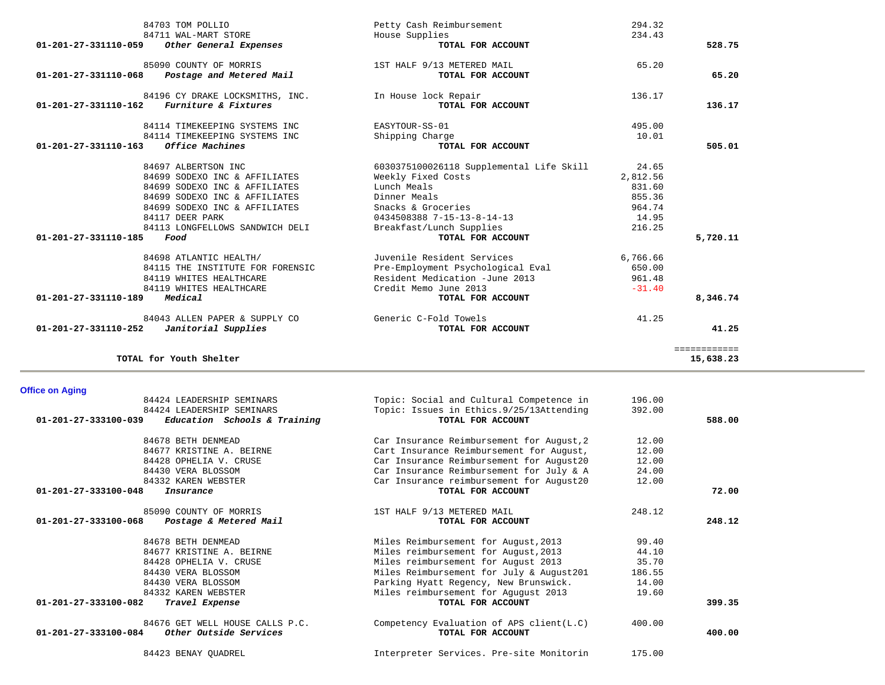| Account | Vendor | Description | Amount | Total |
|---|---|---|---|---|
| | 84703 TOM POLLIO | Petty Cash Reimbursement | 294.32 | |
| | 84711 WAL-MART STORE | House Supplies | 234.43 | |
| **01-201-27-331110-059** | ***Other General Expenses*** | **TOTAL FOR ACCOUNT** | | **528.75** |
| | 85090 COUNTY OF MORRIS | 1ST HALF 9/13 METERED MAIL | 65.20 | |
| **01-201-27-331110-068** | ***Postage and Metered Mail*** | **TOTAL FOR ACCOUNT** | | **65.20** |
| | 84196 CY DRAKE LOCKSMITHS, INC. | In House lock Repair | 136.17 | |
| **01-201-27-331110-162** | ***Furniture & Fixtures*** | **TOTAL FOR ACCOUNT** | | **136.17** |
| | 84114 TIMEKEEPING SYSTEMS INC | EASYTOUR-SS-01 | 495.00 | |
| | 84114 TIMEKEEPING SYSTEMS INC | Shipping Charge | 10.01 | |
| **01-201-27-331110-163** | ***Office Machines*** | **TOTAL FOR ACCOUNT** | | **505.01** |
| | 84697 ALBERTSON INC | 6030375100026118 Supplemental Life Skill | 24.65 | |
| | 84699 SODEXO INC & AFFILIATES | Weekly Fixed Costs | 2,812.56 | |
| | 84699 SODEXO INC & AFFILIATES | Lunch Meals | 831.60 | |
| | 84699 SODEXO INC & AFFILIATES | Dinner Meals | 855.36 | |
| | 84699 SODEXO INC & AFFILIATES | Snacks & Groceries | 964.74 | |
| | 84117 DEER PARK | 0434508388 7-15-13-8-14-13 | 14.95 | |
| | 84113 LONGFELLOWS SANDWICH DELI | Breakfast/Lunch Supplies | 216.25 | |
| **01-201-27-331110-185** | ***Food*** | **TOTAL FOR ACCOUNT** | | **5,720.11** |
| | 84698 ATLANTIC HEALTH/ | Juvenile Resident Services | 6,766.66 | |
| | 84115 THE INSTITUTE FOR FORENSIC | Pre-Employment Psychological Eval | 650.00 | |
| | 84119 WHITES HEALTHCARE | Resident Medication -June 2013 | 961.48 | |
| | 84119 WHITES HEALTHCARE | Credit Memo June 2013 | -31.40 | |
| **01-201-27-331110-189** | ***Medical*** | **TOTAL FOR ACCOUNT** | | **8,346.74** |
| | 84043 ALLEN PAPER & SUPPLY CO | Generic C-Fold Towels | 41.25 | |
| **01-201-27-331110-252** | ***Janitorial Supplies*** | **TOTAL FOR ACCOUNT** | | **41.25** |
| | | | | ============ |
| | **TOTAL for Youth Shelter** | | | **15,638.23** |

**Office on Aging**

| Account | Vendor | Description | Amount | Total |
|---|---|---|---|---|
| | 84424 LEADERSHIP SEMINARS | Topic: Social and Cultural Competence in | 196.00 | |
| | 84424 LEADERSHIP SEMINARS | Topic: Issues in Ethics.9/25/13Attending | 392.00 | |
| **01-201-27-333100-039** | ***Education Schools & Training*** | **TOTAL FOR ACCOUNT** | | **588.00** |
| | 84678 BETH DENMEAD | Car Insurance Reimbursement for August,2 | 12.00 | |
| | 84677 KRISTINE A. BEIRNE | Cart Insurance Reimbursement for August, | 12.00 | |
| | 84428 OPHELIA V. CRUSE | Car Insurance Reimbursement for August20 | 12.00 | |
| | 84430 VERA BLOSSOM | Car Insurance Reimbursement for July & A | 24.00 | |
| | 84332 KAREN WEBSTER | Car Insurance reimbursement for August20 | 12.00 | |
| **01-201-27-333100-048** | ***Insurance*** | **TOTAL FOR ACCOUNT** | | **72.00** |
| | 85090 COUNTY OF MORRIS | 1ST HALF 9/13 METERED MAIL | 248.12 | |
| **01-201-27-333100-068** | ***Postage & Metered Mail*** | **TOTAL FOR ACCOUNT** | | **248.12** |
| | 84678 BETH DENMEAD | Miles Reimbursement for August,2013 | 99.40 | |
| | 84677 KRISTINE A. BEIRNE | Miles reimbursement for August,2013 | 44.10 | |
| | 84428 OPHELIA V. CRUSE | Miles reimbursement for August 2013 | 35.70 | |
| | 84430 VERA BLOSSOM | Miles Reimbursement for July & August201 | 186.55 | |
| | 84430 VERA BLOSSOM | Parking Hyatt Regency, New Brunswick. | 14.00 | |
| | 84332 KAREN WEBSTER | Miles reimbursement for Agugust 2013 | 19.60 | |
| **01-201-27-333100-082** | ***Travel Expense*** | **TOTAL FOR ACCOUNT** | | **399.35** |
| | 84676 GET WELL HOUSE CALLS P.C. | Competency Evaluation of APS client(L.C) | 400.00 | |
| **01-201-27-333100-084** | ***Other Outside Services*** | **TOTAL FOR ACCOUNT** | | **400.00** |
| | 84423 BENAY QUADREL | Interpreter Services. Pre-site Monitorin | 175.00 | |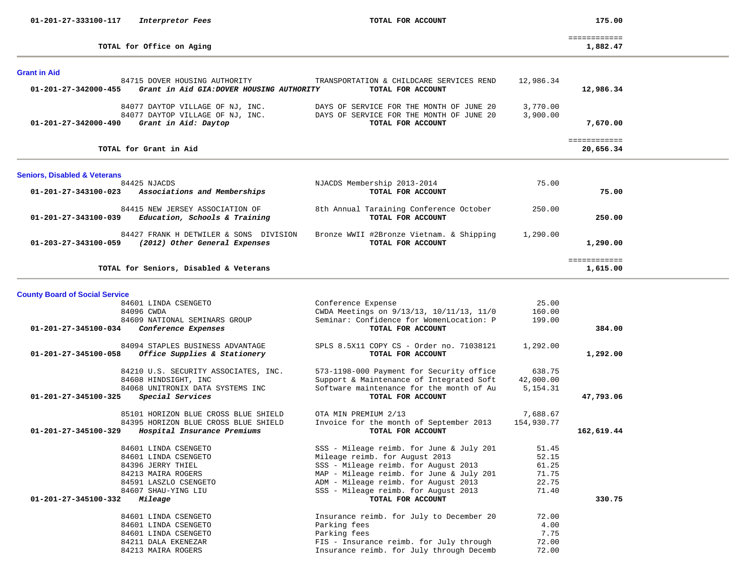| Account | Vendor / Description | Detail | Amount | Total |
|---|---|---|---|---|
| 01-201-27-333100-117 | *Interpretor Fees* | **TOTAL FOR ACCOUNT** | | **175.00** |
| | **TOTAL for Office on Aging** | | | **1,882.47** |

## Grant in Aid

| Account | Vendor / Description | Detail | Amount | Total |
|---|---|---|---|---|
| | 84715 DOVER HOUSING AUTHORITY | TRANSPORTATION & CHILDCARE SERVICES REND | 12,986.34 | |
| 01-201-27-342000-455 | *Grant in Aid GIA:DOVER HOUSING AUTHORITY* | **TOTAL FOR ACCOUNT** | | **12,986.34** |
| | 84077 DAYTOP VILLAGE OF NJ, INC. | DAYS OF SERVICE FOR THE MONTH OF JUNE 20 | 3,770.00 | |
| | 84077 DAYTOP VILLAGE OF NJ, INC. | DAYS OF SERVICE FOR THE MONTH OF JUNE 20 | 3,900.00 | |
| 01-201-27-342000-490 | *Grant in Aid: Daytop* | **TOTAL FOR ACCOUNT** | | **7,670.00** |
| | **TOTAL for Grant in Aid** | | | **20,656.34** |

## Seniors, Disabled & Veterans

| Account | Vendor / Description | Detail | Amount | Total |
|---|---|---|---|---|
| | 84425 NJACDS | NJACDS Membership 2013-2014 | 75.00 | |
| 01-201-27-343100-023 | *Associations and Memberships* | **TOTAL FOR ACCOUNT** | | **75.00** |
| | 84415 NEW JERSEY ASSOCIATION OF | 8th Annual Taraining Conference October | 250.00 | |
| 01-201-27-343100-039 | *Education, Schools & Training* | **TOTAL FOR ACCOUNT** | | **250.00** |
| | 84427 FRANK H DETWILER & SONS DIVISION | Bronze WWII #2Bronze Vietnam. & Shipping | 1,290.00 | |
| 01-203-27-343100-059 | *(2012) Other General Expenses* | **TOTAL FOR ACCOUNT** | | **1,290.00** |
| | **TOTAL for Seniors, Disabled & Veterans** | | | **1,615.00** |

## County Board of Social Service

| Account | Vendor / Description | Detail | Amount | Total |
|---|---|---|---|---|
| | 84601 LINDA CSENGETO | Conference Expense | 25.00 | |
| | 84096 CWDA | CWDA Meetings on 9/13/13, 10/11/13, 11/0 | 160.00 | |
| | 84609 NATIONAL SEMINARS GROUP | Seminar: Confidence for WomenLocation: P | 199.00 | |
| 01-201-27-345100-034 | *Conference Expenses* | **TOTAL FOR ACCOUNT** | | **384.00** |
| | 84094 STAPLES BUSINESS ADVANTAGE | SPLS 8.5X11 COPY CS - Order no. 71038121 | 1,292.00 | |
| 01-201-27-345100-058 | *Office Supplies & Stationery* | **TOTAL FOR ACCOUNT** | | **1,292.00** |
| | 84210 U.S. SECURITY ASSOCIATES, INC. | 573-1198-000 Payment for Security office | 638.75 | |
| | 84608 HINDSIGHT, INC | Support & Maintenance of Integrated Soft | 42,000.00 | |
| | 84068 UNITRONIX DATA SYSTEMS INC | Software maintenance for the month of Au | 5,154.31 | |
| 01-201-27-345100-325 | *Special Services* | **TOTAL FOR ACCOUNT** | | **47,793.06** |
| | 85101 HORIZON BLUE CROSS BLUE SHIELD | OTA MIN PREMIUM 2/13 | 7,688.67 | |
| | 84395 HORIZON BLUE CROSS BLUE SHIELD | Invoice for the month of September 2013 | 154,930.77 | |
| 01-201-27-345100-329 | *Hospital Insurance Premiums* | **TOTAL FOR ACCOUNT** | | **162,619.44** |
| | 84601 LINDA CSENGETO | SSS - Mileage reimb. for June & July 201 | 51.45 | |
| | 84601 LINDA CSENGETO | Mileage reimb. for August 2013 | 52.15 | |
| | 84396 JERRY THIEL | SSS - Mileage reimb. for August 2013 | 61.25 | |
| | 84213 MAIRA ROGERS | MAP - Mileage reimb. for June & July 201 | 71.75 | |
| | 84591 LASZLO CSENGETO | ADM - Mileage reimb. for August 2013 | 22.75 | |
| | 84607 SHAU-YING LIU | SSS - Mileage reimb. for August 2013 | 71.40 | |
| 01-201-27-345100-332 | *Mileage* | **TOTAL FOR ACCOUNT** | | **330.75** |
| | 84601 LINDA CSENGETO | Insurance reimb. for July to December 20 | 72.00 | |
| | 84601 LINDA CSENGETO | Parking fees | 4.00 | |
| | 84601 LINDA CSENGETO | Parking fees | 7.75 | |
| | 84211 DALA EKENEZAR | FIS - Insurance reimb. for July through | 72.00 | |
| | 84213 MAIRA ROGERS | Insurance reimb. for July through Decemb | 72.00 | |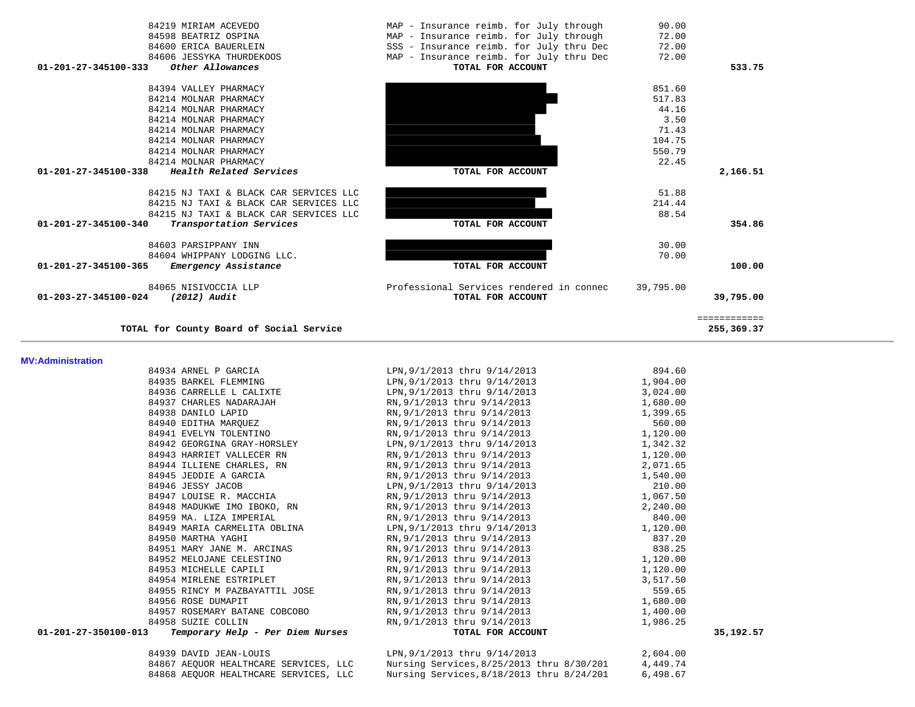| Account / Vendor | Description | Amount | Total |
|---|---|---|---|
| 84219 MIRIAM ACEVEDO | MAP - Insurance reimb. for July through | 90.00 | |
| 84598 BEATRIZ OSPINA | MAP - Insurance reimb. for July through | 72.00 | |
| 84600 ERICA BAUERLEIN | SSS - Insurance reimb. for July thru Dec | 72.00 | |
| 84606 JESSYKA THURDEKOOS | MAP - Insurance reimb. for July thru Dec | 72.00 | |
| **01-201-27-345100-333** ***Other Allowances*** | **TOTAL FOR ACCOUNT** | | **533.75** |
| 84394 VALLEY PHARMACY | | 851.60 | |
| 84214 MOLNAR PHARMACY | | 517.83 | |
| 84214 MOLNAR PHARMACY | | 44.16 | |
| 84214 MOLNAR PHARMACY | | 3.50 | |
| 84214 MOLNAR PHARMACY | | 71.43 | |
| 84214 MOLNAR PHARMACY | | 104.75 | |
| 84214 MOLNAR PHARMACY | | 550.79 | |
| 84214 MOLNAR PHARMACY | | 22.45 | |
| **01-201-27-345100-338** ***Health Related Services*** | **TOTAL FOR ACCOUNT** | | **2,166.51** |
| 84215 NJ TAXI & BLACK CAR SERVICES LLC | | 51.88 | |
| 84215 NJ TAXI & BLACK CAR SERVICES LLC | | 214.44 | |
| 84215 NJ TAXI & BLACK CAR SERVICES LLC | | 88.54 | |
| **01-201-27-345100-340** ***Transportation Services*** | **TOTAL FOR ACCOUNT** | | **354.86** |
| 84603 PARSIPPANY INN | | 30.00 | |
| 84604 WHIPPANY LODGING LLC. | | 70.00 | |
| **01-201-27-345100-365** ***Emergency Assistance*** | **TOTAL FOR ACCOUNT** | | **100.00** |
| 84065 NISIVOCCIA LLP | Professional Services rendered in connec | 39,795.00 | |
| **01-203-27-345100-024** ***(2012) Audit*** | **TOTAL FOR ACCOUNT** | | **39,795.00** |
| | | | ============ |
| **TOTAL for County Board of Social Service** | | | **255,369.37** |

## MV:Administration

| Account / Vendor | Description | Amount | Total |
|---|---|---|---|
| 84934 ARNEL P GARCIA | LPN,9/1/2013 thru 9/14/2013 | 894.60 | |
| 84935 BARKEL FLEMMING | LPN,9/1/2013 thru 9/14/2013 | 1,904.00 | |
| 84936 CARRELLE L CALIXTE | LPN,9/1/2013 thru 9/14/2013 | 3,024.00 | |
| 84937 CHARLES NADARAJAH | RN,9/1/2013 thru 9/14/2013 | 1,680.00 | |
| 84938 DANILO LAPID | RN,9/1/2013 thru 9/14/2013 | 1,399.65 | |
| 84940 EDITHA MARQUEZ | RN,9/1/2013 thru 9/14/2013 | 560.00 | |
| 84941 EVELYN TOLENTINO | RN,9/1/2013 thru 9/14/2013 | 1,120.00 | |
| 84942 GEORGINA GRAY-HORSLEY | LPN,9/1/2013 thru 9/14/2013 | 1,342.32 | |
| 84943 HARRIET VALLECER RN | RN,9/1/2013 thru 9/14/2013 | 1,120.00 | |
| 84944 ILLIENE CHARLES, RN | RN,9/1/2013 thru 9/14/2013 | 2,071.65 | |
| 84945 JEDDIE A GARCIA | RN,9/1/2013 thru 9/14/2013 | 1,540.00 | |
| 84946 JESSY JACOB | LPN,9/1/2013 thru 9/14/2013 | 210.00 | |
| 84947 LOUISE R. MACCHIA | RN,9/1/2013 thru 9/14/2013 | 1,067.50 | |
| 84948 MADUKWE IMO IBOKO, RN | RN,9/1/2013 thru 9/14/2013 | 2,240.00 | |
| 84959 MA. LIZA IMPERIAL | RN,9/1/2013 thru 9/14/2013 | 840.00 | |
| 84949 MARIA CARMELITA OBLINA | LPN,9/1/2013 thru 9/14/2013 | 1,120.00 | |
| 84950 MARTHA YAGHI | RN,9/1/2013 thru 9/14/2013 | 837.20 | |
| 84951 MARY JANE M. ARCINAS | RN,9/1/2013 thru 9/14/2013 | 838.25 | |
| 84952 MELOJANE CELESTINO | RN,9/1/2013 thru 9/14/2013 | 1,120.00 | |
| 84953 MICHELLE CAPILI | RN,9/1/2013 thru 9/14/2013 | 1,120.00 | |
| 84954 MIRLENE ESTRIPLET | RN,9/1/2013 thru 9/14/2013 | 3,517.50 | |
| 84955 RINCY M PAZBAYATTIL JOSE | RN,9/1/2013 thru 9/14/2013 | 559.65 | |
| 84956 ROSE DUMAPIT | RN,9/1/2013 thru 9/14/2013 | 1,680.00 | |
| 84957 ROSEMARY BATANE COBCOBO | RN,9/1/2013 thru 9/14/2013 | 1,400.00 | |
| 84958 SUZIE COLLIN | RN,9/1/2013 thru 9/14/2013 | 1,986.25 | |
| **01-201-27-350100-013** ***Temporary Help - Per Diem Nurses*** | **TOTAL FOR ACCOUNT** | | **35,192.57** |
| 84939 DAVID JEAN-LOUIS | LPN,9/1/2013 thru 9/14/2013 | 2,604.00 | |
| 84867 AEQUOR HEALTHCARE SERVICES, LLC | Nursing Services,8/25/2013 thru 8/30/201 | 4,449.74 | |
| 84868 AEQUOR HEALTHCARE SERVICES, LLC | Nursing Services,8/18/2013 thru 8/24/201 | 6,498.67 | |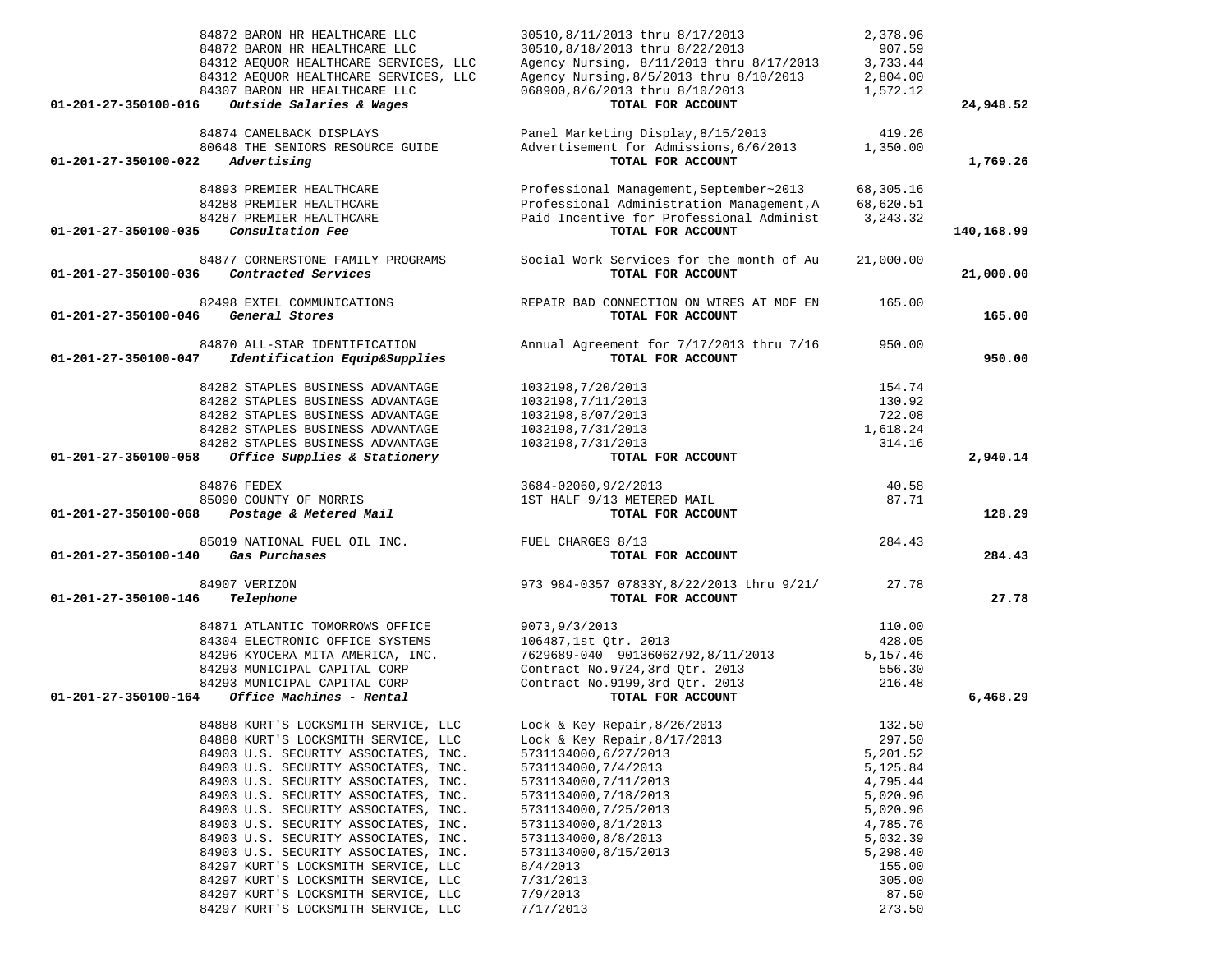| Account | Vendor | Description | Amount | Total |
|---|---|---|---|---|
| | 84872 BARON HR HEALTHCARE LLC | 30510,8/11/2013 thru 8/17/2013 | 2,378.96 | |
| | 84872 BARON HR HEALTHCARE LLC | 30510,8/18/2013 thru 8/22/2013 | 907.59 | |
| | 84312 AEQUOR HEALTHCARE SERVICES, LLC | Agency Nursing, 8/11/2013 thru 8/17/2013 | 3,733.44 | |
| | 84312 AEQUOR HEALTHCARE SERVICES, LLC | Agency Nursing,8/5/2013 thru 8/10/2013 | 2,804.00 | |
| | 84307 BARON HR HEALTHCARE LLC | 068900,8/6/2013 thru 8/10/2013 | 1,572.12 | |
| **01-201-27-350100-016** *Outside Salaries & Wages* | | **TOTAL FOR ACCOUNT** | | **24,948.52** |
| | 84874 CAMELBACK DISPLAYS | Panel Marketing Display,8/15/2013 | 419.26 | |
| | 80648 THE SENIORS RESOURCE GUIDE | Advertisement for Admissions,6/6/2013 | 1,350.00 | |
| **01-201-27-350100-022** *Advertising* | | **TOTAL FOR ACCOUNT** | | **1,769.26** |
| | 84893 PREMIER HEALTHCARE | Professional Management,September~2013 | 68,305.16 | |
| | 84288 PREMIER HEALTHCARE | Professional Administration Management,A | 68,620.51 | |
| | 84287 PREMIER HEALTHCARE | Paid Incentive for Professional Administ | 3,243.32 | |
| **01-201-27-350100-035** *Consultation Fee* | | **TOTAL FOR ACCOUNT** | | **140,168.99** |
| | 84877 CORNERSTONE FAMILY PROGRAMS | Social Work Services for the month of Au | 21,000.00 | |
| **01-201-27-350100-036** *Contracted Services* | | **TOTAL FOR ACCOUNT** | | **21,000.00** |
| | 82498 EXTEL COMMUNICATIONS | REPAIR BAD CONNECTION ON WIRES AT MDF EN | 165.00 | |
| **01-201-27-350100-046** *General Stores* | | **TOTAL FOR ACCOUNT** | | **165.00** |
| | 84870 ALL-STAR IDENTIFICATION | Annual Agreement for 7/17/2013 thru 7/16 | 950.00 | |
| **01-201-27-350100-047** *Identification Equip&Supplies* | | **TOTAL FOR ACCOUNT** | | **950.00** |
| | 84282 STAPLES BUSINESS ADVANTAGE | 1032198,7/20/2013 | 154.74 | |
| | 84282 STAPLES BUSINESS ADVANTAGE | 1032198,7/11/2013 | 130.92 | |
| | 84282 STAPLES BUSINESS ADVANTAGE | 1032198,8/07/2013 | 722.08 | |
| | 84282 STAPLES BUSINESS ADVANTAGE | 1032198,7/31/2013 | 1,618.24 | |
| | 84282 STAPLES BUSINESS ADVANTAGE | 1032198,7/31/2013 | 314.16 | |
| **01-201-27-350100-058** *Office Supplies & Stationery* | | **TOTAL FOR ACCOUNT** | | **2,940.14** |
| | 84876 FEDEX | 3684-02060,9/2/2013 | 40.58 | |
| | 85090 COUNTY OF MORRIS | 1ST HALF 9/13 METERED MAIL | 87.71 | |
| **01-201-27-350100-068** *Postage & Metered Mail* | | **TOTAL FOR ACCOUNT** | | **128.29** |
| | 85019 NATIONAL FUEL OIL INC. | FUEL CHARGES 8/13 | 284.43 | |
| **01-201-27-350100-140** *Gas Purchases* | | **TOTAL FOR ACCOUNT** | | **284.43** |
| | 84907 VERIZON | 973 984-0357 07833Y,8/22/2013 thru 9/21/ | 27.78 | |
| **01-201-27-350100-146** *Telephone* | | **TOTAL FOR ACCOUNT** | | **27.78** |
| | 84871 ATLANTIC TOMORROWS OFFICE | 9073,9/3/2013 | 110.00 | |
| | 84304 ELECTRONIC OFFICE SYSTEMS | 106487,1st Qtr. 2013 | 428.05 | |
| | 84296 KYOCERA MITA AMERICA, INC. | 7629689-040 90136062792,8/11/2013 | 5,157.46 | |
| | 84293 MUNICIPAL CAPITAL CORP | Contract No.9724,3rd Qtr. 2013 | 556.30 | |
| | 84293 MUNICIPAL CAPITAL CORP | Contract No.9199,3rd Qtr. 2013 | 216.48 | |
| **01-201-27-350100-164** *Office Machines - Rental* | | **TOTAL FOR ACCOUNT** | | **6,468.29** |
| | 84888 KURT'S LOCKSMITH SERVICE, LLC | Lock & Key Repair,8/26/2013 | 132.50 | |
| | 84888 KURT'S LOCKSMITH SERVICE, LLC | Lock & Key Repair,8/17/2013 | 297.50 | |
| | 84903 U.S. SECURITY ASSOCIATES, INC. | 5731134000,6/27/2013 | 5,201.52 | |
| | 84903 U.S. SECURITY ASSOCIATES, INC. | 5731134000,7/4/2013 | 5,125.84 | |
| | 84903 U.S. SECURITY ASSOCIATES, INC. | 5731134000,7/11/2013 | 4,795.44 | |
| | 84903 U.S. SECURITY ASSOCIATES, INC. | 5731134000,7/18/2013 | 5,020.96 | |
| | 84903 U.S. SECURITY ASSOCIATES, INC. | 5731134000,7/25/2013 | 5,020.96 | |
| | 84903 U.S. SECURITY ASSOCIATES, INC. | 5731134000,8/1/2013 | 4,785.76 | |
| | 84903 U.S. SECURITY ASSOCIATES, INC. | 5731134000,8/8/2013 | 5,032.39 | |
| | 84903 U.S. SECURITY ASSOCIATES, INC. | 5731134000,8/15/2013 | 5,298.40 | |
| | 84297 KURT'S LOCKSMITH SERVICE, LLC | 8/4/2013 | 155.00 | |
| | 84297 KURT'S LOCKSMITH SERVICE, LLC | 7/31/2013 | 305.00 | |
| | 84297 KURT'S LOCKSMITH SERVICE, LLC | 7/9/2013 | 87.50 | |
| | 84297 KURT'S LOCKSMITH SERVICE, LLC | 7/17/2013 | 273.50 | |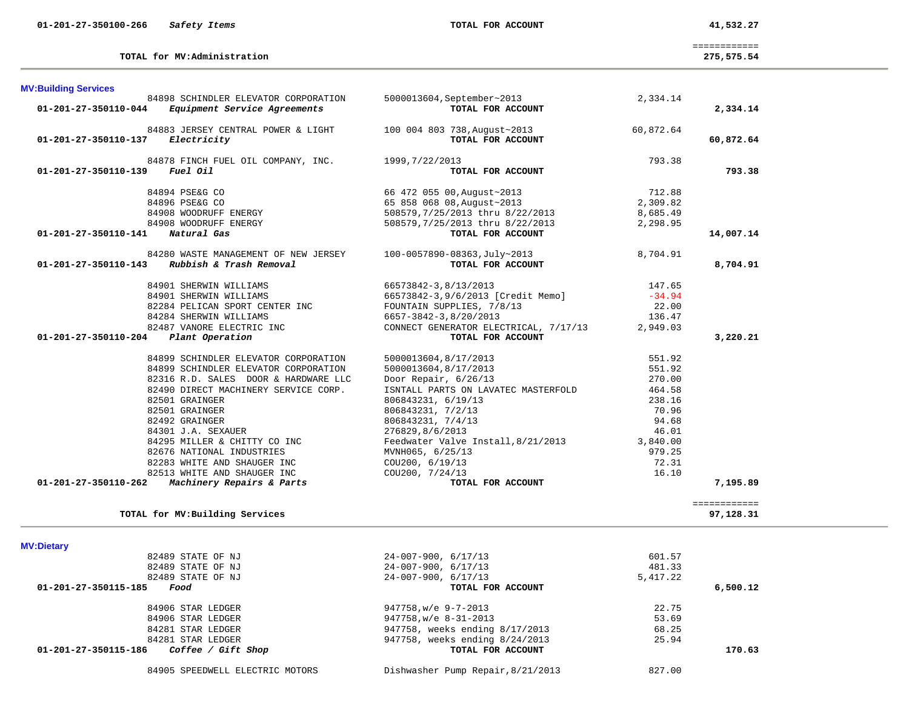| Account | Vendor / Description | Reference | Amount | Total |
|---|---|---|---|---|
| 01-201-27-350100-266 | ***Safety Items*** | **TOTAL FOR ACCOUNT** | | **41,532.27** |
| | | | | ============ |
| | **TOTAL for MV:Administration** | | | **275,575.54** |

## MV:Building Services

| Account | Vendor / Description | Reference | Amount | Total |
|---|---|---|---|---|
| | 84898 SCHINDLER ELEVATOR CORPORATION | 5000013604,September~2013 | 2,334.14 | |
| 01-201-27-350110-044 | ***Equipment Service Agreements*** | **TOTAL FOR ACCOUNT** | | **2,334.14** |
| | 84883 JERSEY CENTRAL POWER & LIGHT | 100 004 803 738,August~2013 | 60,872.64 | |
| 01-201-27-350110-137 | ***Electricity*** | **TOTAL FOR ACCOUNT** | | **60,872.64** |
| | 84878 FINCH FUEL OIL COMPANY, INC. | 1999,7/22/2013 | 793.38 | |
| 01-201-27-350110-139 | ***Fuel Oil*** | **TOTAL FOR ACCOUNT** | | **793.38** |
| | 84894 PSE&G CO | 66 472 055 00,August~2013 | 712.88 | |
| | 84896 PSE&G CO | 65 858 068 08,August~2013 | 2,309.82 | |
| | 84908 WOODRUFF ENERGY | 508579,7/25/2013 thru 8/22/2013 | 8,685.49 | |
| | 84908 WOODRUFF ENERGY | 508579,7/25/2013 thru 8/22/2013 | 2,298.95 | |
| 01-201-27-350110-141 | ***Natural Gas*** | **TOTAL FOR ACCOUNT** | | **14,007.14** |
| | 84280 WASTE MANAGEMENT OF NEW JERSEY | 100-0057890-08363,July~2013 | 8,704.91 | |
| 01-201-27-350110-143 | ***Rubbish & Trash Removal*** | **TOTAL FOR ACCOUNT** | | **8,704.91** |
| | 84901 SHERWIN WILLIAMS | 66573842-3,8/13/2013 | 147.65 | |
| | 84901 SHERWIN WILLIAMS | 66573842-3,9/6/2013 [Credit Memo] | -34.94 | |
| | 82284 PELICAN SPORT CENTER INC | FOUNTAIN SUPPLIES, 7/8/13 | 22.00 | |
| | 84284 SHERWIN WILLIAMS | 6657-3842-3,8/20/2013 | 136.47 | |
| | 82487 VANORE ELECTRIC INC | CONNECT GENERATOR ELECTRICAL, 7/17/13 | 2,949.03 | |
| 01-201-27-350110-204 | ***Plant Operation*** | **TOTAL FOR ACCOUNT** | | **3,220.21** |
| | 84899 SCHINDLER ELEVATOR CORPORATION | 5000013604,8/17/2013 | 551.92 | |
| | 84899 SCHINDLER ELEVATOR CORPORATION | 5000013604,8/17/2013 | 551.92 | |
| | 82316 R.D. SALES DOOR & HARDWARE LLC | Door Repair, 6/26/13 | 270.00 | |
| | 82490 DIRECT MACHINERY SERVICE CORP. | ISNTALL PARTS ON LAVATEC MASTERFOLD | 464.58 | |
| | 82501 GRAINGER | 806843231, 6/19/13 | 238.16 | |
| | 82501 GRAINGER | 806843231, 7/2/13 | 70.96 | |
| | 82492 GRAINGER | 806843231, 7/4/13 | 94.68 | |
| | 84301 J.A. SEXAUER | 276829,8/6/2013 | 46.01 | |
| | 84295 MILLER & CHITTY CO INC | Feedwater Valve Install,8/21/2013 | 3,840.00 | |
| | 82676 NATIONAL INDUSTRIES | MVNH065, 6/25/13 | 979.25 | |
| | 82283 WHITE AND SHAUGER INC | COU200, 6/19/13 | 72.31 | |
| | 82513 WHITE AND SHAUGER INC | COU200, 7/24/13 | 16.10 | |
| 01-201-27-350110-262 | ***Machinery Repairs & Parts*** | **TOTAL FOR ACCOUNT** | | **7,195.89** |
| | | | | ============ |
| | **TOTAL for MV:Building Services** | | | **97,128.31** |

## MV:Dietary

| Account | Vendor / Description | Reference | Amount | Total |
|---|---|---|---|---|
| | 82489 STATE OF NJ | 24-007-900, 6/17/13 | 601.57 | |
| | 82489 STATE OF NJ | 24-007-900, 6/17/13 | 481.33 | |
| | 82489 STATE OF NJ | 24-007-900, 6/17/13 | 5,417.22 | |
| 01-201-27-350115-185 | ***Food*** | **TOTAL FOR ACCOUNT** | | **6,500.12** |
| | 84906 STAR LEDGER | 947758,w/e 9-7-2013 | 22.75 | |
| | 84906 STAR LEDGER | 947758,w/e 8-31-2013 | 53.69 | |
| | 84281 STAR LEDGER | 947758, weeks ending 8/17/2013 | 68.25 | |
| | 84281 STAR LEDGER | 947758, weeks ending 8/24/2013 | 25.94 | |
| 01-201-27-350115-186 | ***Coffee / Gift Shop*** | **TOTAL FOR ACCOUNT** | | **170.63** |
| | 84905 SPEEDWELL ELECTRIC MOTORS | Dishwasher Pump Repair,8/21/2013 | 827.00 | |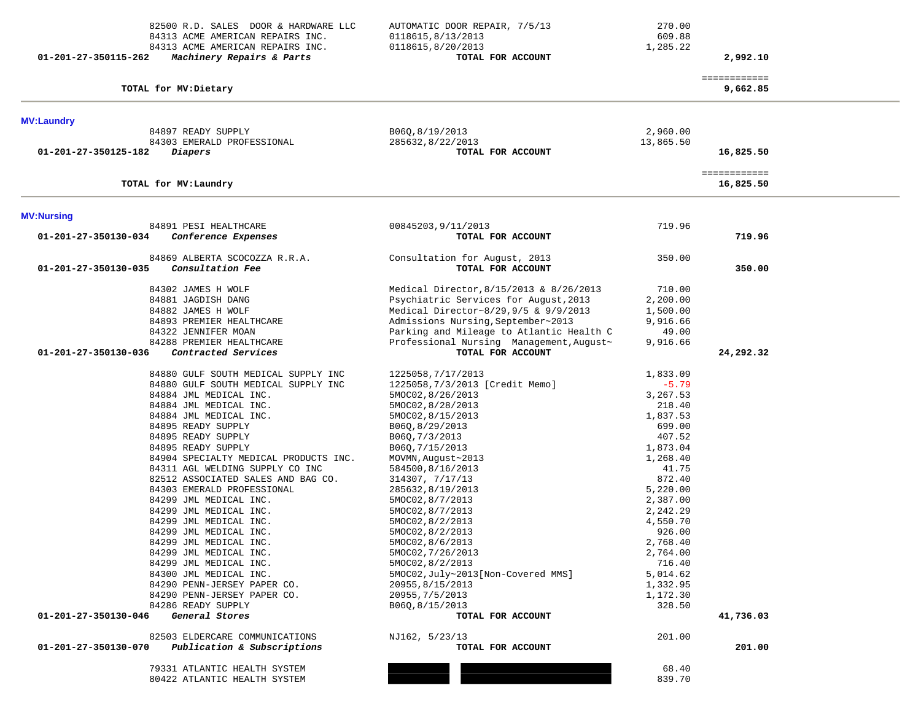| Account | Vendor | Description | Amount | Total |
|---|---|---|---|---|
| | 82500 R.D. SALES DOOR & HARDWARE LLC | AUTOMATIC DOOR REPAIR, 7/5/13 | 270.00 | |
| | 84313 ACME AMERICAN REPAIRS INC. | 0118615,8/13/2013 | 609.88 | |
| | 84313 ACME AMERICAN REPAIRS INC. | 0118615,8/20/2013 | 1,285.22 | |
| **01-201-27-350115-262** | ***Machinery Repairs & Parts*** | **TOTAL FOR ACCOUNT** | | **2,992.10** |
| | | | | ============ |
| | **TOTAL for MV:Dietary** | | | **9,662.85** |

**MV:Laundry**

| Account | Vendor | Description | Amount | Total |
|---|---|---|---|---|
| | 84897 READY SUPPLY | B06Q,8/19/2013 | 2,960.00 | |
| | 84303 EMERALD PROFESSIONAL | 285632,8/22/2013 | 13,865.50 | |
| **01-201-27-350125-182** | ***Diapers*** | **TOTAL FOR ACCOUNT** | | **16,825.50** |
| | | | | ============ |
| | **TOTAL for MV:Laundry** | | | **16,825.50** |

**MV:Nursing**

| Account | Vendor | Description | Amount | Total |
|---|---|---|---|---|
| | 84891 PESI HEALTHCARE | 00845203,9/11/2013 | 719.96 | |
| **01-201-27-350130-034** | ***Conference Expenses*** | **TOTAL FOR ACCOUNT** | | **719.96** |
| | 84869 ALBERTA SCOCOZZA R.R.A. | Consultation for August, 2013 | 350.00 | |
| **01-201-27-350130-035** | ***Consultation Fee*** | **TOTAL FOR ACCOUNT** | | **350.00** |
| | 84302 JAMES H WOLF | Medical Director,8/15/2013 & 8/26/2013 | 710.00 | |
| | 84881 JAGDISH DANG | Psychiatric Services for August,2013 | 2,200.00 | |
| | 84882 JAMES H WOLF | Medical Director~8/29,9/5 & 9/9/2013 | 1,500.00 | |
| | 84893 PREMIER HEALTHCARE | Admissions Nursing,September~2013 | 9,916.66 | |
| | 84322 JENNIFER MOAN | Parking and Mileage to Atlantic Health C | 49.00 | |
| | 84288 PREMIER HEALTHCARE | Professional Nursing Management,August~ | 9,916.66 | |
| **01-201-27-350130-036** | ***Contracted Services*** | **TOTAL FOR ACCOUNT** | | **24,292.32** |
| | 84880 GULF SOUTH MEDICAL SUPPLY INC | 1225058,7/17/2013 | 1,833.09 | |
| | 84880 GULF SOUTH MEDICAL SUPPLY INC | 1225058,7/3/2013 [Credit Memo] | -5.79 | |
| | 84884 JML MEDICAL INC. | 5MOC02,8/26/2013 | 3,267.53 | |
| | 84884 JML MEDICAL INC. | 5MOC02,8/28/2013 | 218.40 | |
| | 84884 JML MEDICAL INC. | 5MOC02,8/15/2013 | 1,837.53 | |
| | 84895 READY SUPPLY | B06Q,8/29/2013 | 699.00 | |
| | 84895 READY SUPPLY | B06Q,7/3/2013 | 407.52 | |
| | 84895 READY SUPPLY | B06Q,7/15/2013 | 1,873.04 | |
| | 84904 SPECIALTY MEDICAL PRODUCTS INC. | MOVMN,August~2013 | 1,268.40 | |
| | 84311 AGL WELDING SUPPLY CO INC | 584500,8/16/2013 | 41.75 | |
| | 82512 ASSOCIATED SALES AND BAG CO. | 314307, 7/17/13 | 872.40 | |
| | 84303 EMERALD PROFESSIONAL | 285632,8/19/2013 | 5,220.00 | |
| | 84299 JML MEDICAL INC. | 5MOC02,8/7/2013 | 2,387.00 | |
| | 84299 JML MEDICAL INC. | 5MOC02,8/7/2013 | 2,242.29 | |
| | 84299 JML MEDICAL INC. | 5MOC02,8/2/2013 | 4,550.70 | |
| | 84299 JML MEDICAL INC. | 5MOC02,8/2/2013 | 926.00 | |
| | 84299 JML MEDICAL INC. | 5MOC02,8/6/2013 | 2,768.40 | |
| | 84299 JML MEDICAL INC. | 5MOC02,7/26/2013 | 2,764.00 | |
| | 84299 JML MEDICAL INC. | 5MOC02,8/2/2013 | 716.40 | |
| | 84300 JML MEDICAL INC. | 5MOC02,July~2013[Non-Covered MMS] | 5,014.62 | |
| | 84290 PENN-JERSEY PAPER CO. | 20955,8/15/2013 | 1,332.95 | |
| | 84290 PENN-JERSEY PAPER CO. | 20955,7/5/2013 | 1,172.30 | |
| | 84286 READY SUPPLY | B06Q,8/15/2013 | 328.50 | |
| **01-201-27-350130-046** | ***General Stores*** | **TOTAL FOR ACCOUNT** | | **41,736.03** |
| | 82503 ELDERCARE COMMUNICATIONS | NJ162, 5/23/13 | 201.00 | |
| **01-201-27-350130-070** | ***Publication & Subscriptions*** | **TOTAL FOR ACCOUNT** | | **201.00** |
| | 79331 ATLANTIC HEALTH SYSTEM | [REDACTED] | 68.40 | |
| | 80422 ATLANTIC HEALTH SYSTEM | [REDACTED] | 839.70 | |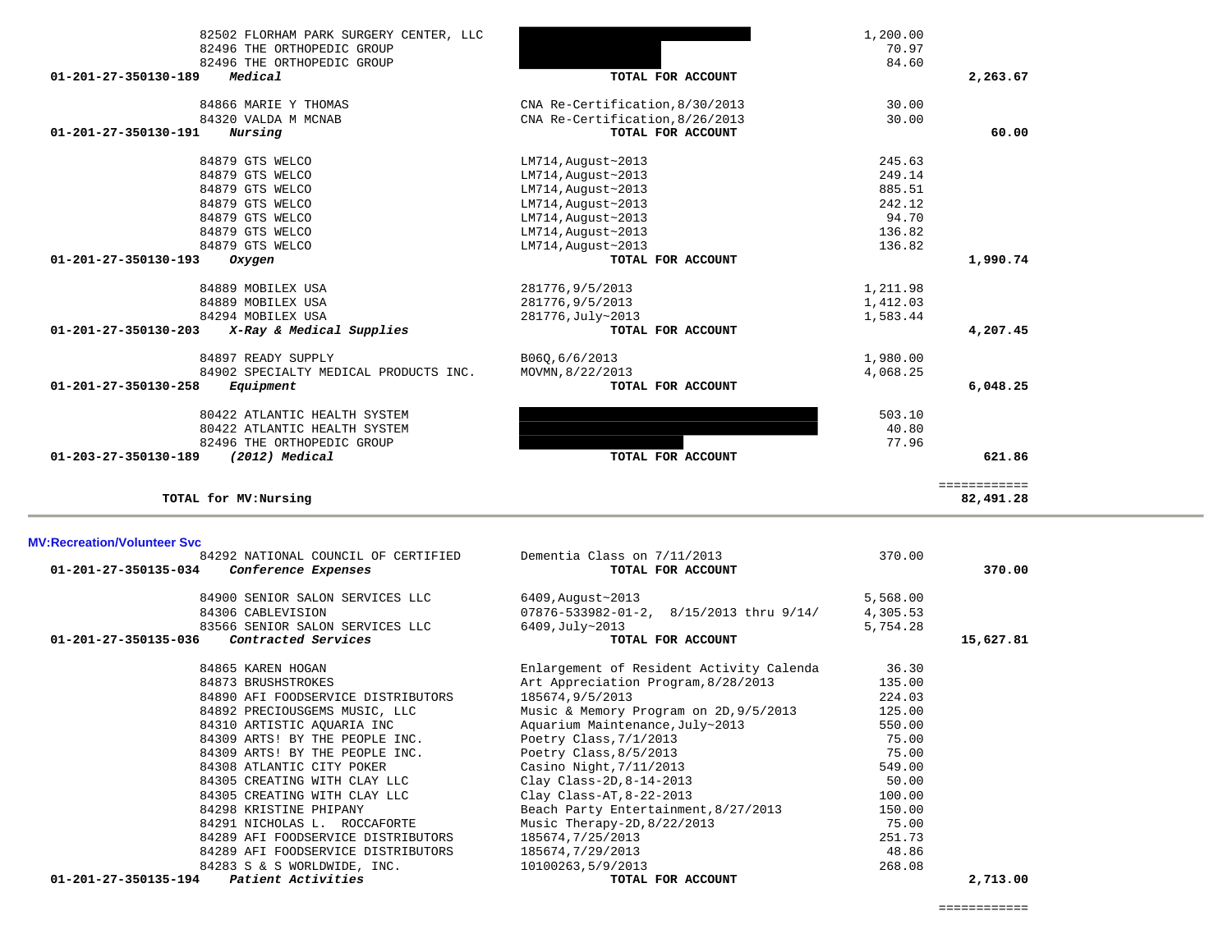| Account | Vendor / Description | Detail | Amount | Total |
|---|---|---|---|---|
| | 82502 FLORHAM PARK SURGERY CENTER, LLC | [REDACTED] | 1,200.00 | |
| | 82496 THE ORTHOPEDIC GROUP | [REDACTED] | 70.97 | |
| | 82496 THE ORTHOPEDIC GROUP | | 84.60 | |
| 01-201-27-350130-189 | *Medical* | **TOTAL FOR ACCOUNT** | | **2,263.67** |
| | 84866 MARIE Y THOMAS | CNA Re-Certification,8/30/2013 | 30.00 | |
| | 84320 VALDA M MCNAB | CNA Re-Certification,8/26/2013 | 30.00 | |
| 01-201-27-350130-191 | *Nursing* | **TOTAL FOR ACCOUNT** | | **60.00** |
| | 84879 GTS WELCO | LM714,August~2013 | 245.63 | |
| | 84879 GTS WELCO | LM714,August~2013 | 249.14 | |
| | 84879 GTS WELCO | LM714,August~2013 | 885.51 | |
| | 84879 GTS WELCO | LM714,August~2013 | 242.12 | |
| | 84879 GTS WELCO | LM714,August~2013 | 94.70 | |
| | 84879 GTS WELCO | LM714,August~2013 | 136.82 | |
| | 84879 GTS WELCO | LM714,August~2013 | 136.82 | |
| 01-201-27-350130-193 | *Oxygen* | **TOTAL FOR ACCOUNT** | | **1,990.74** |
| | 84889 MOBILEX USA | 281776,9/5/2013 | 1,211.98 | |
| | 84889 MOBILEX USA | 281776,9/5/2013 | 1,412.03 | |
| | 84294 MOBILEX USA | 281776,July~2013 | 1,583.44 | |
| 01-201-27-350130-203 | *X-Ray & Medical Supplies* | **TOTAL FOR ACCOUNT** | | **4,207.45** |
| | 84897 READY SUPPLY | B06Q,6/6/2013 | 1,980.00 | |
| | 84902 SPECIALTY MEDICAL PRODUCTS INC. | MOVMN,8/22/2013 | 4,068.25 | |
| 01-201-27-350130-258 | *Equipment* | **TOTAL FOR ACCOUNT** | | **6,048.25** |
| | 80422 ATLANTIC HEALTH SYSTEM | [REDACTED] | 503.10 | |
| | 80422 ATLANTIC HEALTH SYSTEM | [REDACTED] | 40.80 | |
| | 82496 THE ORTHOPEDIC GROUP | [REDACTED] | 77.96 | |
| 01-203-27-350130-189 | *(2012) Medical* | **TOTAL FOR ACCOUNT** | | **621.86** |
| | | | | ============ |
| | **TOTAL for MV:Nursing** | | | **82,491.28** |

## MV:Recreation/Volunteer Svc

| Account | Vendor / Description | Detail | Amount | Total |
|---|---|---|---|---|
| | 84292 NATIONAL COUNCIL OF CERTIFIED | Dementia Class on 7/11/2013 | 370.00 | |
| 01-201-27-350135-034 | *Conference Expenses* | **TOTAL FOR ACCOUNT** | | **370.00** |
| | 84900 SENIOR SALON SERVICES LLC | 6409,August~2013 | 5,568.00 | |
| | 84306 CABLEVISION | 07876-533982-01-2, 8/15/2013 thru 9/14/ | 4,305.53 | |
| | 83566 SENIOR SALON SERVICES LLC | 6409,July~2013 | 5,754.28 | |
| 01-201-27-350135-036 | *Contracted Services* | **TOTAL FOR ACCOUNT** | | **15,627.81** |
| | 84865 KAREN HOGAN | Enlargement of Resident Activity Calenda | 36.30 | |
| | 84873 BRUSHSTROKES | Art Appreciation Program,8/28/2013 | 135.00 | |
| | 84890 AFI FOODSERVICE DISTRIBUTORS | 185674,9/5/2013 | 224.03 | |
| | 84892 PRECIOUSGEMS MUSIC, LLC | Music & Memory Program on 2D,9/5/2013 | 125.00 | |
| | 84310 ARTISTIC AQUARIA INC | Aquarium Maintenance,July~2013 | 550.00 | |
| | 84309 ARTS! BY THE PEOPLE INC. | Poetry Class,7/1/2013 | 75.00 | |
| | 84309 ARTS! BY THE PEOPLE INC. | Poetry Class,8/5/2013 | 75.00 | |
| | 84308 ATLANTIC CITY POKER | Casino Night,7/11/2013 | 549.00 | |
| | 84305 CREATING WITH CLAY LLC | Clay Class-2D,8-14-2013 | 50.00 | |
| | 84305 CREATING WITH CLAY LLC | Clay Class-AT,8-22-2013 | 100.00 | |
| | 84298 KRISTINE PHIPANY | Beach Party Entertainment,8/27/2013 | 150.00 | |
| | 84291 NICHOLAS L. ROCCAFORTE | Music Therapy-2D,8/22/2013 | 75.00 | |
| | 84289 AFI FOODSERVICE DISTRIBUTORS | 185674,7/25/2013 | 251.73 | |
| | 84289 AFI FOODSERVICE DISTRIBUTORS | 185674,7/29/2013 | 48.86 | |
| | 84283 S & S WORLDWIDE, INC. | 10100263,5/9/2013 | 268.08 | |
| 01-201-27-350135-194 | *Patient Activities* | **TOTAL FOR ACCOUNT** | | **2,713.00** |
| | | | | ============ |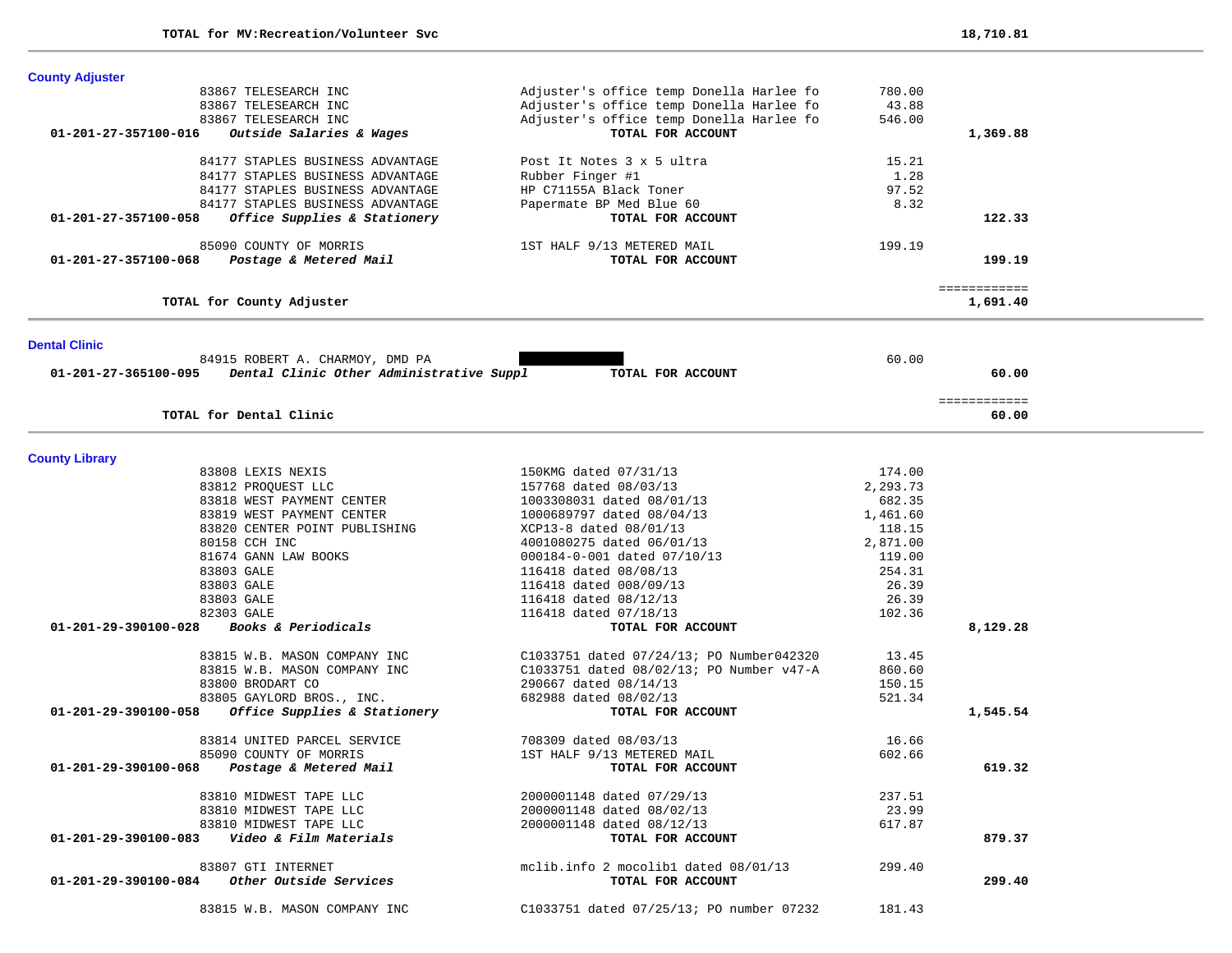TOTAL for MV:Recreation/Volunteer Svc 18,710.81

## County Adjuster

| Account | Vendor | Description | Amount | Total |
|---|---|---|---|---|
| | 83867 TELESEARCH INC | Adjuster's office temp Donella Harlee fo | 780.00 | |
| | 83867 TELESEARCH INC | Adjuster's office temp Donella Harlee fo | 43.88 | |
| | 83867 TELESEARCH INC | Adjuster's office temp Donella Harlee fo | 546.00 | |
| 01-201-27-357100-016 | ***Outside Salaries & Wages*** | TOTAL FOR ACCOUNT | | 1,369.88 |
| | 84177 STAPLES BUSINESS ADVANTAGE | Post It Notes 3 x 5 ultra | 15.21 | |
| | 84177 STAPLES BUSINESS ADVANTAGE | Rubber Finger #1 | 1.28 | |
| | 84177 STAPLES BUSINESS ADVANTAGE | HP C71155A Black Toner | 97.52 | |
| | 84177 STAPLES BUSINESS ADVANTAGE | Papermate BP Med Blue 60 | 8.32 | |
| 01-201-27-357100-058 | ***Office Supplies & Stationery*** | TOTAL FOR ACCOUNT | | 122.33 |
| | 85090 COUNTY OF MORRIS | 1ST HALF 9/13 METERED MAIL | 199.19 | |
| 01-201-27-357100-068 | ***Postage & Metered Mail*** | TOTAL FOR ACCOUNT | | 199.19 |

TOTAL for County Adjuster 1,691.40

## Dental Clinic

| Account | Vendor | Description | Amount | Total |
|---|---|---|---|---|
| | 84915 ROBERT A. CHARMOY, DMD PA | [REDACTED] | 60.00 | |
| 01-201-27-365100-095 | ***Dental Clinic Other Administrative Suppl*** | TOTAL FOR ACCOUNT | | 60.00 |

TOTAL for Dental Clinic 60.00

## County Library

| Account | Vendor | Description | Amount | Total |
|---|---|---|---|---|
| | 83808 LEXIS NEXIS | 150KMG dated 07/31/13 | 174.00 | |
| | 83812 PROQUEST LLC | 157768 dated 08/03/13 | 2,293.73 | |
| | 83818 WEST PAYMENT CENTER | 1003308031 dated 08/01/13 | 682.35 | |
| | 83819 WEST PAYMENT CENTER | 1000689797 dated 08/04/13 | 1,461.60 | |
| | 83820 CENTER POINT PUBLISHING | XCP13-8 dated 08/01/13 | 118.15 | |
| | 80158 CCH INC | 4001080275 dated 06/01/13 | 2,871.00 | |
| | 81674 GANN LAW BOOKS | 000184-0-001 dated 07/10/13 | 119.00 | |
| | 83803 GALE | 116418 dated 08/08/13 | 254.31 | |
| | 83803 GALE | 116418 dated 008/09/13 | 26.39 | |
| | 83803 GALE | 116418 dated 08/12/13 | 26.39 | |
| | 82303 GALE | 116418 dated 07/18/13 | 102.36 | |
| 01-201-29-390100-028 | ***Books & Periodicals*** | TOTAL FOR ACCOUNT | | 8,129.28 |
| | 83815 W.B. MASON COMPANY INC | C1033751 dated 07/24/13; PO Number042320 | 13.45 | |
| | 83815 W.B. MASON COMPANY INC | C1033751 dated 08/02/13; PO Number v47-A | 860.60 | |
| | 83800 BRODART CO | 290667 dated 08/14/13 | 150.15 | |
| | 83805 GAYLORD BROS., INC. | 682988 dated 08/02/13 | 521.34 | |
| 01-201-29-390100-058 | ***Office Supplies & Stationery*** | TOTAL FOR ACCOUNT | | 1,545.54 |
| | 83814 UNITED PARCEL SERVICE | 708309 dated 08/03/13 | 16.66 | |
| | 85090 COUNTY OF MORRIS | 1ST HALF 9/13 METERED MAIL | 602.66 | |
| 01-201-29-390100-068 | ***Postage & Metered Mail*** | TOTAL FOR ACCOUNT | | 619.32 |
| | 83810 MIDWEST TAPE LLC | 2000001148 dated 07/29/13 | 237.51 | |
| | 83810 MIDWEST TAPE LLC | 2000001148 dated 08/02/13 | 23.99 | |
| | 83810 MIDWEST TAPE LLC | 2000001148 dated 08/12/13 | 617.87 | |
| 01-201-29-390100-083 | ***Video & Film Materials*** | TOTAL FOR ACCOUNT | | 879.37 |
| | 83807 GTI INTERNET | mclib.info 2 mocolib1 dated 08/01/13 | 299.40 | |
| 01-201-29-390100-084 | ***Other Outside Services*** | TOTAL FOR ACCOUNT | | 299.40 |
| | 83815 W.B. MASON COMPANY INC | C1033751 dated 07/25/13; PO number 07232 | 181.43 | |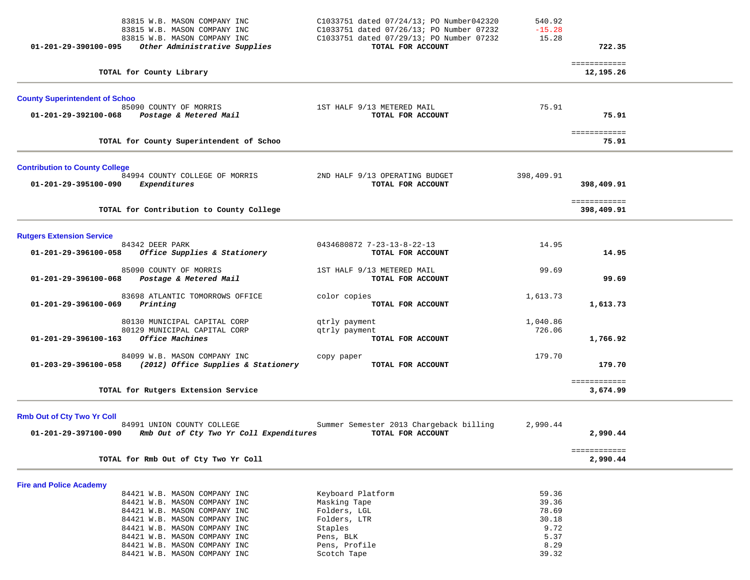| Account | Vendor / Description | Detail | Amount | Total |
|---|---|---|---|---|
| | 83815 W.B. MASON COMPANY INC | C1033751 dated 07/24/13; PO Number042320 | 540.92 | |
| | 83815 W.B. MASON COMPANY INC | C1033751 dated 07/26/13; PO Number 07232 | -15.28 | |
| | 83815 W.B. MASON COMPANY INC | C1033751 dated 07/29/13; PO Number 07232 | 15.28 | |
| **01-201-29-390100-095** | ***Other Administrative Supplies*** | **TOTAL FOR ACCOUNT** | | **722.35** |
| | **TOTAL for County Library** | | | **12,195.26** |

## County Superintendent of Schoo

| Account | Vendor / Description | Detail | Amount | Total |
|---|---|---|---|---|
| | 85090 COUNTY OF MORRIS | 1ST HALF 9/13 METERED MAIL | 75.91 | |
| **01-201-29-392100-068** | ***Postage & Metered Mail*** | **TOTAL FOR ACCOUNT** | | **75.91** |
| | **TOTAL for County Superintendent of Schoo** | | | **75.91** |

## Contribution to County College

| Account | Vendor / Description | Detail | Amount | Total |
|---|---|---|---|---|
| | 84994 COUNTY COLLEGE OF MORRIS | 2ND HALF 9/13 OPERATING BUDGET | 398,409.91 | |
| **01-201-29-395100-090** | ***Expenditures*** | **TOTAL FOR ACCOUNT** | | **398,409.91** |
| | **TOTAL for Contribution to County College** | | | **398,409.91** |

## Rutgers Extension Service

| Account | Vendor / Description | Detail | Amount | Total |
|---|---|---|---|---|
| | 84342 DEER PARK | 0434680872 7-23-13-8-22-13 | 14.95 | |
| **01-201-29-396100-058** | ***Office Supplies & Stationery*** | **TOTAL FOR ACCOUNT** | | **14.95** |
| | 85090 COUNTY OF MORRIS | 1ST HALF 9/13 METERED MAIL | 99.69 | |
| **01-201-29-396100-068** | ***Postage & Metered Mail*** | **TOTAL FOR ACCOUNT** | | **99.69** |
| | 83698 ATLANTIC TOMORROWS OFFICE | color copies | 1,613.73 | |
| **01-201-29-396100-069** | ***Printing*** | **TOTAL FOR ACCOUNT** | | **1,613.73** |
| | 80130 MUNICIPAL CAPITAL CORP | qtrly payment | 1,040.86 | |
| | 80129 MUNICIPAL CAPITAL CORP | qtrly payment | 726.06 | |
| **01-201-29-396100-163** | ***Office Machines*** | **TOTAL FOR ACCOUNT** | | **1,766.92** |
| | 84099 W.B. MASON COMPANY INC | copy paper | 179.70 | |
| **01-203-29-396100-058** | ***(2012) Office Supplies & Stationery*** | **TOTAL FOR ACCOUNT** | | **179.70** |
| | **TOTAL for Rutgers Extension Service** | | | **3,674.99** |

## Rmb Out of Cty Two Yr Coll

| Account | Vendor / Description | Detail | Amount | Total |
|---|---|---|---|---|
| | 84991 UNION COUNTY COLLEGE | Summer Semester 2013 Chargeback billing | 2,990.44 | |
| **01-201-29-397100-090** | ***Rmb Out of Cty Two Yr Coll Expenditures*** | **TOTAL FOR ACCOUNT** | | **2,990.44** |
| | **TOTAL for Rmb Out of Cty Two Yr Coll** | | | **2,990.44** |

## Fire and Police Academy

| Account | Vendor / Description | Detail | Amount | Total |
|---|---|---|---|---|
| | 84421 W.B. MASON COMPANY INC | Keyboard Platform | 59.36 | |
| | 84421 W.B. MASON COMPANY INC | Masking Tape | 39.36 | |
| | 84421 W.B. MASON COMPANY INC | Folders, LGL | 78.69 | |
| | 84421 W.B. MASON COMPANY INC | Folders, LTR | 30.18 | |
| | 84421 W.B. MASON COMPANY INC | Staples | 9.72 | |
| | 84421 W.B. MASON COMPANY INC | Pens, BLK | 5.37 | |
| | 84421 W.B. MASON COMPANY INC | Pens, Profile | 8.29 | |
| | 84421 W.B. MASON COMPANY INC | Scotch Tape | 39.32 | |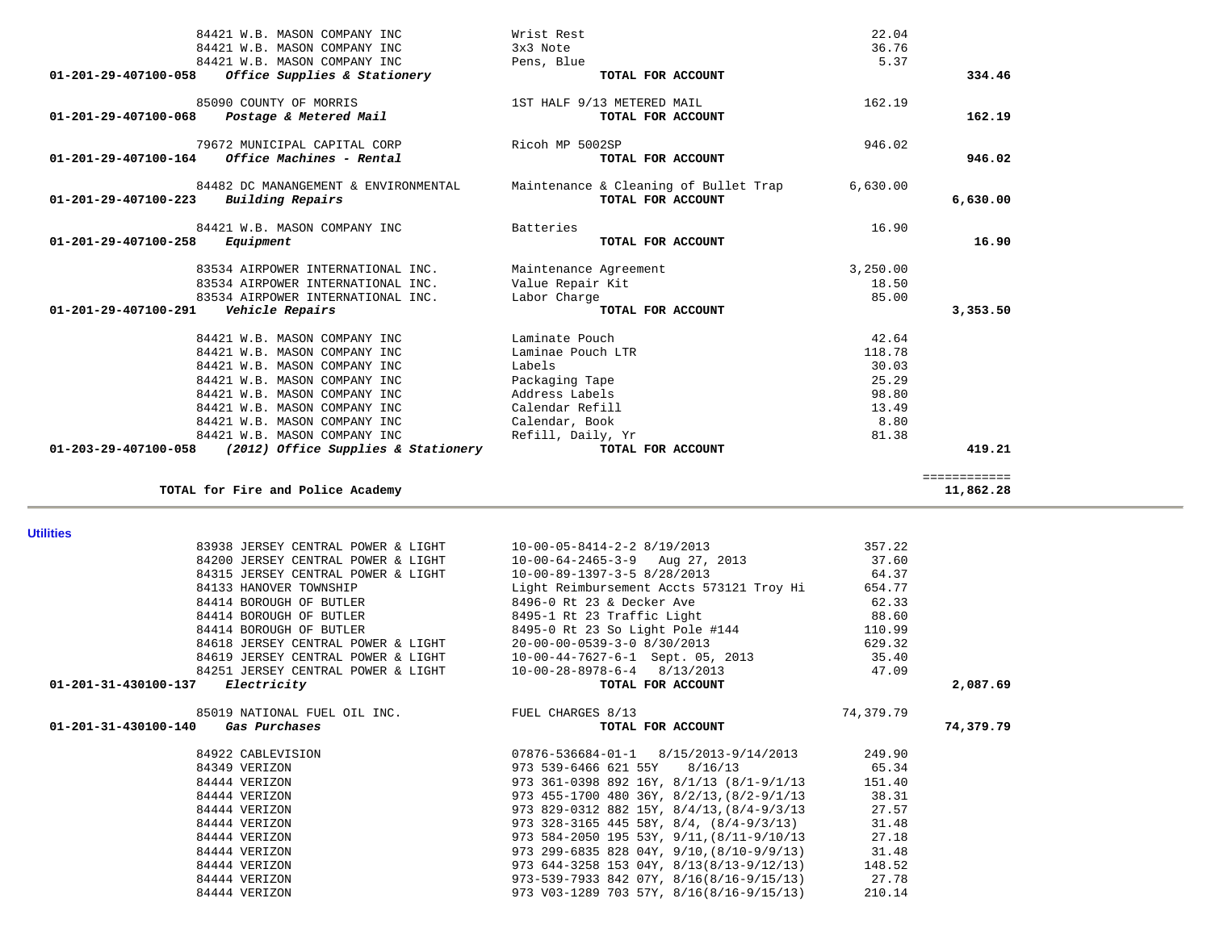| Account | Vendor | Description | Amount | Total |
|---|---|---|---|---|
| | 84421 W.B. MASON COMPANY INC | Wrist Rest | 22.04 | |
| | 84421 W.B. MASON COMPANY INC | 3x3 Note | 36.76 | |
| | 84421 W.B. MASON COMPANY INC | Pens, Blue | 5.37 | |
| **01-201-29-407100-058** | ***Office Supplies & Stationery*** | **TOTAL FOR ACCOUNT** | | **334.46** |
| | 85090 COUNTY OF MORRIS | 1ST HALF 9/13 METERED MAIL | 162.19 | |
| **01-201-29-407100-068** | ***Postage & Metered Mail*** | **TOTAL FOR ACCOUNT** | | **162.19** |
| | 79672 MUNICIPAL CAPITAL CORP | Ricoh MP 5002SP | 946.02 | |
| **01-201-29-407100-164** | ***Office Machines - Rental*** | **TOTAL FOR ACCOUNT** | | **946.02** |
| | 84482 DC MANANGEMENT & ENVIRONMENTAL | Maintenance & Cleaning of Bullet Trap | 6,630.00 | |
| **01-201-29-407100-223** | ***Building Repairs*** | **TOTAL FOR ACCOUNT** | | **6,630.00** |
| | 84421 W.B. MASON COMPANY INC | Batteries | 16.90 | |
| **01-201-29-407100-258** | ***Equipment*** | **TOTAL FOR ACCOUNT** | | **16.90** |
| | 83534 AIRPOWER INTERNATIONAL INC. | Maintenance Agreement | 3,250.00 | |
| | 83534 AIRPOWER INTERNATIONAL INC. | Value Repair Kit | 18.50 | |
| | 83534 AIRPOWER INTERNATIONAL INC. | Labor Charge | 85.00 | |
| **01-201-29-407100-291** | ***Vehicle Repairs*** | **TOTAL FOR ACCOUNT** | | **3,353.50** |
| | 84421 W.B. MASON COMPANY INC | Laminate Pouch | 42.64 | |
| | 84421 W.B. MASON COMPANY INC | Laminae Pouch LTR | 118.78 | |
| | 84421 W.B. MASON COMPANY INC | Labels | 30.03 | |
| | 84421 W.B. MASON COMPANY INC | Packaging Tape | 25.29 | |
| | 84421 W.B. MASON COMPANY INC | Address Labels | 98.80 | |
| | 84421 W.B. MASON COMPANY INC | Calendar Refill | 13.49 | |
| | 84421 W.B. MASON COMPANY INC | Calendar, Book | 8.80 | |
| | 84421 W.B. MASON COMPANY INC | Refill, Daily, Yr | 81.38 | |
| **01-203-29-407100-058** | ***(2012) Office Supplies & Stationery*** | **TOTAL FOR ACCOUNT** | | **419.21** |
| | | | | ============ |
| | **TOTAL for Fire and Police Academy** | | | **11,862.28** |

## Utilities

| Account | Vendor | Description | Amount | Total |
|---|---|---|---|---|
| | 83938 JERSEY CENTRAL POWER & LIGHT | 10-00-05-8414-2-2 8/19/2013 | 357.22 | |
| | 84200 JERSEY CENTRAL POWER & LIGHT | 10-00-64-2465-3-9 Aug 27, 2013 | 37.60 | |
| | 84315 JERSEY CENTRAL POWER & LIGHT | 10-00-89-1397-3-5 8/28/2013 | 64.37 | |
| | 84133 HANOVER TOWNSHIP | Light Reimbursement Accts 573121 Troy Hi | 654.77 | |
| | 84414 BOROUGH OF BUTLER | 8496-0 Rt 23 & Decker Ave | 62.33 | |
| | 84414 BOROUGH OF BUTLER | 8495-1 Rt 23 Traffic Light | 88.60 | |
| | 84414 BOROUGH OF BUTLER | 8495-0 Rt 23 So Light Pole #144 | 110.99 | |
| | 84618 JERSEY CENTRAL POWER & LIGHT | 20-00-00-0539-3-0 8/30/2013 | 629.32 | |
| | 84619 JERSEY CENTRAL POWER & LIGHT | 10-00-44-7627-6-1 Sept. 05, 2013 | 35.40 | |
| | 84251 JERSEY CENTRAL POWER & LIGHT | 10-00-28-8978-6-4 8/13/2013 | 47.09 | |
| **01-201-31-430100-137** | ***Electricity*** | **TOTAL FOR ACCOUNT** | | **2,087.69** |
| | 85019 NATIONAL FUEL OIL INC. | FUEL CHARGES 8/13 | 74,379.79 | |
| **01-201-31-430100-140** | ***Gas Purchases*** | **TOTAL FOR ACCOUNT** | | **74,379.79** |
| | 84922 CABLEVISION | 07876-536684-01-1 8/15/2013-9/14/2013 | 249.90 | |
| | 84349 VERIZON | 973 539-6466 621 55Y 8/16/13 | 65.34 | |
| | 84444 VERIZON | 973 361-0398 892 16Y, 8/1/13 (8/1-9/1/13 | 151.40 | |
| | 84444 VERIZON | 973 455-1700 480 36Y, 8/2/13,(8/2-9/1/13 | 38.31 | |
| | 84444 VERIZON | 973 829-0312 882 15Y, 8/4/13,(8/4-9/3/13 | 27.57 | |
| | 84444 VERIZON | 973 328-3165 445 58Y, 8/4, (8/4-9/3/13) | 31.48 | |
| | 84444 VERIZON | 973 584-2050 195 53Y, 9/11,(8/11-9/10/13 | 27.18 | |
| | 84444 VERIZON | 973 299-6835 828 04Y, 9/10,(8/10-9/9/13) | 31.48 | |
| | 84444 VERIZON | 973 644-3258 153 04Y, 8/13(8/13-9/12/13) | 148.52 | |
| | 84444 VERIZON | 973-539-7933 842 07Y, 8/16(8/16-9/15/13) | 27.78 | |
| | 84444 VERIZON | 973 V03-1289 703 57Y, 8/16(8/16-9/15/13) | 210.14 | |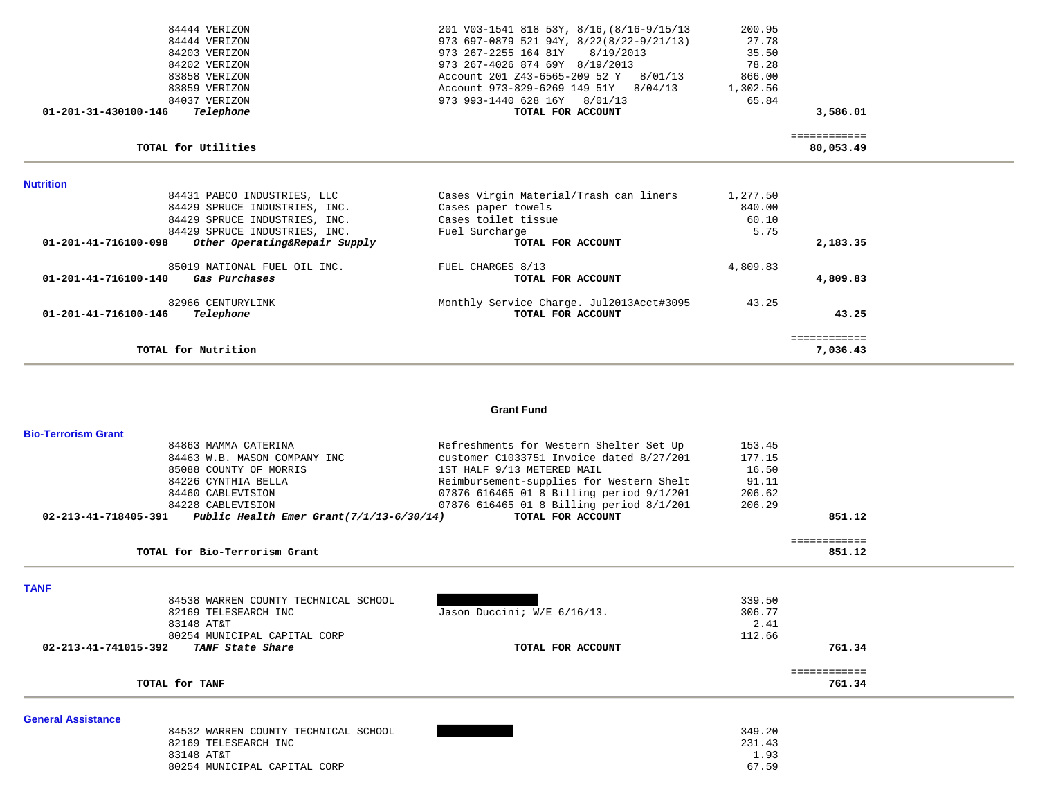| | | | |
|---|---|---|---|
| 84444 VERIZON | 201 V03-1541 818 53Y, 8/16,(8/16-9/15/13 | 200.95 | |
| 84444 VERIZON | 973 697-0879 521 94Y, 8/22(8/22-9/21/13) | 27.78 | |
| 84203 VERIZON | 973 267-2255 164 81Y 8/19/2013 | 35.50 | |
| 84202 VERIZON | 973 267-4026 874 69Y 8/19/2013 | 78.28 | |
| 83858 VERIZON | Account 201 Z43-6565-209 52 Y 8/01/13 | 866.00 | |
| 83859 VERIZON | Account 973-829-6269 149 51Y 8/04/13 | 1,302.56 | |
| 84037 VERIZON | 973 993-1440 628 16Y 8/01/13 | 65.84 | |
| **01-201-31-430100-146** ***Telephone*** | **TOTAL FOR ACCOUNT** | | **3,586.01** |
| **TOTAL for Utilities** | | | ============ **80,053.49** |

## Nutrition

| | | | |
|---|---|---|---|
| 84431 PABCO INDUSTRIES, LLC | Cases Virgin Material/Trash can liners | 1,277.50 | |
| 84429 SPRUCE INDUSTRIES, INC. | Cases paper towels | 840.00 | |
| 84429 SPRUCE INDUSTRIES, INC. | Cases toilet tissue | 60.10 | |
| 84429 SPRUCE INDUSTRIES, INC. | Fuel Surcharge | 5.75 | |
| **01-201-41-716100-098** ***Other Operating&Repair Supply*** | **TOTAL FOR ACCOUNT** | | **2,183.35** |
| 85019 NATIONAL FUEL OIL INC. | FUEL CHARGES 8/13 | 4,809.83 | |
| **01-201-41-716100-140** ***Gas Purchases*** | **TOTAL FOR ACCOUNT** | | **4,809.83** |
| 82966 CENTURYLINK | Monthly Service Charge. Jul2013Acct#3095 | 43.25 | |
| **01-201-41-716100-146** ***Telephone*** | **TOTAL FOR ACCOUNT** | | **43.25** |
| **TOTAL for Nutrition** | | | ============ **7,036.43** |

# Grant Fund

## Bio-Terrorism Grant

| | | | |
|---|---|---|---|
| 84863 MAMMA CATERINA | Refreshments for Western Shelter Set Up | 153.45 | |
| 84463 W.B. MASON COMPANY INC | customer C1033751 Invoice dated 8/27/201 | 177.15 | |
| 85088 COUNTY OF MORRIS | 1ST HALF 9/13 METERED MAIL | 16.50 | |
| 84226 CYNTHIA BELLA | Reimbursement-supplies for Western Shelt | 91.11 | |
| 84460 CABLEVISION | 07876 616465 01 8 Billing period 9/1/201 | 206.62 | |
| 84228 CABLEVISION | 07876 616465 01 8 Billing period 8/1/201 | 206.29 | |
| **02-213-41-718405-391** ***Public Health Emer Grant(7/1/13-6/30/14)*** | **TOTAL FOR ACCOUNT** | | **851.12** |
| **TOTAL for Bio-Terrorism Grant** | | | ============ **851.12** |

## TANF

| | | | |
|---|---|---|---|
| 84538 WARREN COUNTY TECHNICAL SCHOOL | [REDACTED] | 339.50 | |
| 82169 TELESEARCH INC | Jason Duccini; W/E 6/16/13. | 306.77 | |
| 83148 AT&T | | 2.41 | |
| 80254 MUNICIPAL CAPITAL CORP | | 112.66 | |
| **02-213-41-741015-392** ***TANF State Share*** | **TOTAL FOR ACCOUNT** | | **761.34** |
| **TOTAL for TANF** | | | ============ **761.34** |

## General Assistance

| | | | |
|---|---|---|---|
| 84532 WARREN COUNTY TECHNICAL SCHOOL | [REDACTED] | 349.20 | |
| 82169 TELESEARCH INC | | 231.43 | |
| 83148 AT&T | | 1.93 | |
| 80254 MUNICIPAL CAPITAL CORP | | 67.59 | |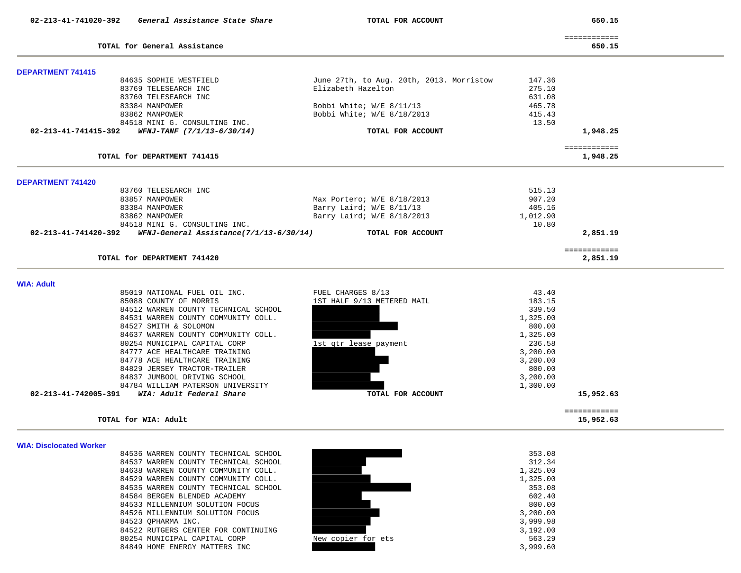**02-213-41-741020-392** ***General Assistance State Share*** **TOTAL FOR ACCOUNT** **650.15**

============

**TOTAL for General Assistance** **650.15**

---

### DEPARTMENT 741415

| Vendor | Description | Amount | Total |
|---|---|---|---|
| 84635 SOPHIE WESTFIELD | June 27th, to Aug. 20th, 2013. Morristow | 147.36 | |
| 83769 TELESEARCH INC | Elizabeth Hazelton | 275.10 | |
| 83760 TELESEARCH INC | | 631.08 | |
| 83384 MANPOWER | Bobbi White; W/E 8/11/13 | 465.78 | |
| 83862 MANPOWER | Bobbi White; W/E 8/18/2013 | 415.43 | |
| 84518 MINI G. CONSULTING INC. | | 13.50 | |
| **02-213-41-741415-392** ***WFNJ-TANF (7/1/13-6/30/14)*** | **TOTAL FOR ACCOUNT** | | **1,948.25** |

============

**TOTAL for DEPARTMENT 741415** **1,948.25**

---

### DEPARTMENT 741420

| Vendor | Description | Amount | Total |
|---|---|---|---|
| 83760 TELESEARCH INC | | 515.13 | |
| 83857 MANPOWER | Max Portero; W/E 8/18/2013 | 907.20 | |
| 83384 MANPOWER | Barry Laird; W/E 8/11/13 | 405.16 | |
| 83862 MANPOWER | Barry Laird; W/E 8/18/2013 | 1,012.90 | |
| 84518 MINI G. CONSULTING INC. | | 10.80 | |
| **02-213-41-741420-392** ***WFNJ-General Assistance(7/1/13-6/30/14)*** | **TOTAL FOR ACCOUNT** | | **2,851.19** |

============

**TOTAL for DEPARTMENT 741420** **2,851.19**

---

### WIA: Adult

| Vendor | Description | Amount | Total |
|---|---|---|---|
| 85019 NATIONAL FUEL OIL INC. | FUEL CHARGES 8/13 | 43.40 | |
| 85088 COUNTY OF MORRIS | 1ST HALF 9/13 METERED MAIL | 183.15 | |
| 84512 WARREN COUNTY TECHNICAL SCHOOL | [REDACTED] | 339.50 | |
| 84531 WARREN COUNTY COMMUNITY COLL. | [REDACTED] | 1,325.00 | |
| 84527 SMITH & SOLOMON | [REDACTED] | 800.00 | |
| 84637 WARREN COUNTY COMMUNITY COLL. | [REDACTED] | 1,325.00 | |
| 80254 MUNICIPAL CAPITAL CORP | 1st qtr lease payment | 236.58 | |
| 84777 ACE HEALTHCARE TRAINING | [REDACTED] | 3,200.00 | |
| 84778 ACE HEALTHCARE TRAINING | [REDACTED] | 3,200.00 | |
| 84829 JERSEY TRACTOR-TRAILER | [REDACTED] | 800.00 | |
| 84837 JUMBOOL DRIVING SCHOOL | [REDACTED] | 3,200.00 | |
| 84784 WILLIAM PATERSON UNIVERSITY | [REDACTED] | 1,300.00 | |
| **02-213-41-742005-391** ***WIA: Adult Federal Share*** | **TOTAL FOR ACCOUNT** | | **15,952.63** |

============

**TOTAL for WIA: Adult** **15,952.63**

---

### WIA: Disclocated Worker

| Vendor | Description | Amount | Total |
|---|---|---|---|
| 84536 WARREN COUNTY TECHNICAL SCHOOL | [REDACTED] | 353.08 | |
| 84537 WARREN COUNTY TECHNICAL SCHOOL | [REDACTED] | 312.34 | |
| 84638 WARREN COUNTY COMMUNITY COLL. | [REDACTED] | 1,325.00 | |
| 84529 WARREN COUNTY COMMUNITY COLL. | [REDACTED] | 1,325.00 | |
| 84535 WARREN COUNTY TECHNICAL SCHOOL | [REDACTED] | 353.08 | |
| 84584 BERGEN BLENDED ACADEMY | [REDACTED] | 602.40 | |
| 84533 MILLENNIUM SOLUTION FOCUS | [REDACTED] | 800.00 | |
| 84526 MILLENNIUM SOLUTION FOCUS | [REDACTED] | 3,200.00 | |
| 84523 QPHARMA INC. | [REDACTED] | 3,999.98 | |
| 84522 RUTGERS CENTER FOR CONTINUING | [REDACTED] | 3,192.00 | |
| 80254 MUNICIPAL CAPITAL CORP | New copier for ets | 563.29 | |
| 84849 HOME ENERGY MATTERS INC | [REDACTED] | 3,999.60 | |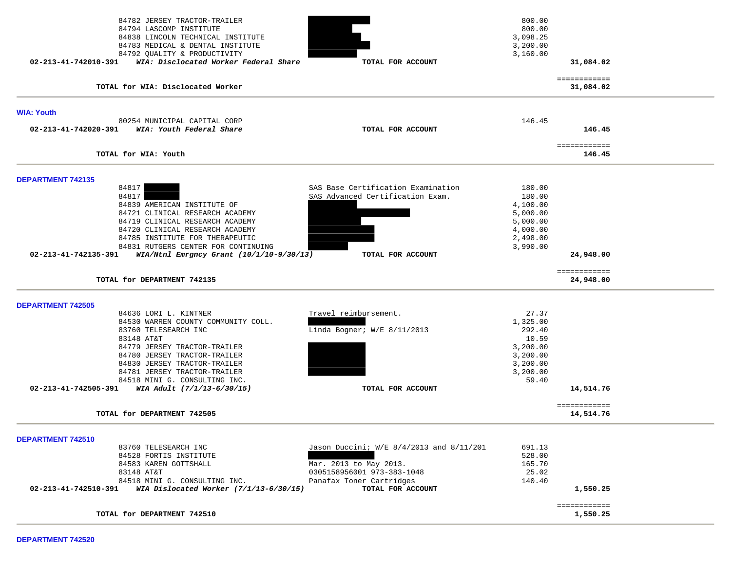| | | | |
|---|---|---|---|
| 84782 JERSEY TRACTOR-TRAILER | | 800.00 | |
| 84794 LASCOMP INSTITUTE | | 800.00 | |
| 84838 LINCOLN TECHNICAL INSTITUTE | | 3,098.25 | |
| 84783 MEDICAL & DENTAL INSTITUTE | | 3,200.00 | |
| 84792 QUALITY & PRODUCTIVITY | | 3,160.00 | |
| **02-213-41-742010-391** ***WIA: Dislocated Worker Federal Share*** | **TOTAL FOR ACCOUNT** | | **31,084.02** |
| | | | ============ |
| **TOTAL for WIA: Dislocated Worker** | | | **31,084.02** |

## WIA: Youth

| | | | |
|---|---|---|---|
| 80254 MUNICIPAL CAPITAL CORP | | 146.45 | |
| **02-213-41-742020-391** ***WIA: Youth Federal Share*** | **TOTAL FOR ACCOUNT** | | **146.45** |
| | | | ============ |
| **TOTAL for WIA: Youth** | | | **146.45** |

## DEPARTMENT 742135

| | | | |
|---|---|---|---|
| 84817 | SAS Base Certification Examination | 180.00 | |
| 84817 | SAS Advanced Certification Exam. | 180.00 | |
| 84839 AMERICAN INSTITUTE OF | | 4,100.00 | |
| 84721 CLINICAL RESEARCH ACADEMY | | 5,000.00 | |
| 84719 CLINICAL RESEARCH ACADEMY | | 5,000.00 | |
| 84720 CLINICAL RESEARCH ACADEMY | | 4,000.00 | |
| 84785 INSTITUTE FOR THERAPEUTIC | | 2,498.00 | |
| 84831 RUTGERS CENTER FOR CONTINUING | | 3,990.00 | |
| **02-213-41-742135-391** ***WIA/Ntnl Emrgncy Grant (10/1/10-9/30/13)*** | **TOTAL FOR ACCOUNT** | | **24,948.00** |
| | | | ============ |
| **TOTAL for DEPARTMENT 742135** | | | **24,948.00** |

## DEPARTMENT 742505

| | | | |
|---|---|---|---|
| 84636 LORI L. KINTNER | Travel reimbursement. | 27.37 | |
| 84530 WARREN COUNTY COMMUNITY COLL. | | 1,325.00 | |
| 83760 TELESEARCH INC | Linda Bogner; W/E 8/11/2013 | 292.40 | |
| 83148 AT&T | | 10.59 | |
| 84779 JERSEY TRACTOR-TRAILER | | 3,200.00 | |
| 84780 JERSEY TRACTOR-TRAILER | | 3,200.00 | |
| 84830 JERSEY TRACTOR-TRAILER | | 3,200.00 | |
| 84781 JERSEY TRACTOR-TRAILER | | 3,200.00 | |
| 84518 MINI G. CONSULTING INC. | | 59.40 | |
| **02-213-41-742505-391** ***WIA Adult (7/1/13-6/30/15)*** | **TOTAL FOR ACCOUNT** | | **14,514.76** |
| | | | ============ |
| **TOTAL for DEPARTMENT 742505** | | | **14,514.76** |

## DEPARTMENT 742510

| | | | |
|---|---|---|---|
| 83760 TELESEARCH INC | Jason Duccini; W/E 8/4/2013 and 8/11/201 | 691.13 | |
| 84528 FORTIS INSTITUTE | | 528.00 | |
| 84583 KAREN GOTTSHALL | Mar. 2013 to May 2013. | 165.70 | |
| 83148 AT&T | 0305158956001 973-383-1048 | 25.02 | |
| 84518 MINI G. CONSULTING INC. | Panafax Toner Cartridges | 140.40 | |
| **02-213-41-742510-391** ***WIA Dislocated Worker (7/1/13-6/30/15)*** | **TOTAL FOR ACCOUNT** | | **1,550.25** |
| | | | ============ |
| **TOTAL for DEPARTMENT 742510** | | | **1,550.25** |

## DEPARTMENT 742520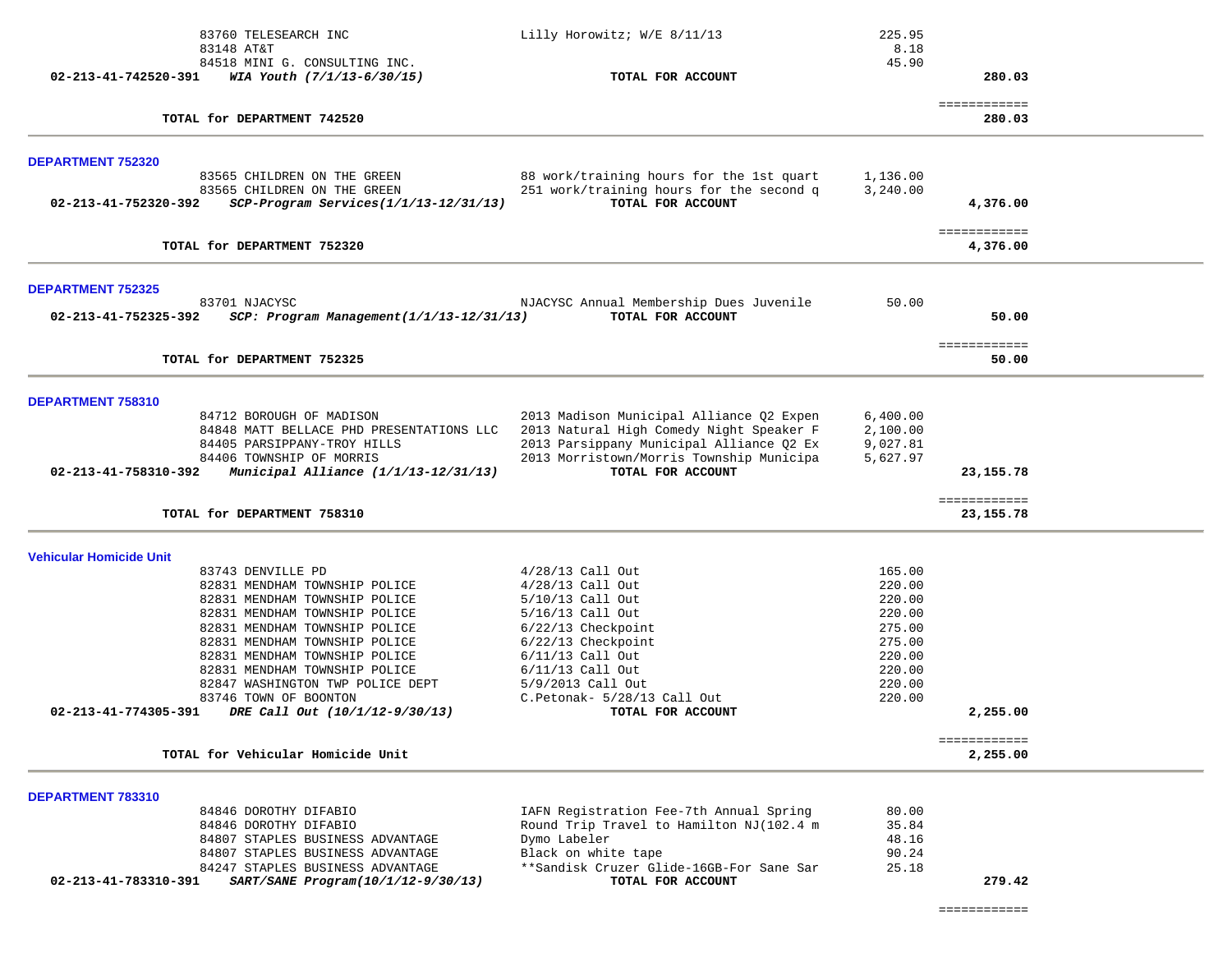| | | | |
|---|---|---|---|
| 83760 TELESEARCH INC | Lilly Horowitz; W/E 8/11/13 | 225.95 | |
| 83148 AT&T | | 8.18 | |
| 84518 MINI G. CONSULTING INC. | | 45.90 | |
| **02-213-41-742520-391** ***WIA Youth (7/1/13-6/30/15)*** | **TOTAL FOR ACCOUNT** | | **280.03** |
| | | | ============ |
| **TOTAL for DEPARTMENT 742520** | | | **280.03** |

## DEPARTMENT 752320

| | | | |
|---|---|---|---|
| 83565 CHILDREN ON THE GREEN | 88 work/training hours for the 1st quart | 1,136.00 | |
| 83565 CHILDREN ON THE GREEN | 251 work/training hours for the second q | 3,240.00 | |
| **02-213-41-752320-392** ***SCP-Program Services(1/1/13-12/31/13)*** | **TOTAL FOR ACCOUNT** | | **4,376.00** |
| | | | ============ |
| **TOTAL for DEPARTMENT 752320** | | | **4,376.00** |

## DEPARTMENT 752325

| | | | |
|---|---|---|---|
| 83701 NJACYSC | NJACYSC Annual Membership Dues Juvenile | 50.00 | |
| **02-213-41-752325-392** ***SCP: Program Management(1/1/13-12/31/13)*** | **TOTAL FOR ACCOUNT** | | **50.00** |
| | | | ============ |
| **TOTAL for DEPARTMENT 752325** | | | **50.00** |

## DEPARTMENT 758310

| | | | |
|---|---|---|---|
| 84712 BOROUGH OF MADISON | 2013 Madison Municipal Alliance Q2 Expen | 6,400.00 | |
| 84848 MATT BELLACE PHD PRESENTATIONS LLC | 2013 Natural High Comedy Night Speaker F | 2,100.00 | |
| 84405 PARSIPPANY-TROY HILLS | 2013 Parsippany Municipal Alliance Q2 Ex | 9,027.81 | |
| 84406 TOWNSHIP OF MORRIS | 2013 Morristown/Morris Township Municipa | 5,627.97 | |
| **02-213-41-758310-392** ***Municipal Alliance (1/1/13-12/31/13)*** | **TOTAL FOR ACCOUNT** | | **23,155.78** |
| | | | ============ |
| **TOTAL for DEPARTMENT 758310** | | | **23,155.78** |

## Vehicular Homicide Unit

| | | | |
|---|---|---|---|
| 83743 DENVILLE PD | 4/28/13 Call Out | 165.00 | |
| 82831 MENDHAM TOWNSHIP POLICE | 4/28/13 Call Out | 220.00 | |
| 82831 MENDHAM TOWNSHIP POLICE | 5/10/13 Call Out | 220.00 | |
| 82831 MENDHAM TOWNSHIP POLICE | 5/16/13 Call Out | 220.00 | |
| 82831 MENDHAM TOWNSHIP POLICE | 6/22/13 Checkpoint | 275.00 | |
| 82831 MENDHAM TOWNSHIP POLICE | 6/22/13 Checkpoint | 275.00 | |
| 82831 MENDHAM TOWNSHIP POLICE | 6/11/13 Call Out | 220.00 | |
| 82831 MENDHAM TOWNSHIP POLICE | 6/11/13 Call Out | 220.00 | |
| 82847 WASHINGTON TWP POLICE DEPT | 5/9/2013 Call Out | 220.00 | |
| 83746 TOWN OF BOONTON | C.Petonak- 5/28/13 Call Out | 220.00 | |
| **02-213-41-774305-391** ***DRE Call Out (10/1/12-9/30/13)*** | **TOTAL FOR ACCOUNT** | | **2,255.00** |
| | | | ============ |
| **TOTAL for Vehicular Homicide Unit** | | | **2,255.00** |

## DEPARTMENT 783310

| | | | |
|---|---|---|---|
| 84846 DOROTHY DIFABIO | IAFN Registration Fee-7th Annual Spring | 80.00 | |
| 84846 DOROTHY DIFABIO | Round Trip Travel to Hamilton NJ(102.4 m | 35.84 | |
| 84807 STAPLES BUSINESS ADVANTAGE | Dymo Labeler | 48.16 | |
| 84807 STAPLES BUSINESS ADVANTAGE | Black on white tape | 90.24 | |
| 84247 STAPLES BUSINESS ADVANTAGE | **Sandisk Cruzer Glide-16GB-For Sane Sar | 25.18 | |
| **02-213-41-783310-391** ***SART/SANE Program(10/1/12-9/30/13)*** | **TOTAL FOR ACCOUNT** | | **279.42** |
| | | | ============ |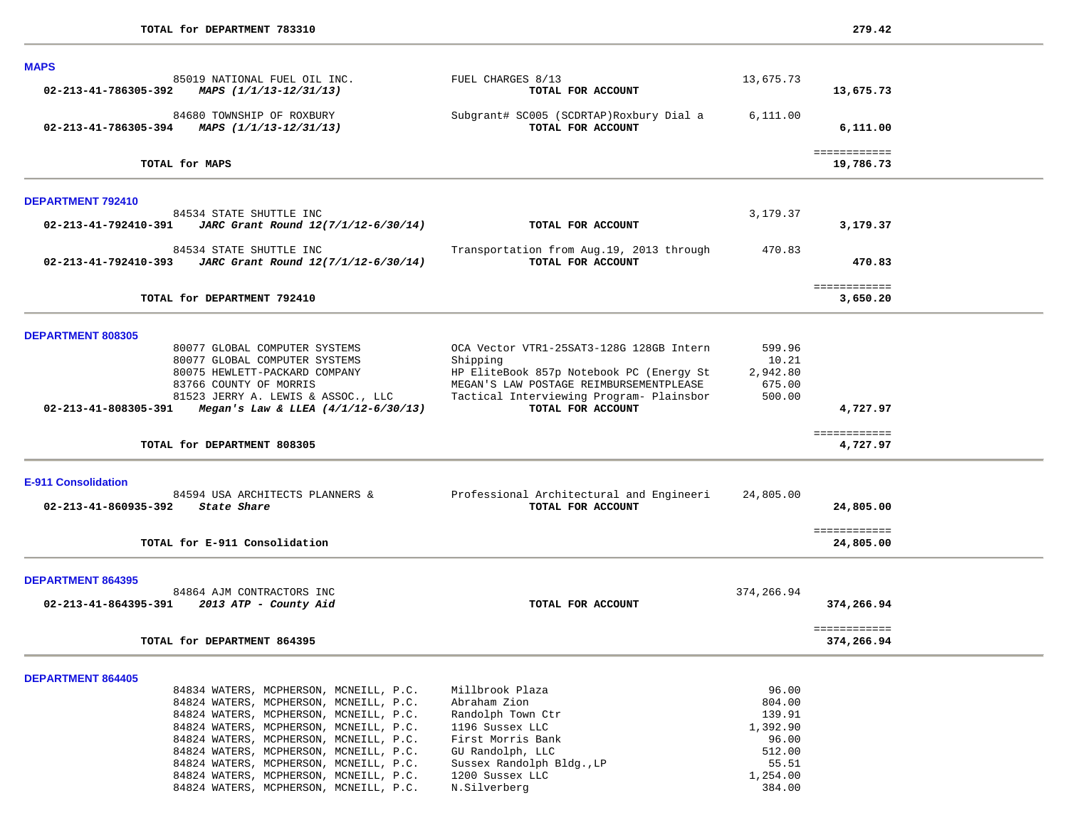| | | | |
|---|---|---|---|
| **TOTAL for DEPARTMENT 783310** | | | **279.42** |

## MAPS

| Account / Vendor | Description | Amount | Total |
|---|---|---|---|
| 85019 NATIONAL FUEL OIL INC. | FUEL CHARGES 8/13 | 13,675.73 | |
| **02-213-41-786305-392** ***MAPS (1/1/13-12/31/13)*** | **TOTAL FOR ACCOUNT** | | **13,675.73** |
| 84680 TOWNSHIP OF ROXBURY | Subgrant# SC005 (SCDRTAP)Roxbury Dial a | 6,111.00 | |
| **02-213-41-786305-394** ***MAPS (1/1/13-12/31/13)*** | **TOTAL FOR ACCOUNT** | | **6,111.00** |
| **TOTAL for MAPS** | | | **19,786.73** |

## DEPARTMENT 792410

| Account / Vendor | Description | Amount | Total |
|---|---|---|---|
| 84534 STATE SHUTTLE INC | | 3,179.37 | |
| **02-213-41-792410-391** ***JARC Grant Round 12(7/1/12-6/30/14)*** | **TOTAL FOR ACCOUNT** | | **3,179.37** |
| 84534 STATE SHUTTLE INC | Transportation from Aug.19, 2013 through | 470.83 | |
| **02-213-41-792410-393** ***JARC Grant Round 12(7/1/12-6/30/14)*** | **TOTAL FOR ACCOUNT** | | **470.83** |
| **TOTAL for DEPARTMENT 792410** | | | **3,650.20** |

## DEPARTMENT 808305

| Account / Vendor | Description | Amount | Total |
|---|---|---|---|
| 80077 GLOBAL COMPUTER SYSTEMS | OCA Vector VTR1-25SAT3-128G 128GB Intern | 599.96 | |
| 80077 GLOBAL COMPUTER SYSTEMS | Shipping | 10.21 | |
| 80075 HEWLETT-PACKARD COMPANY | HP EliteBook 857p Notebook PC (Energy St | 2,942.80 | |
| 83766 COUNTY OF MORRIS | MEGAN'S LAW POSTAGE REIMBURSEMENTPLEASE | 675.00 | |
| 81523 JERRY A. LEWIS & ASSOC., LLC | Tactical Interviewing Program- Plainsbor | 500.00 | |
| **02-213-41-808305-391** ***Megan's Law & LLEA (4/1/12-6/30/13)*** | **TOTAL FOR ACCOUNT** | | **4,727.97** |
| **TOTAL for DEPARTMENT 808305** | | | **4,727.97** |

## E-911 Consolidation

| Account / Vendor | Description | Amount | Total |
|---|---|---|---|
| 84594 USA ARCHITECTS PLANNERS & | Professional Architectural and Engineeri | 24,805.00 | |
| **02-213-41-860935-392** ***State Share*** | **TOTAL FOR ACCOUNT** | | **24,805.00** |
| **TOTAL for E-911 Consolidation** | | | **24,805.00** |

## DEPARTMENT 864395

| Account / Vendor | Description | Amount | Total |
|---|---|---|---|
| 84864 AJM CONTRACTORS INC | | 374,266.94 | |
| **02-213-41-864395-391** ***2013 ATP - County Aid*** | **TOTAL FOR ACCOUNT** | | **374,266.94** |
| **TOTAL for DEPARTMENT 864395** | | | **374,266.94** |

## DEPARTMENT 864405

| Account / Vendor | Description | Amount | Total |
|---|---|---|---|
| 84834 WATERS, MCPHERSON, MCNEILL, P.C. | Millbrook Plaza | 96.00 | |
| 84824 WATERS, MCPHERSON, MCNEILL, P.C. | Abraham Zion | 804.00 | |
| 84824 WATERS, MCPHERSON, MCNEILL, P.C. | Randolph Town Ctr | 139.91 | |
| 84824 WATERS, MCPHERSON, MCNEILL, P.C. | 1196 Sussex LLC | 1,392.90 | |
| 84824 WATERS, MCPHERSON, MCNEILL, P.C. | First Morris Bank | 96.00 | |
| 84824 WATERS, MCPHERSON, MCNEILL, P.C. | GU Randolph, LLC | 512.00 | |
| 84824 WATERS, MCPHERSON, MCNEILL, P.C. | Sussex Randolph Bldg.,LP | 55.51 | |
| 84824 WATERS, MCPHERSON, MCNEILL, P.C. | 1200 Sussex LLC | 1,254.00 | |
| 84824 WATERS, MCPHERSON, MCNEILL, P.C. | N.Silverberg | 384.00 | |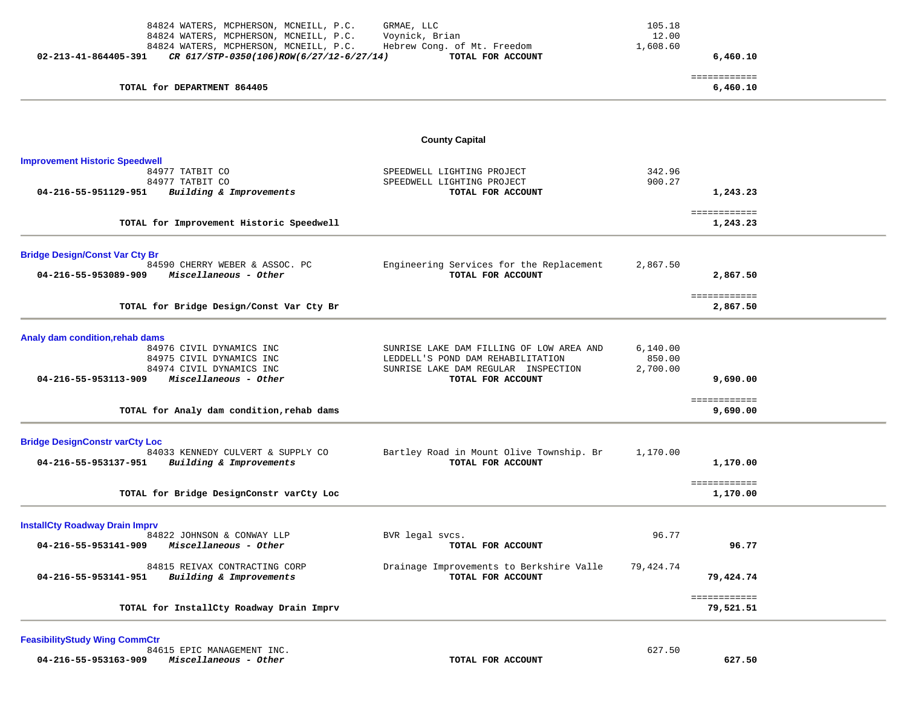| Account | Vendor | Description | Amount | Total |
|---|---|---|---|---|
| | 84824 WATERS, MCPHERSON, MCNEILL, P.C. | GRMAE, LLC | 105.18 | |
| | 84824 WATERS, MCPHERSON, MCNEILL, P.C. | Voynick, Brian | 12.00 | |
| | 84824 WATERS, MCPHERSON, MCNEILL, P.C. | Hebrew Cong. of Mt. Freedom | 1,608.60 | |
| **02-213-41-864405-391** | ***CR 617/STP-0350(106)ROW(6/27/12-6/27/14)*** | **TOTAL FOR ACCOUNT** | | **6,460.10** |

**TOTAL for DEPARTMENT 864405** ============ **6,460.10**

## County Capital

### Improvement Historic Speedwell

| Account | Vendor | Description | Amount | Total |
|---|---|---|---|---|
| | 84977 TATBIT CO | SPEEDWELL LIGHTING PROJECT | 342.96 | |
| | 84977 TATBIT CO | SPEEDWELL LIGHTING PROJECT | 900.27 | |
| **04-216-55-951129-951** | ***Building & Improvements*** | **TOTAL FOR ACCOUNT** | | **1,243.23** |

**TOTAL for Improvement Historic Speedwell** ============ **1,243.23**

### Bridge Design/Const Var Cty Br

| Account | Vendor | Description | Amount | Total |
|---|---|---|---|---|
| | 84590 CHERRY WEBER & ASSOC. PC | Engineering Services for the Replacement | 2,867.50 | |
| **04-216-55-953089-909** | ***Miscellaneous - Other*** | **TOTAL FOR ACCOUNT** | | **2,867.50** |

**TOTAL for Bridge Design/Const Var Cty Br** ============ **2,867.50**

### Analy dam condition,rehab dams

| Account | Vendor | Description | Amount | Total |
|---|---|---|---|---|
| | 84976 CIVIL DYNAMICS INC | SUNRISE LAKE DAM FILLING OF LOW AREA AND | 6,140.00 | |
| | 84975 CIVIL DYNAMICS INC | LEDDELL'S POND DAM REHABILITATION | 850.00 | |
| | 84974 CIVIL DYNAMICS INC | SUNRISE LAKE DAM REGULAR INSPECTION | 2,700.00 | |
| **04-216-55-953113-909** | ***Miscellaneous - Other*** | **TOTAL FOR ACCOUNT** | | **9,690.00** |

**TOTAL for Analy dam condition,rehab dams** ============ **9,690.00**

### Bridge DesignConstr varCty Loc

| Account | Vendor | Description | Amount | Total |
|---|---|---|---|---|
| | 84033 KENNEDY CULVERT & SUPPLY CO | Bartley Road in Mount Olive Township. Br | 1,170.00 | |
| **04-216-55-953137-951** | ***Building & Improvements*** | **TOTAL FOR ACCOUNT** | | **1,170.00** |

**TOTAL for Bridge DesignConstr varCty Loc** ============ **1,170.00**

### InstallCty Roadway Drain Imprv

| Account | Vendor | Description | Amount | Total |
|---|---|---|---|---|
| | 84822 JOHNSON & CONWAY LLP | BVR legal svcs. | 96.77 | |
| **04-216-55-953141-909** | ***Miscellaneous - Other*** | **TOTAL FOR ACCOUNT** | | **96.77** |
| | 84815 REIVAX CONTRACTING CORP | Drainage Improvements to Berkshire Valle | 79,424.74 | |
| **04-216-55-953141-951** | ***Building & Improvements*** | **TOTAL FOR ACCOUNT** | | **79,424.74** |

**TOTAL for InstallCty Roadway Drain Imprv** ============ **79,521.51**

### FeasibilityStudy Wing CommCtr

| Account | Vendor | Description | Amount | Total |
|---|---|---|---|---|
| | 84615 EPIC MANAGEMENT INC. | | 627.50 | |
| **04-216-55-953163-909** | ***Miscellaneous - Other*** | **TOTAL FOR ACCOUNT** | | **627.50** |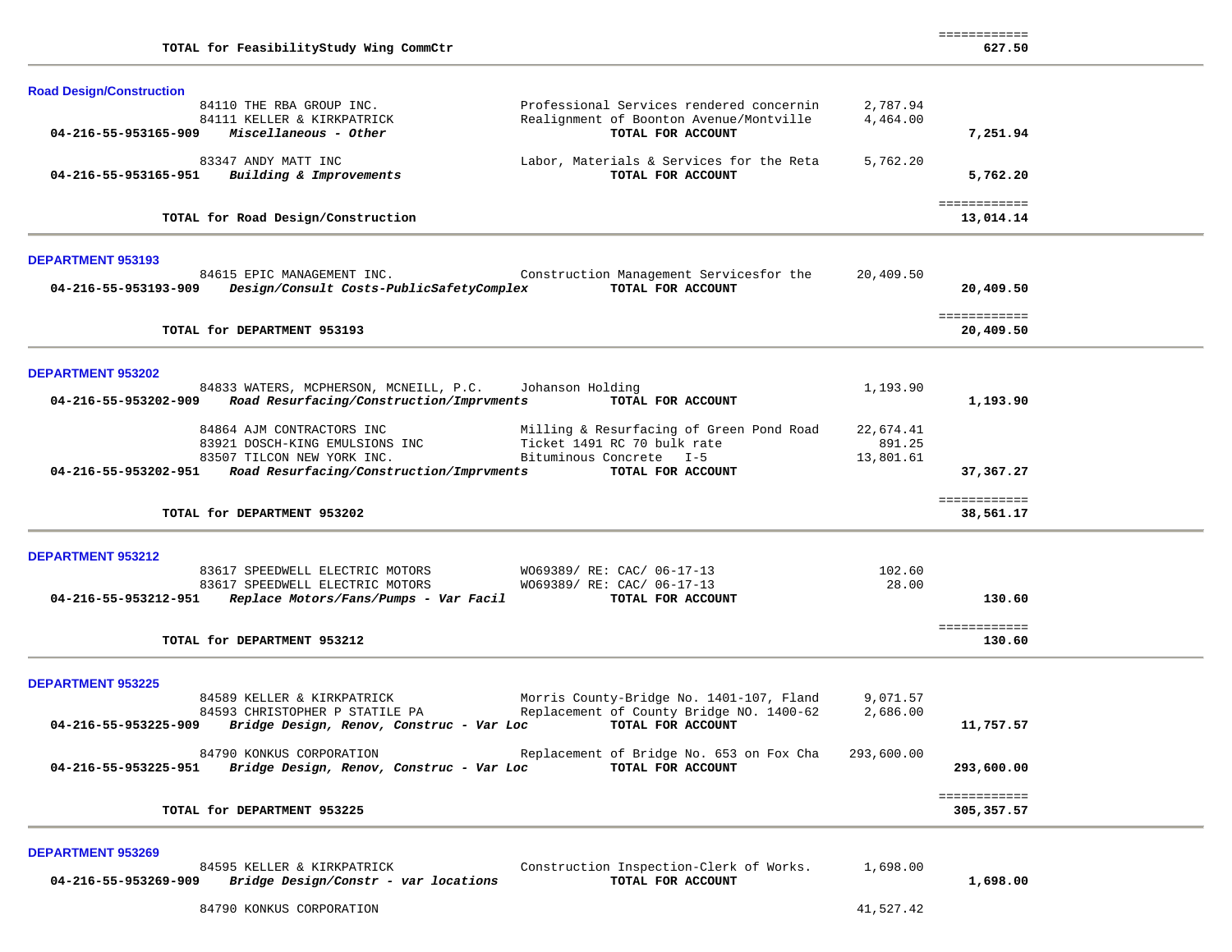| | | | | |
|---|---|---|---|---|
| **TOTAL for FeasibilityStudy Wing CommCtr** | | | | ============ **627.50** |

**Road Design/Construction**

| Account | Vendor / Description | Description | Amount | Total |
|---|---|---|---|---|
| | 84110 THE RBA GROUP INC. | Professional Services rendered concernin | 2,787.94 | |
| | 84111 KELLER & KIRKPATRICK | Realignment of Boonton Avenue/Montville | 4,464.00 | |
| **04-216-55-953165-909** | ***Miscellaneous - Other*** | **TOTAL FOR ACCOUNT** | | **7,251.94** |
| | 83347 ANDY MATT INC | Labor, Materials & Services for the Reta | 5,762.20 | |
| **04-216-55-953165-951** | ***Building & Improvements*** | **TOTAL FOR ACCOUNT** | | **5,762.20** |
| | **TOTAL for Road Design/Construction** | | | ============ **13,014.14** |

**DEPARTMENT 953193**

| Account | Vendor / Description | Description | Amount | Total |
|---|---|---|---|---|
| | 84615 EPIC MANAGEMENT INC. | Construction Management Servicesfor the | 20,409.50 | |
| **04-216-55-953193-909** | ***Design/Consult Costs-PublicSafetyComplex*** | **TOTAL FOR ACCOUNT** | | **20,409.50** |
| | **TOTAL for DEPARTMENT 953193** | | | ============ **20,409.50** |

**DEPARTMENT 953202**

| Account | Vendor / Description | Description | Amount | Total |
|---|---|---|---|---|
| | 84833 WATERS, MCPHERSON, MCNEILL, P.C. | Johanson Holding | 1,193.90 | |
| **04-216-55-953202-909** | ***Road Resurfacing/Construction/Imprvments*** | **TOTAL FOR ACCOUNT** | | **1,193.90** |
| | 84864 AJM CONTRACTORS INC | Milling & Resurfacing of Green Pond Road | 22,674.41 | |
| | 83921 DOSCH-KING EMULSIONS INC | Ticket 1491 RC 70 bulk rate | 891.25 | |
| | 83507 TILCON NEW YORK INC. | Bituminous Concrete I-5 | 13,801.61 | |
| **04-216-55-953202-951** | ***Road Resurfacing/Construction/Imprvments*** | **TOTAL FOR ACCOUNT** | | **37,367.27** |
| | **TOTAL for DEPARTMENT 953202** | | | ============ **38,561.17** |

**DEPARTMENT 953212**

| Account | Vendor / Description | Description | Amount | Total |
|---|---|---|---|---|
| | 83617 SPEEDWELL ELECTRIC MOTORS | WO69389/ RE: CAC/ 06-17-13 | 102.60 | |
| | 83617 SPEEDWELL ELECTRIC MOTORS | WO69389/ RE: CAC/ 06-17-13 | 28.00 | |
| **04-216-55-953212-951** | ***Replace Motors/Fans/Pumps - Var Facil*** | **TOTAL FOR ACCOUNT** | | **130.60** |
| | **TOTAL for DEPARTMENT 953212** | | | ============ **130.60** |

**DEPARTMENT 953225**

| Account | Vendor / Description | Description | Amount | Total |
|---|---|---|---|---|
| | 84589 KELLER & KIRKPATRICK | Morris County-Bridge No. 1401-107, Fland | 9,071.57 | |
| | 84593 CHRISTOPHER P STATILE PA | Replacement of County Bridge NO. 1400-62 | 2,686.00 | |
| **04-216-55-953225-909** | ***Bridge Design, Renov, Construc - Var Loc*** | **TOTAL FOR ACCOUNT** | | **11,757.57** |
| | 84790 KONKUS CORPORATION | Replacement of Bridge No. 653 on Fox Cha | 293,600.00 | |
| **04-216-55-953225-951** | ***Bridge Design, Renov, Construc - Var Loc*** | **TOTAL FOR ACCOUNT** | | **293,600.00** |
| | **TOTAL for DEPARTMENT 953225** | | | ============ **305,357.57** |

**DEPARTMENT 953269**

| Account | Vendor / Description | Description | Amount | Total |
|---|---|---|---|---|
| | 84595 KELLER & KIRKPATRICK | Construction Inspection-Clerk of Works. | 1,698.00 | |
| **04-216-55-953269-909** | ***Bridge Design/Constr - var locations*** | **TOTAL FOR ACCOUNT** | | **1,698.00** |
| | 84790 KONKUS CORPORATION | | 41,527.42 | |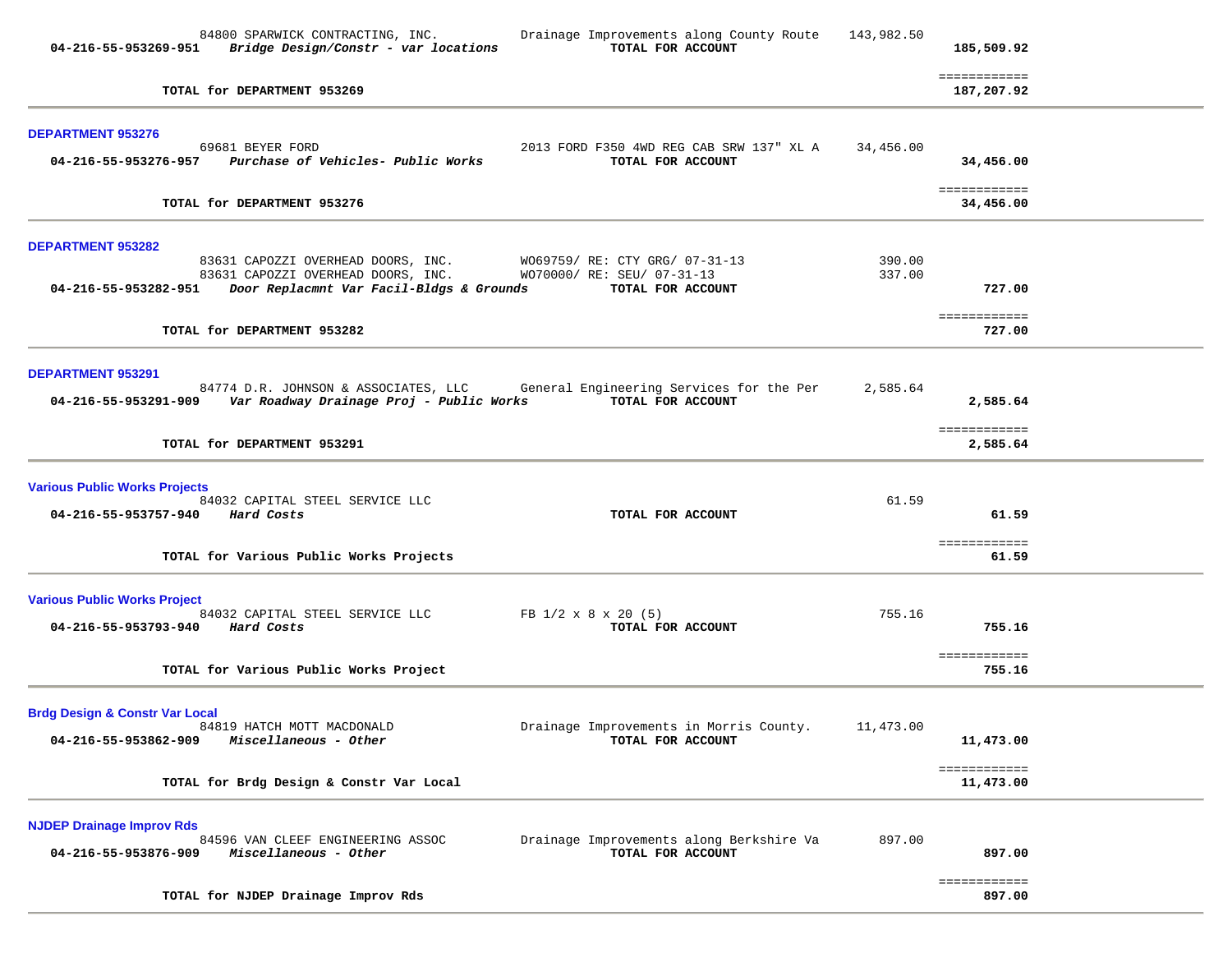| | | | | |
|---|---|---|---|---|
| | 84800 SPARWICK CONTRACTING, INC. | Drainage Improvements along County Route | 143,982.50 | |
| **04-216-55-953269-951** | ***Bridge Design/Constr - var locations*** | **TOTAL FOR ACCOUNT** | | **185,509.92** |
| | | | | ============ |
| | **TOTAL for DEPARTMENT 953269** | | | **187,207.92** |

**DEPARTMENT 953276**

| | | | | |
|---|---|---|---|---|
| | 69681 BEYER FORD | 2013 FORD F350 4WD REG CAB SRW 137" XL A | 34,456.00 | |
| **04-216-55-953276-957** | ***Purchase of Vehicles- Public Works*** | **TOTAL FOR ACCOUNT** | | **34,456.00** |
| | | | | ============ |
| | **TOTAL for DEPARTMENT 953276** | | | **34,456.00** |

**DEPARTMENT 953282**

| | | | | |
|---|---|---|---|---|
| | 83631 CAPOZZI OVERHEAD DOORS, INC. | WO69759/ RE: CTY GRG/ 07-31-13 | 390.00 | |
| | 83631 CAPOZZI OVERHEAD DOORS, INC. | WO70000/ RE: SEU/ 07-31-13 | 337.00 | |
| **04-216-55-953282-951** | ***Door Replacmnt Var Facil-Bldgs & Grounds*** | **TOTAL FOR ACCOUNT** | | **727.00** |
| | | | | ============ |
| | **TOTAL for DEPARTMENT 953282** | | | **727.00** |

**DEPARTMENT 953291**

| | | | | |
|---|---|---|---|---|
| | 84774 D.R. JOHNSON & ASSOCIATES, LLC | General Engineering Services for the Per | 2,585.64 | |
| **04-216-55-953291-909** | ***Var Roadway Drainage Proj - Public Works*** | **TOTAL FOR ACCOUNT** | | **2,585.64** |
| | | | | ============ |
| | **TOTAL for DEPARTMENT 953291** | | | **2,585.64** |

**Various Public Works Projects**

| | | | | |
|---|---|---|---|---|
| | 84032 CAPITAL STEEL SERVICE LLC | | 61.59 | |
| **04-216-55-953757-940** | ***Hard Costs*** | **TOTAL FOR ACCOUNT** | | **61.59** |
| | | | | ============ |
| | **TOTAL for Various Public Works Projects** | | | **61.59** |

**Various Public Works Project**

| | | | | |
|---|---|---|---|---|
| | 84032 CAPITAL STEEL SERVICE LLC | FB 1/2 x 8 x 20 (5) | 755.16 | |
| **04-216-55-953793-940** | ***Hard Costs*** | **TOTAL FOR ACCOUNT** | | **755.16** |
| | | | | ============ |
| | **TOTAL for Various Public Works Project** | | | **755.16** |

**Brdg Design & Constr Var Local**

| | | | | |
|---|---|---|---|---|
| | 84819 HATCH MOTT MACDONALD | Drainage Improvements in Morris County. | 11,473.00 | |
| **04-216-55-953862-909** | ***Miscellaneous - Other*** | **TOTAL FOR ACCOUNT** | | **11,473.00** |
| | | | | ============ |
| | **TOTAL for Brdg Design & Constr Var Local** | | | **11,473.00** |

**NJDEP Drainage Improv Rds**

| | | | | |
|---|---|---|---|---|
| | 84596 VAN CLEEF ENGINEERING ASSOC | Drainage Improvements along Berkshire Va | 897.00 | |
| **04-216-55-953876-909** | ***Miscellaneous - Other*** | **TOTAL FOR ACCOUNT** | | **897.00** |
| | | | | ============ |
| | **TOTAL for NJDEP Drainage Improv Rds** | | | **897.00** |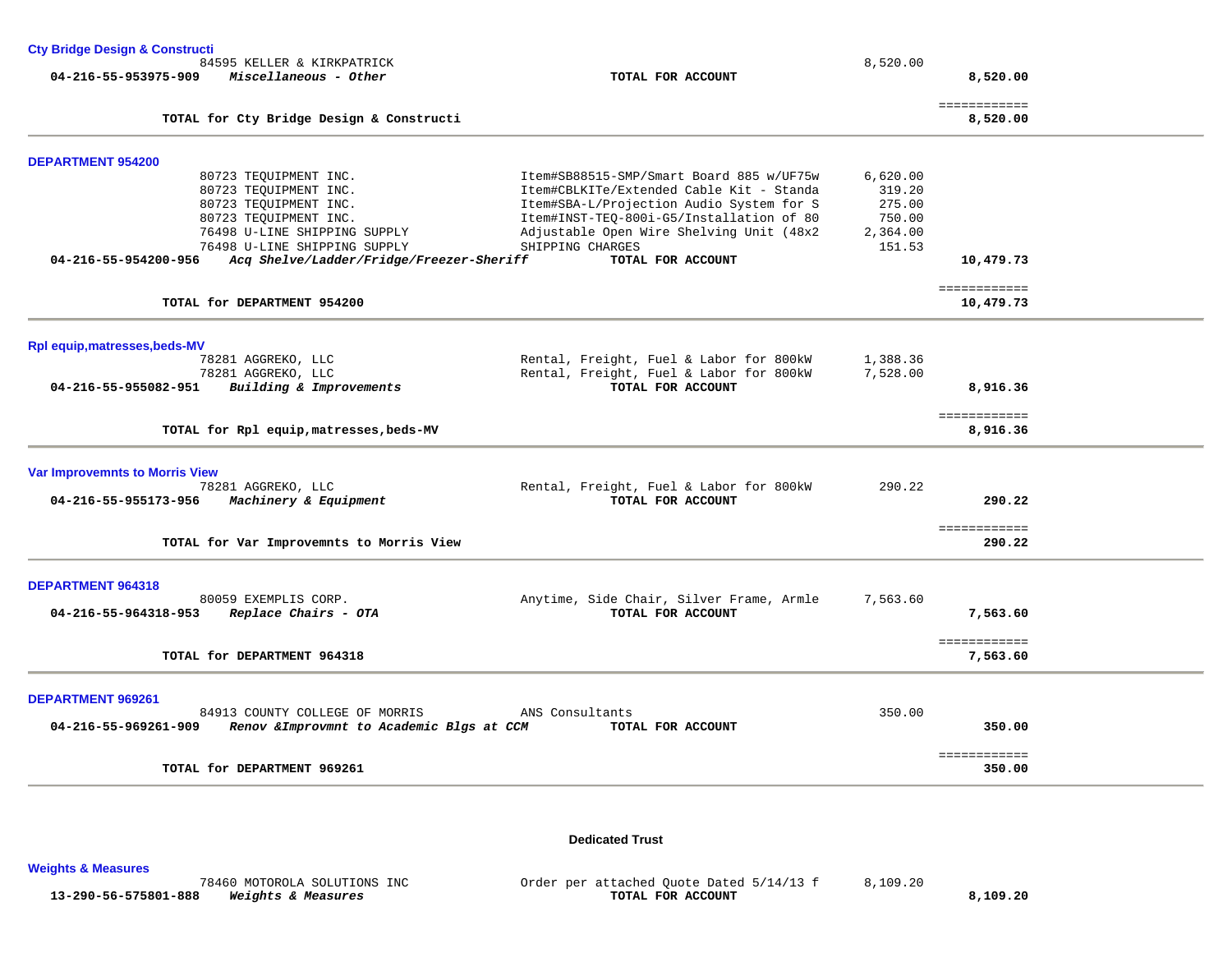**Cty Bridge Design & Constructi**

| Account | Vendor / Description | Item | Amount | Total |
|---|---|---|---|---|
| | 84595 KELLER & KIRKPATRICK | | 8,520.00 | |
| 04-216-55-953975-909 | *Miscellaneous - Other* | **TOTAL FOR ACCOUNT** | | **8,520.00** |
| | | | | ============ |
| | **TOTAL for Cty Bridge Design & Constructi** | | | **8,520.00** |

**DEPARTMENT 954200**

| Account | Vendor / Description | Item | Amount | Total |
|---|---|---|---|---|
| | 80723 TEQUIPMENT INC. | Item#SB88515-SMP/Smart Board 885 w/UF75w | 6,620.00 | |
| | 80723 TEQUIPMENT INC. | Item#CBLKITe/Extended Cable Kit - Standa | 319.20 | |
| | 80723 TEQUIPMENT INC. | Item#SBA-L/Projection Audio System for S | 275.00 | |
| | 80723 TEQUIPMENT INC. | Item#INST-TEQ-800i-G5/Installation of 80 | 750.00 | |
| | 76498 U-LINE SHIPPING SUPPLY | Adjustable Open Wire Shelving Unit (48x2 | 2,364.00 | |
| | 76498 U-LINE SHIPPING SUPPLY | SHIPPING CHARGES | 151.53 | |
| 04-216-55-954200-956 | *Acq Shelve/Ladder/Fridge/Freezer-Sheriff* | **TOTAL FOR ACCOUNT** | | **10,479.73** |
| | | | | ============ |
| | **TOTAL for DEPARTMENT 954200** | | | **10,479.73** |

**Rpl equip,matresses,beds-MV**

| Account | Vendor / Description | Item | Amount | Total |
|---|---|---|---|---|
| | 78281 AGGREKO, LLC | Rental, Freight, Fuel & Labor for 800kW | 1,388.36 | |
| | 78281 AGGREKO, LLC | Rental, Freight, Fuel & Labor for 800kW | 7,528.00 | |
| 04-216-55-955082-951 | *Building & Improvements* | **TOTAL FOR ACCOUNT** | | **8,916.36** |
| | | | | ============ |
| | **TOTAL for Rpl equip,matresses,beds-MV** | | | **8,916.36** |

**Var Improvemnts to Morris View**

| Account | Vendor / Description | Item | Amount | Total |
|---|---|---|---|---|
| | 78281 AGGREKO, LLC | Rental, Freight, Fuel & Labor for 800kW | 290.22 | |
| 04-216-55-955173-956 | *Machinery & Equipment* | **TOTAL FOR ACCOUNT** | | **290.22** |
| | | | | ============ |
| | **TOTAL for Var Improvemnts to Morris View** | | | **290.22** |

**DEPARTMENT 964318**

| Account | Vendor / Description | Item | Amount | Total |
|---|---|---|---|---|
| | 80059 EXEMPLIS CORP. | Anytime, Side Chair, Silver Frame, Armle | 7,563.60 | |
| 04-216-55-964318-953 | *Replace Chairs - OTA* | **TOTAL FOR ACCOUNT** | | **7,563.60** |
| | | | | ============ |
| | **TOTAL for DEPARTMENT 964318** | | | **7,563.60** |

**DEPARTMENT 969261**

| Account | Vendor / Description | Item | Amount | Total |
|---|---|---|---|---|
| | 84913 COUNTY COLLEGE OF MORRIS | ANS Consultants | 350.00 | |
| 04-216-55-969261-909 | *Renov &Improvmnt to Academic Blgs at CCM* | **TOTAL FOR ACCOUNT** | | **350.00** |
| | | | | ============ |
| | **TOTAL for DEPARTMENT 969261** | | | **350.00** |

## Dedicated Trust

**Weights & Measures**

| Account | Vendor / Description | Item | Amount | Total |
|---|---|---|---|---|
| | 78460 MOTOROLA SOLUTIONS INC | Order per attached Quote Dated 5/14/13 f | 8,109.20 | |
| 13-290-56-575801-888 | *Weights & Measures* | **TOTAL FOR ACCOUNT** | | **8,109.20** |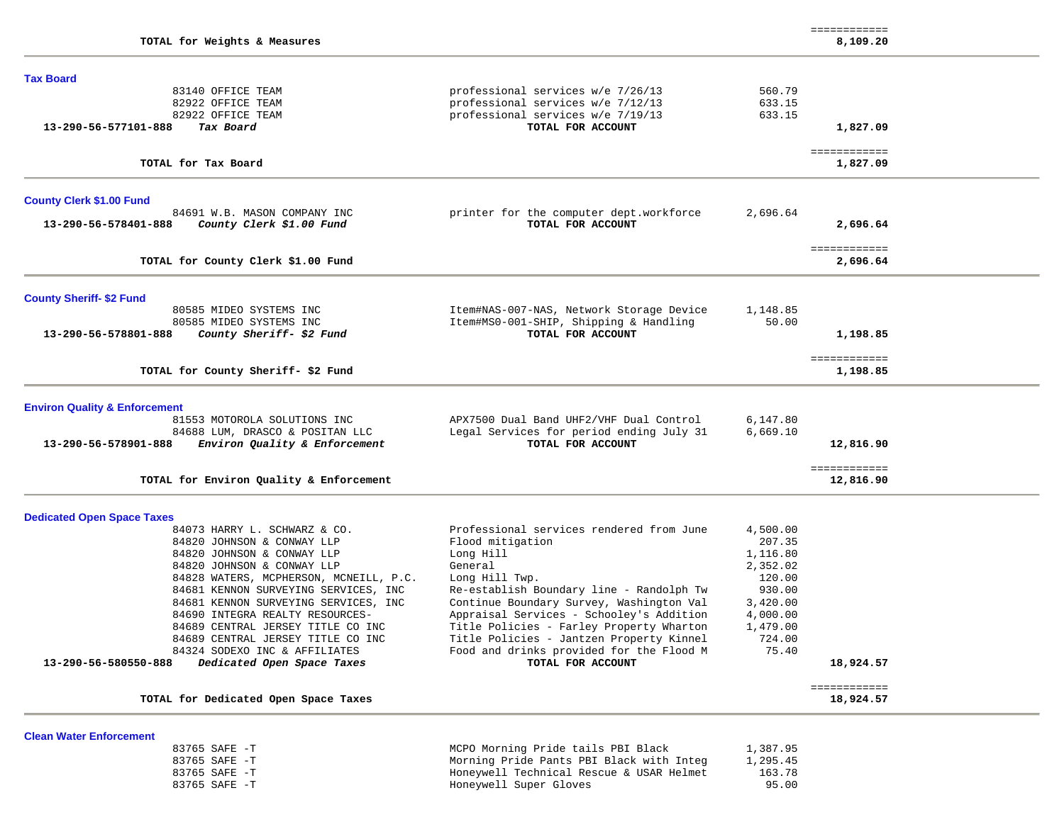| | | | | |
|---|---|---|---|---|
| | **TOTAL for Weights & Measures** | | | ============ **8,109.20** |

## Tax Board

| Account | Vendor | Description | Amount | Total |
|---|---|---|---|---|
| | 83140 OFFICE TEAM | professional services w/e 7/26/13 | 560.79 | |
| | 82922 OFFICE TEAM | professional services w/e 7/12/13 | 633.15 | |
| | 82922 OFFICE TEAM | professional services w/e 7/19/13 | 633.15 | |
| **13-290-56-577101-888** | ***Tax Board*** | **TOTAL FOR ACCOUNT** | | **1,827.09** |
| | **TOTAL for Tax Board** | | | ============ **1,827.09** |

## County Clerk $1.00 Fund

| Account | Vendor | Description | Amount | Total |
|---|---|---|---|---|
| | 84691 W.B. MASON COMPANY INC | printer for the computer dept.workforce | 2,696.64 | |
| **13-290-56-578401-888** | ***County Clerk $1.00 Fund*** | **TOTAL FOR ACCOUNT** | | **2,696.64** |
| | **TOTAL for County Clerk $1.00 Fund** | | | ============ **2,696.64** |

## County Sheriff- $2 Fund

| Account | Vendor | Description | Amount | Total |
|---|---|---|---|---|
| | 80585 MIDEO SYSTEMS INC | Item#NAS-007-NAS, Network Storage Device | 1,148.85 | |
| | 80585 MIDEO SYSTEMS INC | Item#MS0-001-SHIP, Shipping & Handling | 50.00 | |
| **13-290-56-578801-888** | ***County Sheriff- $2 Fund*** | **TOTAL FOR ACCOUNT** | | **1,198.85** |
| | **TOTAL for County Sheriff- $2 Fund** | | | ============ **1,198.85** |

## Environ Quality & Enforcement

| Account | Vendor | Description | Amount | Total |
|---|---|---|---|---|
| | 81553 MOTOROLA SOLUTIONS INC | APX7500 Dual Band UHF2/VHF Dual Control | 6,147.80 | |
| | 84688 LUM, DRASCO & POSITAN LLC | Legal Services for period ending July 31 | 6,669.10 | |
| **13-290-56-578901-888** | ***Environ Quality & Enforcement*** | **TOTAL FOR ACCOUNT** | | **12,816.90** |
| | **TOTAL for Environ Quality & Enforcement** | | | ============ **12,816.90** |

## Dedicated Open Space Taxes

| Account | Vendor | Description | Amount | Total |
|---|---|---|---|---|
| | 84073 HARRY L. SCHWARZ & CO. | Professional services rendered from June | 4,500.00 | |
| | 84820 JOHNSON & CONWAY LLP | Flood mitigation | 207.35 | |
| | 84820 JOHNSON & CONWAY LLP | Long Hill | 1,116.80 | |
| | 84820 JOHNSON & CONWAY LLP | General | 2,352.02 | |
| | 84828 WATERS, MCPHERSON, MCNEILL, P.C. | Long Hill Twp. | 120.00 | |
| | 84681 KENNON SURVEYING SERVICES, INC | Re-establish Boundary line - Randolph Tw | 930.00 | |
| | 84681 KENNON SURVEYING SERVICES, INC | Continue Boundary Survey, Washington Val | 3,420.00 | |
| | 84690 INTEGRA REALTY RESOURCES- | Appraisal Services - Schooley's Addition | 4,000.00 | |
| | 84689 CENTRAL JERSEY TITLE CO INC | Title Policies - Farley Property Wharton | 1,479.00 | |
| | 84689 CENTRAL JERSEY TITLE CO INC | Title Policies - Jantzen Property Kinnel | 724.00 | |
| | 84324 SODEXO INC & AFFILIATES | Food and drinks provided for the Flood M | 75.40 | |
| **13-290-56-580550-888** | ***Dedicated Open Space Taxes*** | **TOTAL FOR ACCOUNT** | | **18,924.57** |
| | **TOTAL for Dedicated Open Space Taxes** | | | ============ **18,924.57** |

## Clean Water Enforcement

| Account | Vendor | Description | Amount | Total |
|---|---|---|---|---|
| | 83765 SAFE -T | MCPO Morning Pride tails PBI Black | 1,387.95 | |
| | 83765 SAFE -T | Morning Pride Pants PBI Black with Integ | 1,295.45 | |
| | 83765 SAFE -T | Honeywell Technical Rescue & USAR Helmet | 163.78 | |
| | 83765 SAFE -T | Honeywell Super Gloves | 95.00 | |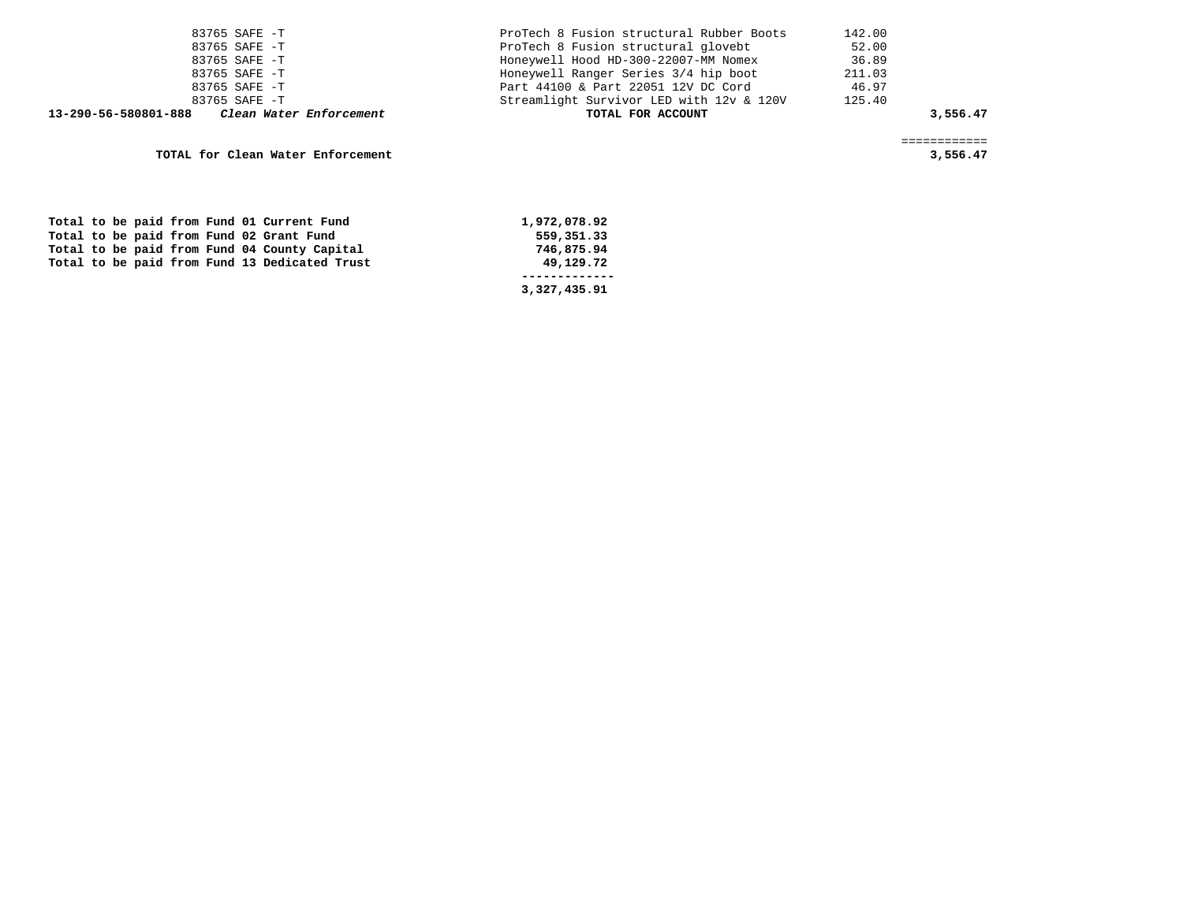| | | | |
|---|---|---|---|
| 83765 SAFE -T | ProTech 8 Fusion structural Rubber Boots | 142.00 | |
| 83765 SAFE -T | ProTech 8 Fusion structural glovebt | 52.00 | |
| 83765 SAFE -T | Honeywell Hood HD-300-22007-MM Nomex | 36.89 | |
| 83765 SAFE -T | Honeywell Ranger Series 3/4 hip boot | 211.03 | |
| 83765 SAFE -T | Part 44100 & Part 22051 12V DC Cord | 46.97 | |
| 83765 SAFE -T | Streamlight Survivor LED with 12v & 120V | 125.40 | |
| **13-290-56-580801-888** ***Clean Water Enforcement*** | **TOTAL FOR ACCOUNT** | | **3,556.47** |

============

**TOTAL for Clean Water Enforcement** **3,556.47**

| | |
|---|---|
| **Total to be paid from Fund 01 Current Fund** | **1,972,078.92** |
| **Total to be paid from Fund 02 Grant Fund** | **559,351.33** |
| **Total to be paid from Fund 04 County Capital** | **746,875.94** |
| **Total to be paid from Fund 13 Dedicated Trust** | **49,129.72** |
| | **-------------** |
| | **3,327,435.91** |